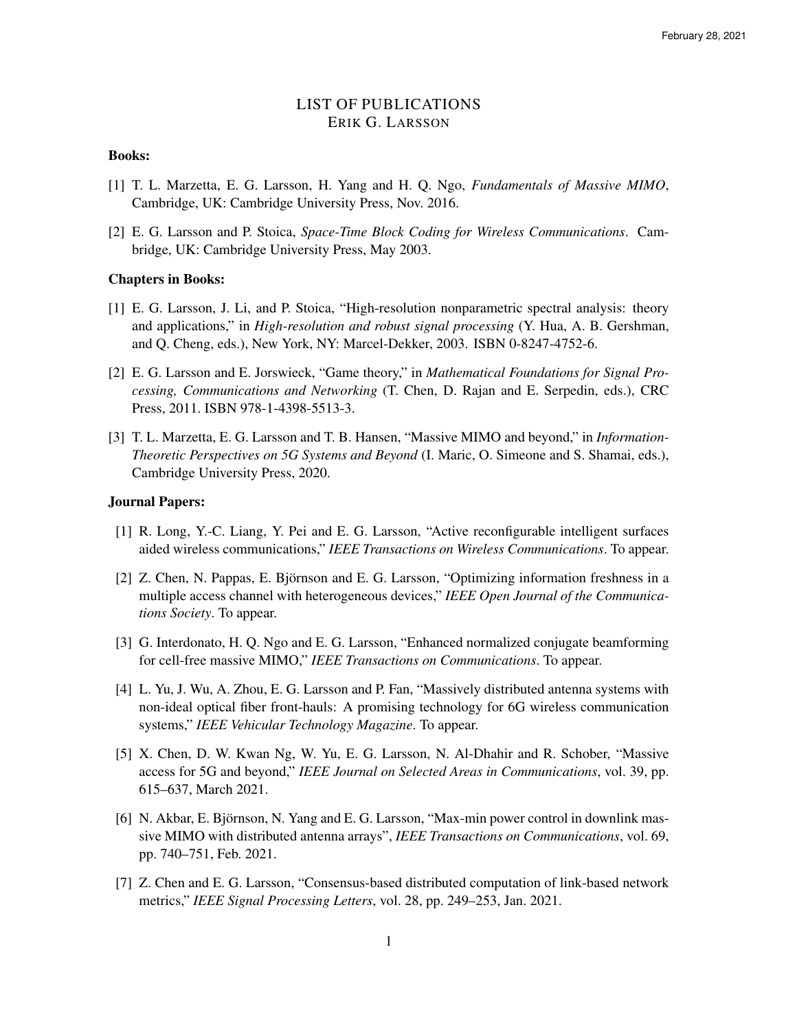# LIST OF PUBLICATIONS
## ERIK G. LARSSON

### Books:

[1] T. L. Marzetta, E. G. Larsson, H. Yang and H. Q. Ngo, *Fundamentals of Massive MIMO*, Cambridge, UK: Cambridge University Press, Nov. 2016.

[2] E. G. Larsson and P. Stoica, *Space-Time Block Coding for Wireless Communications*. Cambridge, UK: Cambridge University Press, May 2003.

### Chapters in Books:

[1] E. G. Larsson, J. Li, and P. Stoica, "High-resolution nonparametric spectral analysis: theory and applications," in *High-resolution and robust signal processing* (Y. Hua, A. B. Gershman, and Q. Cheng, eds.), New York, NY: Marcel-Dekker, 2003. ISBN 0-8247-4752-6.

[2] E. G. Larsson and E. Jorswieck, "Game theory," in *Mathematical Foundations for Signal Processing, Communications and Networking* (T. Chen, D. Rajan and E. Serpedin, eds.), CRC Press, 2011. ISBN 978-1-4398-5513-3.

[3] T. L. Marzetta, E. G. Larsson and T. B. Hansen, "Massive MIMO and beyond," in *Information-Theoretic Perspectives on 5G Systems and Beyond* (I. Maric, O. Simeone and S. Shamai, eds.), Cambridge University Press, 2020.

### Journal Papers:

[1] R. Long, Y.-C. Liang, Y. Pei and E. G. Larsson, "Active reconfigurable intelligent surfaces aided wireless communications," *IEEE Transactions on Wireless Communications*. To appear.

[2] Z. Chen, N. Pappas, E. Björnson and E. G. Larsson, "Optimizing information freshness in a multiple access channel with heterogeneous devices," *IEEE Open Journal of the Communications Society*. To appear.

[3] G. Interdonato, H. Q. Ngo and E. G. Larsson, "Enhanced normalized conjugate beamforming for cell-free massive MIMO," *IEEE Transactions on Communications*. To appear.

[4] L. Yu, J. Wu, A. Zhou, E. G. Larsson and P. Fan, "Massively distributed antenna systems with non-ideal optical fiber front-hauls: A promising technology for 6G wireless communication systems," *IEEE Vehicular Technology Magazine*. To appear.

[5] X. Chen, D. W. Kwan Ng, W. Yu, E. G. Larsson, N. Al-Dhahir and R. Schober, "Massive access for 5G and beyond," *IEEE Journal on Selected Areas in Communications*, vol. 39, pp. 615–637, March 2021.

[6] N. Akbar, E. Björnson, N. Yang and E. G. Larsson, "Max-min power control in downlink massive MIMO with distributed antenna arrays", *IEEE Transactions on Communications*, vol. 69, pp. 740–751, Feb. 2021.

[7] Z. Chen and E. G. Larsson, "Consensus-based distributed computation of link-based network metrics," *IEEE Signal Processing Letters*, vol. 28, pp. 249–253, Jan. 2021.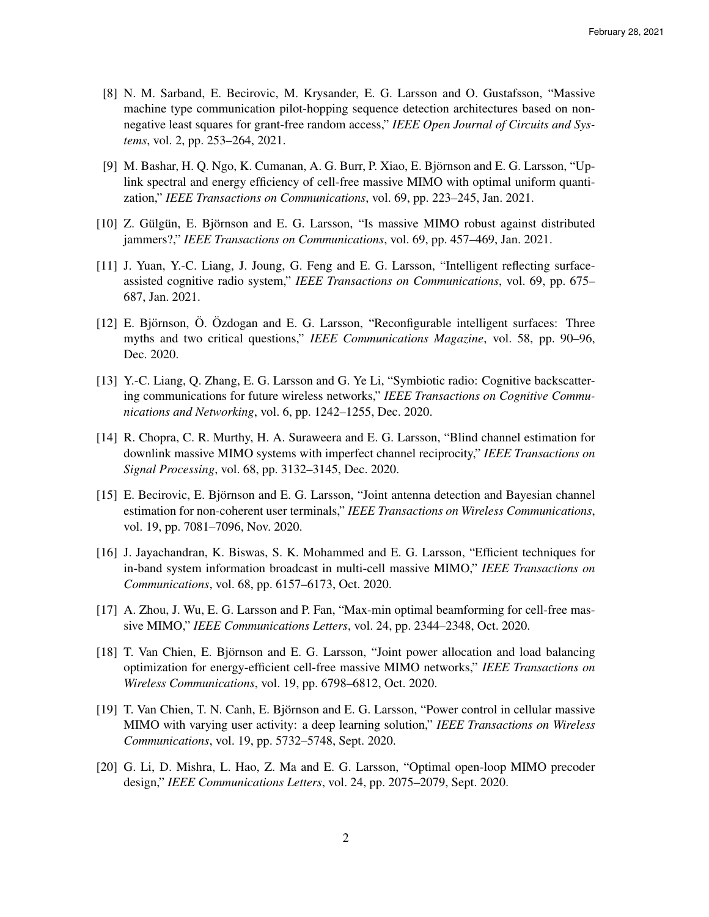[8] N. M. Sarband, E. Becirovic, M. Krysander, E. G. Larsson and O. Gustafsson, "Massive machine type communication pilot-hopping sequence detection architectures based on non-negative least squares for grant-free random access," *IEEE Open Journal of Circuits and Systems*, vol. 2, pp. 253–264, 2021.

[9] M. Bashar, H. Q. Ngo, K. Cumanan, A. G. Burr, P. Xiao, E. Björnson and E. G. Larsson, "Uplink spectral and energy efficiency of cell-free massive MIMO with optimal uniform quantization," *IEEE Transactions on Communications*, vol. 69, pp. 223–245, Jan. 2021.

[10] Z. Gülgün, E. Björnson and E. G. Larsson, "Is massive MIMO robust against distributed jammers?," *IEEE Transactions on Communications*, vol. 69, pp. 457–469, Jan. 2021.

[11] J. Yuan, Y.-C. Liang, J. Joung, G. Feng and E. G. Larsson, "Intelligent reflecting surface-assisted cognitive radio system," *IEEE Transactions on Communications*, vol. 69, pp. 675–687, Jan. 2021.

[12] E. Björnson, Ö. Özdogan and E. G. Larsson, "Reconfigurable intelligent surfaces: Three myths and two critical questions," *IEEE Communications Magazine*, vol. 58, pp. 90–96, Dec. 2020.

[13] Y.-C. Liang, Q. Zhang, E. G. Larsson and G. Ye Li, "Symbiotic radio: Cognitive backscattering communications for future wireless networks," *IEEE Transactions on Cognitive Communications and Networking*, vol. 6, pp. 1242–1255, Dec. 2020.

[14] R. Chopra, C. R. Murthy, H. A. Suraweera and E. G. Larsson, "Blind channel estimation for downlink massive MIMO systems with imperfect channel reciprocity," *IEEE Transactions on Signal Processing*, vol. 68, pp. 3132–3145, Dec. 2020.

[15] E. Becirovic, E. Björnson and E. G. Larsson, "Joint antenna detection and Bayesian channel estimation for non-coherent user terminals," *IEEE Transactions on Wireless Communications*, vol. 19, pp. 7081–7096, Nov. 2020.

[16] J. Jayachandran, K. Biswas, S. K. Mohammed and E. G. Larsson, "Efficient techniques for in-band system information broadcast in multi-cell massive MIMO," *IEEE Transactions on Communications*, vol. 68, pp. 6157–6173, Oct. 2020.

[17] A. Zhou, J. Wu, E. G. Larsson and P. Fan, "Max-min optimal beamforming for cell-free massive MIMO," *IEEE Communications Letters*, vol. 24, pp. 2344–2348, Oct. 2020.

[18] T. Van Chien, E. Björnson and E. G. Larsson, "Joint power allocation and load balancing optimization for energy-efficient cell-free massive MIMO networks," *IEEE Transactions on Wireless Communications*, vol. 19, pp. 6798–6812, Oct. 2020.

[19] T. Van Chien, T. N. Canh, E. Björnson and E. G. Larsson, "Power control in cellular massive MIMO with varying user activity: a deep learning solution," *IEEE Transactions on Wireless Communications*, vol. 19, pp. 5732–5748, Sept. 2020.

[20] G. Li, D. Mishra, L. Hao, Z. Ma and E. G. Larsson, "Optimal open-loop MIMO precoder design," *IEEE Communications Letters*, vol. 24, pp. 2075–2079, Sept. 2020.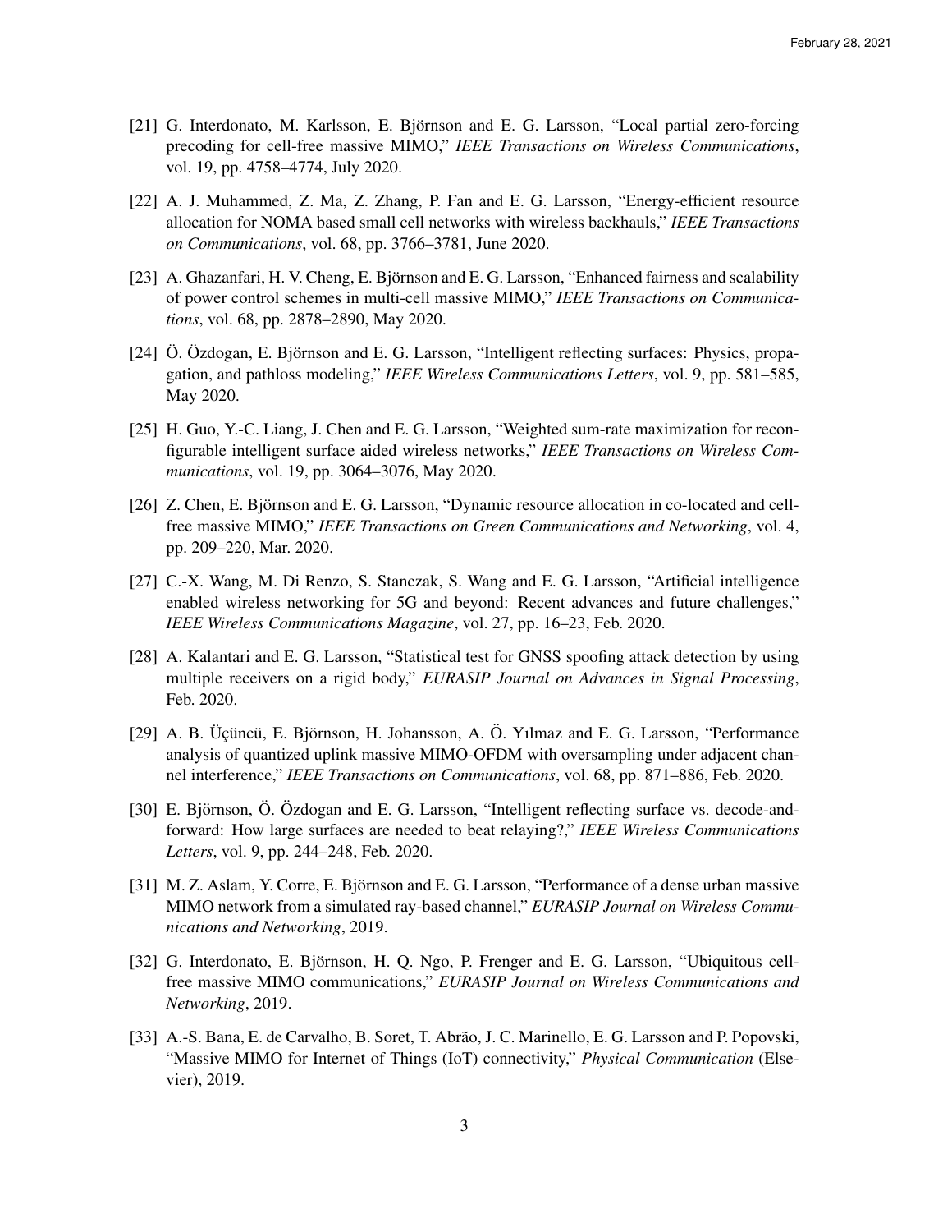[21] G. Interdonato, M. Karlsson, E. Björnson and E. G. Larsson, "Local partial zero-forcing precoding for cell-free massive MIMO," *IEEE Transactions on Wireless Communications*, vol. 19, pp. 4758–4774, July 2020.

[22] A. J. Muhammed, Z. Ma, Z. Zhang, P. Fan and E. G. Larsson, "Energy-efficient resource allocation for NOMA based small cell networks with wireless backhauls," *IEEE Transactions on Communications*, vol. 68, pp. 3766–3781, June 2020.

[23] A. Ghazanfari, H. V. Cheng, E. Björnson and E. G. Larsson, "Enhanced fairness and scalability of power control schemes in multi-cell massive MIMO," *IEEE Transactions on Communications*, vol. 68, pp. 2878–2890, May 2020.

[24] Ö. Özdogan, E. Björnson and E. G. Larsson, "Intelligent reflecting surfaces: Physics, propagation, and pathloss modeling," *IEEE Wireless Communications Letters*, vol. 9, pp. 581–585, May 2020.

[25] H. Guo, Y.-C. Liang, J. Chen and E. G. Larsson, "Weighted sum-rate maximization for reconfigurable intelligent surface aided wireless networks," *IEEE Transactions on Wireless Communications*, vol. 19, pp. 3064–3076, May 2020.

[26] Z. Chen, E. Björnson and E. G. Larsson, "Dynamic resource allocation in co-located and cell-free massive MIMO," *IEEE Transactions on Green Communications and Networking*, vol. 4, pp. 209–220, Mar. 2020.

[27] C.-X. Wang, M. Di Renzo, S. Stanczak, S. Wang and E. G. Larsson, "Artificial intelligence enabled wireless networking for 5G and beyond: Recent advances and future challenges," *IEEE Wireless Communications Magazine*, vol. 27, pp. 16–23, Feb. 2020.

[28] A. Kalantari and E. G. Larsson, "Statistical test for GNSS spoofing attack detection by using multiple receivers on a rigid body," *EURASIP Journal on Advances in Signal Processing*, Feb. 2020.

[29] A. B. Üçüncü, E. Björnson, H. Johansson, A. Ö. Yılmaz and E. G. Larsson, "Performance analysis of quantized uplink massive MIMO-OFDM with oversampling under adjacent channel interference," *IEEE Transactions on Communications*, vol. 68, pp. 871–886, Feb. 2020.

[30] E. Björnson, Ö. Özdogan and E. G. Larsson, "Intelligent reflecting surface vs. decode-and-forward: How large surfaces are needed to beat relaying?," *IEEE Wireless Communications Letters*, vol. 9, pp. 244–248, Feb. 2020.

[31] M. Z. Aslam, Y. Corre, E. Björnson and E. G. Larsson, "Performance of a dense urban massive MIMO network from a simulated ray-based channel," *EURASIP Journal on Wireless Communications and Networking*, 2019.

[32] G. Interdonato, E. Björnson, H. Q. Ngo, P. Frenger and E. G. Larsson, "Ubiquitous cell-free massive MIMO communications," *EURASIP Journal on Wireless Communications and Networking*, 2019.

[33] A.-S. Bana, E. de Carvalho, B. Soret, T. Abrão, J. C. Marinello, E. G. Larsson and P. Popovski, "Massive MIMO for Internet of Things (IoT) connectivity," *Physical Communication* (Elsevier), 2019.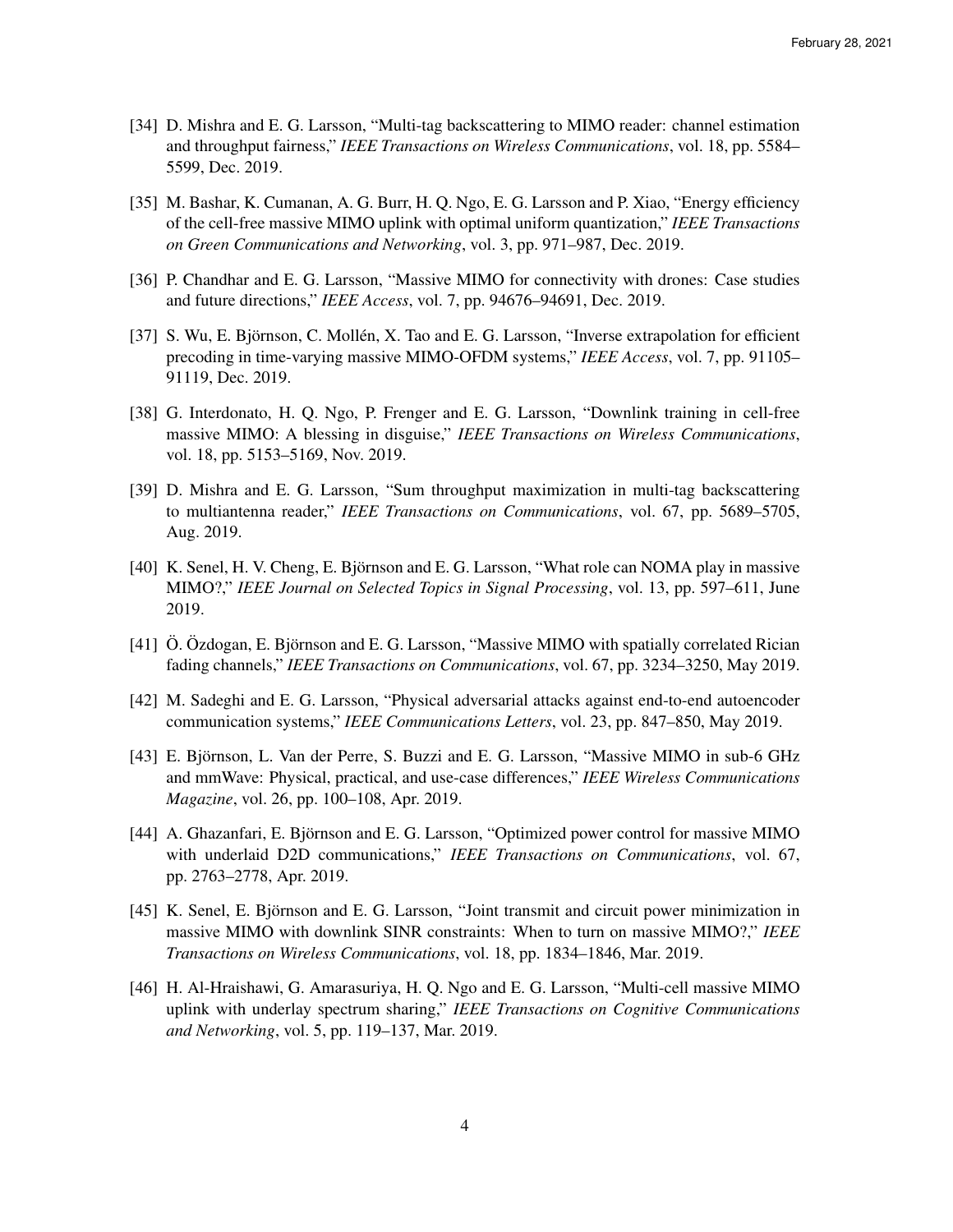[34] D. Mishra and E. G. Larsson, "Multi-tag backscattering to MIMO reader: channel estimation and throughput fairness," *IEEE Transactions on Wireless Communications*, vol. 18, pp. 5584–5599, Dec. 2019.

[35] M. Bashar, K. Cumanan, A. G. Burr, H. Q. Ngo, E. G. Larsson and P. Xiao, "Energy efficiency of the cell-free massive MIMO uplink with optimal uniform quantization," *IEEE Transactions on Green Communications and Networking*, vol. 3, pp. 971–987, Dec. 2019.

[36] P. Chandhar and E. G. Larsson, "Massive MIMO for connectivity with drones: Case studies and future directions," *IEEE Access*, vol. 7, pp. 94676–94691, Dec. 2019.

[37] S. Wu, E. Björnson, C. Mollén, X. Tao and E. G. Larsson, "Inverse extrapolation for efficient precoding in time-varying massive MIMO-OFDM systems," *IEEE Access*, vol. 7, pp. 91105–91119, Dec. 2019.

[38] G. Interdonato, H. Q. Ngo, P. Frenger and E. G. Larsson, "Downlink training in cell-free massive MIMO: A blessing in disguise," *IEEE Transactions on Wireless Communications*, vol. 18, pp. 5153–5169, Nov. 2019.

[39] D. Mishra and E. G. Larsson, "Sum throughput maximization in multi-tag backscattering to multiantenna reader," *IEEE Transactions on Communications*, vol. 67, pp. 5689–5705, Aug. 2019.

[40] K. Senel, H. V. Cheng, E. Björnson and E. G. Larsson, "What role can NOMA play in massive MIMO?," *IEEE Journal on Selected Topics in Signal Processing*, vol. 13, pp. 597–611, June 2019.

[41] Ö. Özdogan, E. Björnson and E. G. Larsson, "Massive MIMO with spatially correlated Rician fading channels," *IEEE Transactions on Communications*, vol. 67, pp. 3234–3250, May 2019.

[42] M. Sadeghi and E. G. Larsson, "Physical adversarial attacks against end-to-end autoencoder communication systems," *IEEE Communications Letters*, vol. 23, pp. 847–850, May 2019.

[43] E. Björnson, L. Van der Perre, S. Buzzi and E. G. Larsson, "Massive MIMO in sub-6 GHz and mmWave: Physical, practical, and use-case differences," *IEEE Wireless Communications Magazine*, vol. 26, pp. 100–108, Apr. 2019.

[44] A. Ghazanfari, E. Björnson and E. G. Larsson, "Optimized power control for massive MIMO with underlaid D2D communications," *IEEE Transactions on Communications*, vol. 67, pp. 2763–2778, Apr. 2019.

[45] K. Senel, E. Björnson and E. G. Larsson, "Joint transmit and circuit power minimization in massive MIMO with downlink SINR constraints: When to turn on massive MIMO?," *IEEE Transactions on Wireless Communications*, vol. 18, pp. 1834–1846, Mar. 2019.

[46] H. Al-Hraishawi, G. Amarasuriya, H. Q. Ngo and E. G. Larsson, "Multi-cell massive MIMO uplink with underlay spectrum sharing," *IEEE Transactions on Cognitive Communications and Networking*, vol. 5, pp. 119–137, Mar. 2019.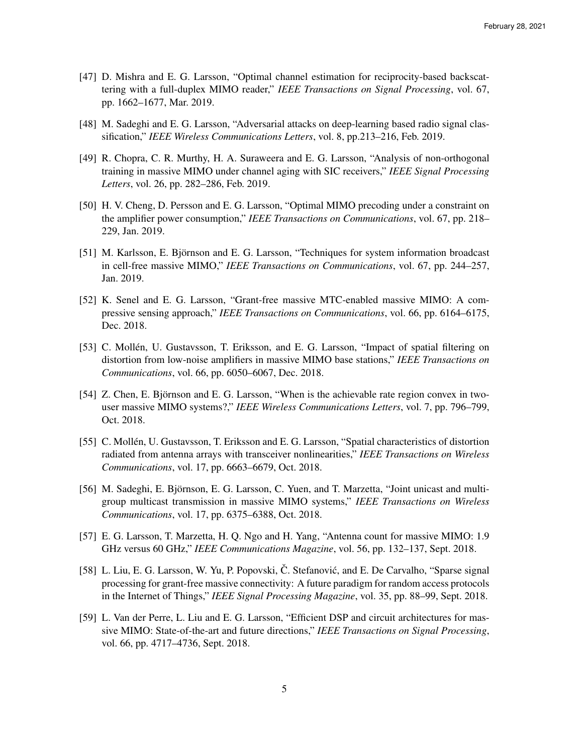[47] D. Mishra and E. G. Larsson, "Optimal channel estimation for reciprocity-based backscattering with a full-duplex MIMO reader," *IEEE Transactions on Signal Processing*, vol. 67, pp. 1662–1677, Mar. 2019.

[48] M. Sadeghi and E. G. Larsson, "Adversarial attacks on deep-learning based radio signal classification," *IEEE Wireless Communications Letters*, vol. 8, pp.213–216, Feb. 2019.

[49] R. Chopra, C. R. Murthy, H. A. Suraweera and E. G. Larsson, "Analysis of non-orthogonal training in massive MIMO under channel aging with SIC receivers," *IEEE Signal Processing Letters*, vol. 26, pp. 282–286, Feb. 2019.

[50] H. V. Cheng, D. Persson and E. G. Larsson, "Optimal MIMO precoding under a constraint on the amplifier power consumption," *IEEE Transactions on Communications*, vol. 67, pp. 218–229, Jan. 2019.

[51] M. Karlsson, E. Björnson and E. G. Larsson, "Techniques for system information broadcast in cell-free massive MIMO," *IEEE Transactions on Communications*, vol. 67, pp. 244–257, Jan. 2019.

[52] K. Senel and E. G. Larsson, "Grant-free massive MTC-enabled massive MIMO: A compressive sensing approach," *IEEE Transactions on Communications*, vol. 66, pp. 6164–6175, Dec. 2018.

[53] C. Mollén, U. Gustavsson, T. Eriksson, and E. G. Larsson, "Impact of spatial filtering on distortion from low-noise amplifiers in massive MIMO base stations," *IEEE Transactions on Communications*, vol. 66, pp. 6050–6067, Dec. 2018.

[54] Z. Chen, E. Björnson and E. G. Larsson, "When is the achievable rate region convex in two-user massive MIMO systems?," *IEEE Wireless Communications Letters*, vol. 7, pp. 796–799, Oct. 2018.

[55] C. Mollén, U. Gustavsson, T. Eriksson and E. G. Larsson, "Spatial characteristics of distortion radiated from antenna arrays with transceiver nonlinearities," *IEEE Transactions on Wireless Communications*, vol. 17, pp. 6663–6679, Oct. 2018.

[56] M. Sadeghi, E. Björnson, E. G. Larsson, C. Yuen, and T. Marzetta, "Joint unicast and multi-group multicast transmission in massive MIMO systems," *IEEE Transactions on Wireless Communications*, vol. 17, pp. 6375–6388, Oct. 2018.

[57] E. G. Larsson, T. Marzetta, H. Q. Ngo and H. Yang, "Antenna count for massive MIMO: 1.9 GHz versus 60 GHz," *IEEE Communications Magazine*, vol. 56, pp. 132–137, Sept. 2018.

[58] L. Liu, E. G. Larsson, W. Yu, P. Popovski, Č. Stefanović, and E. De Carvalho, "Sparse signal processing for grant-free massive connectivity: A future paradigm for random access protocols in the Internet of Things," *IEEE Signal Processing Magazine*, vol. 35, pp. 88–99, Sept. 2018.

[59] L. Van der Perre, L. Liu and E. G. Larsson, "Efficient DSP and circuit architectures for massive MIMO: State-of-the-art and future directions," *IEEE Transactions on Signal Processing*, vol. 66, pp. 4717–4736, Sept. 2018.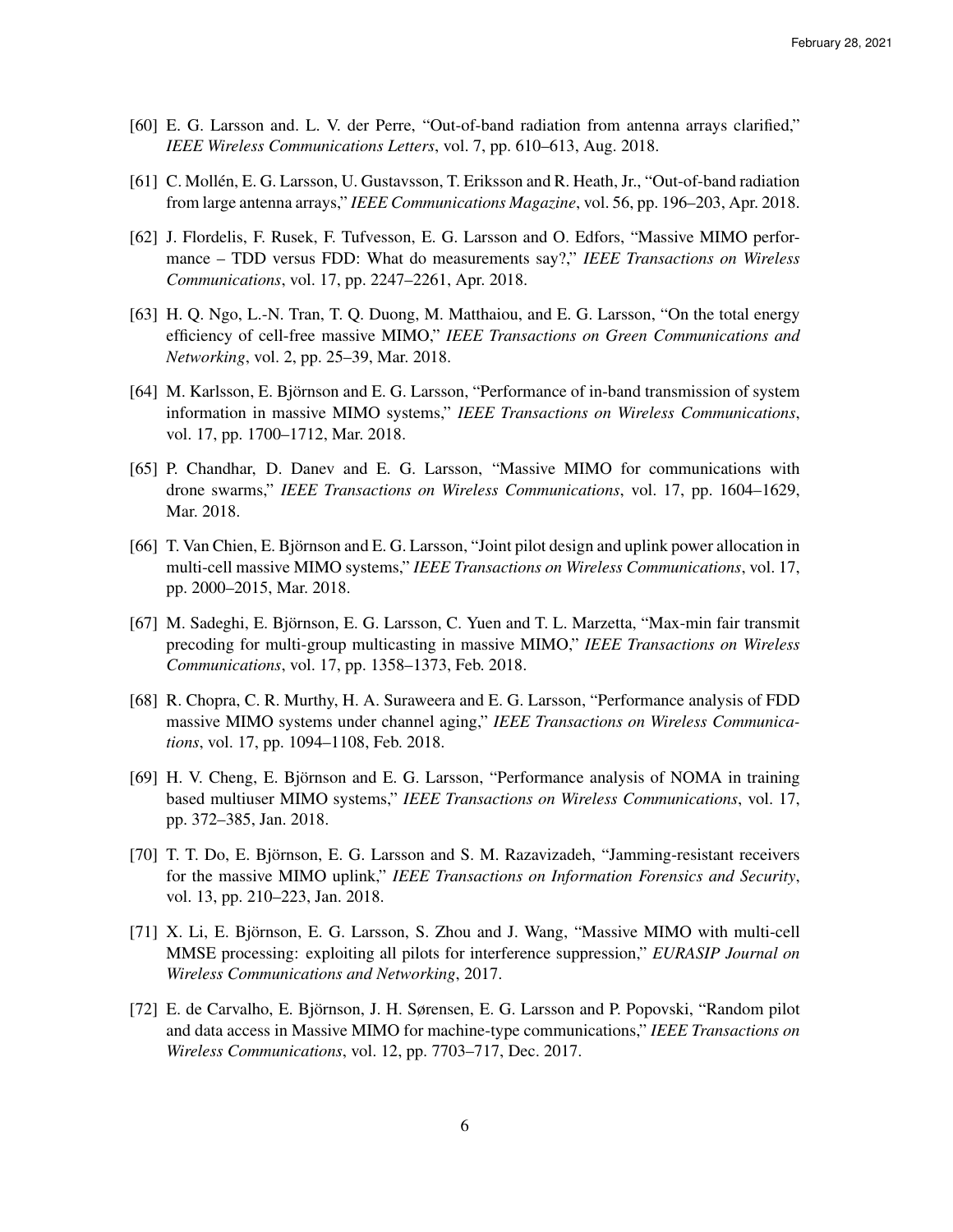[60] E. G. Larsson and. L. V. der Perre, "Out-of-band radiation from antenna arrays clarified," *IEEE Wireless Communications Letters*, vol. 7, pp. 610–613, Aug. 2018.

[61] C. Mollén, E. G. Larsson, U. Gustavsson, T. Eriksson and R. Heath, Jr., "Out-of-band radiation from large antenna arrays," *IEEE Communications Magazine*, vol. 56, pp. 196–203, Apr. 2018.

[62] J. Flordelis, F. Rusek, F. Tufvesson, E. G. Larsson and O. Edfors, "Massive MIMO performance – TDD versus FDD: What do measurements say?," *IEEE Transactions on Wireless Communications*, vol. 17, pp. 2247–2261, Apr. 2018.

[63] H. Q. Ngo, L.-N. Tran, T. Q. Duong, M. Matthaiou, and E. G. Larsson, "On the total energy efficiency of cell-free massive MIMO," *IEEE Transactions on Green Communications and Networking*, vol. 2, pp. 25–39, Mar. 2018.

[64] M. Karlsson, E. Björnson and E. G. Larsson, "Performance of in-band transmission of system information in massive MIMO systems," *IEEE Transactions on Wireless Communications*, vol. 17, pp. 1700–1712, Mar. 2018.

[65] P. Chandhar, D. Danev and E. G. Larsson, "Massive MIMO for communications with drone swarms," *IEEE Transactions on Wireless Communications*, vol. 17, pp. 1604–1629, Mar. 2018.

[66] T. Van Chien, E. Björnson and E. G. Larsson, "Joint pilot design and uplink power allocation in multi-cell massive MIMO systems," *IEEE Transactions on Wireless Communications*, vol. 17, pp. 2000–2015, Mar. 2018.

[67] M. Sadeghi, E. Björnson, E. G. Larsson, C. Yuen and T. L. Marzetta, "Max-min fair transmit precoding for multi-group multicasting in massive MIMO," *IEEE Transactions on Wireless Communications*, vol. 17, pp. 1358–1373, Feb. 2018.

[68] R. Chopra, C. R. Murthy, H. A. Suraweera and E. G. Larsson, "Performance analysis of FDD massive MIMO systems under channel aging," *IEEE Transactions on Wireless Communications*, vol. 17, pp. 1094–1108, Feb. 2018.

[69] H. V. Cheng, E. Björnson and E. G. Larsson, "Performance analysis of NOMA in training based multiuser MIMO systems," *IEEE Transactions on Wireless Communications*, vol. 17, pp. 372–385, Jan. 2018.

[70] T. T. Do, E. Björnson, E. G. Larsson and S. M. Razavizadeh, "Jamming-resistant receivers for the massive MIMO uplink," *IEEE Transactions on Information Forensics and Security*, vol. 13, pp. 210–223, Jan. 2018.

[71] X. Li, E. Björnson, E. G. Larsson, S. Zhou and J. Wang, "Massive MIMO with multi-cell MMSE processing: exploiting all pilots for interference suppression," *EURASIP Journal on Wireless Communications and Networking*, 2017.

[72] E. de Carvalho, E. Björnson, J. H. Sørensen, E. G. Larsson and P. Popovski, "Random pilot and data access in Massive MIMO for machine-type communications," *IEEE Transactions on Wireless Communications*, vol. 12, pp. 7703–717, Dec. 2017.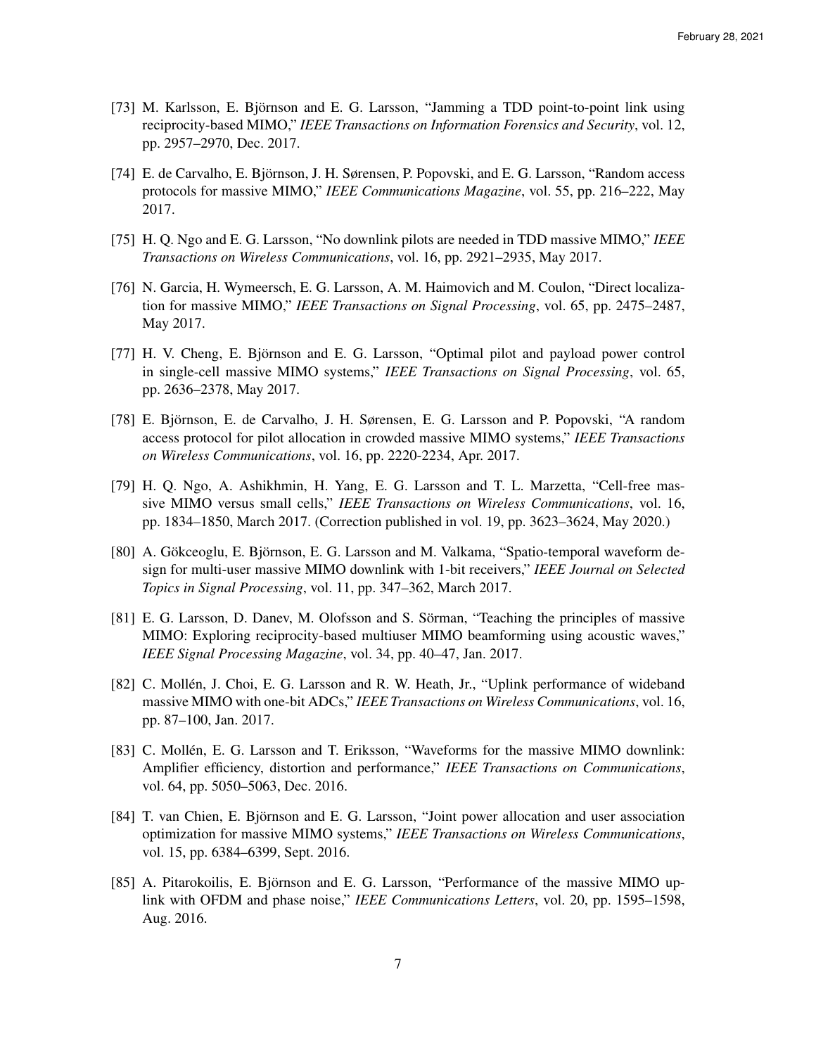[73] M. Karlsson, E. Björnson and E. G. Larsson, "Jamming a TDD point-to-point link using reciprocity-based MIMO," *IEEE Transactions on Information Forensics and Security*, vol. 12, pp. 2957–2970, Dec. 2017.

[74] E. de Carvalho, E. Björnson, J. H. Sørensen, P. Popovski, and E. G. Larsson, "Random access protocols for massive MIMO," *IEEE Communications Magazine*, vol. 55, pp. 216–222, May 2017.

[75] H. Q. Ngo and E. G. Larsson, "No downlink pilots are needed in TDD massive MIMO," *IEEE Transactions on Wireless Communications*, vol. 16, pp. 2921–2935, May 2017.

[76] N. Garcia, H. Wymeersch, E. G. Larsson, A. M. Haimovich and M. Coulon, "Direct localization for massive MIMO," *IEEE Transactions on Signal Processing*, vol. 65, pp. 2475–2487, May 2017.

[77] H. V. Cheng, E. Björnson and E. G. Larsson, "Optimal pilot and payload power control in single-cell massive MIMO systems," *IEEE Transactions on Signal Processing*, vol. 65, pp. 2636–2378, May 2017.

[78] E. Björnson, E. de Carvalho, J. H. Sørensen, E. G. Larsson and P. Popovski, "A random access protocol for pilot allocation in crowded massive MIMO systems," *IEEE Transactions on Wireless Communications*, vol. 16, pp. 2220-2234, Apr. 2017.

[79] H. Q. Ngo, A. Ashikhmin, H. Yang, E. G. Larsson and T. L. Marzetta, "Cell-free massive MIMO versus small cells," *IEEE Transactions on Wireless Communications*, vol. 16, pp. 1834–1850, March 2017. (Correction published in vol. 19, pp. 3623–3624, May 2020.)

[80] A. Gökceoglu, E. Björnson, E. G. Larsson and M. Valkama, "Spatio-temporal waveform design for multi-user massive MIMO downlink with 1-bit receivers," *IEEE Journal on Selected Topics in Signal Processing*, vol. 11, pp. 347–362, March 2017.

[81] E. G. Larsson, D. Danev, M. Olofsson and S. Sörman, "Teaching the principles of massive MIMO: Exploring reciprocity-based multiuser MIMO beamforming using acoustic waves," *IEEE Signal Processing Magazine*, vol. 34, pp. 40–47, Jan. 2017.

[82] C. Mollén, J. Choi, E. G. Larsson and R. W. Heath, Jr., "Uplink performance of wideband massive MIMO with one-bit ADCs," *IEEE Transactions on Wireless Communications*, vol. 16, pp. 87–100, Jan. 2017.

[83] C. Mollén, E. G. Larsson and T. Eriksson, "Waveforms for the massive MIMO downlink: Amplifier efficiency, distortion and performance," *IEEE Transactions on Communications*, vol. 64, pp. 5050–5063, Dec. 2016.

[84] T. van Chien, E. Björnson and E. G. Larsson, "Joint power allocation and user association optimization for massive MIMO systems," *IEEE Transactions on Wireless Communications*, vol. 15, pp. 6384–6399, Sept. 2016.

[85] A. Pitarokoilis, E. Björnson and E. G. Larsson, "Performance of the massive MIMO uplink with OFDM and phase noise," *IEEE Communications Letters*, vol. 20, pp. 1595–1598, Aug. 2016.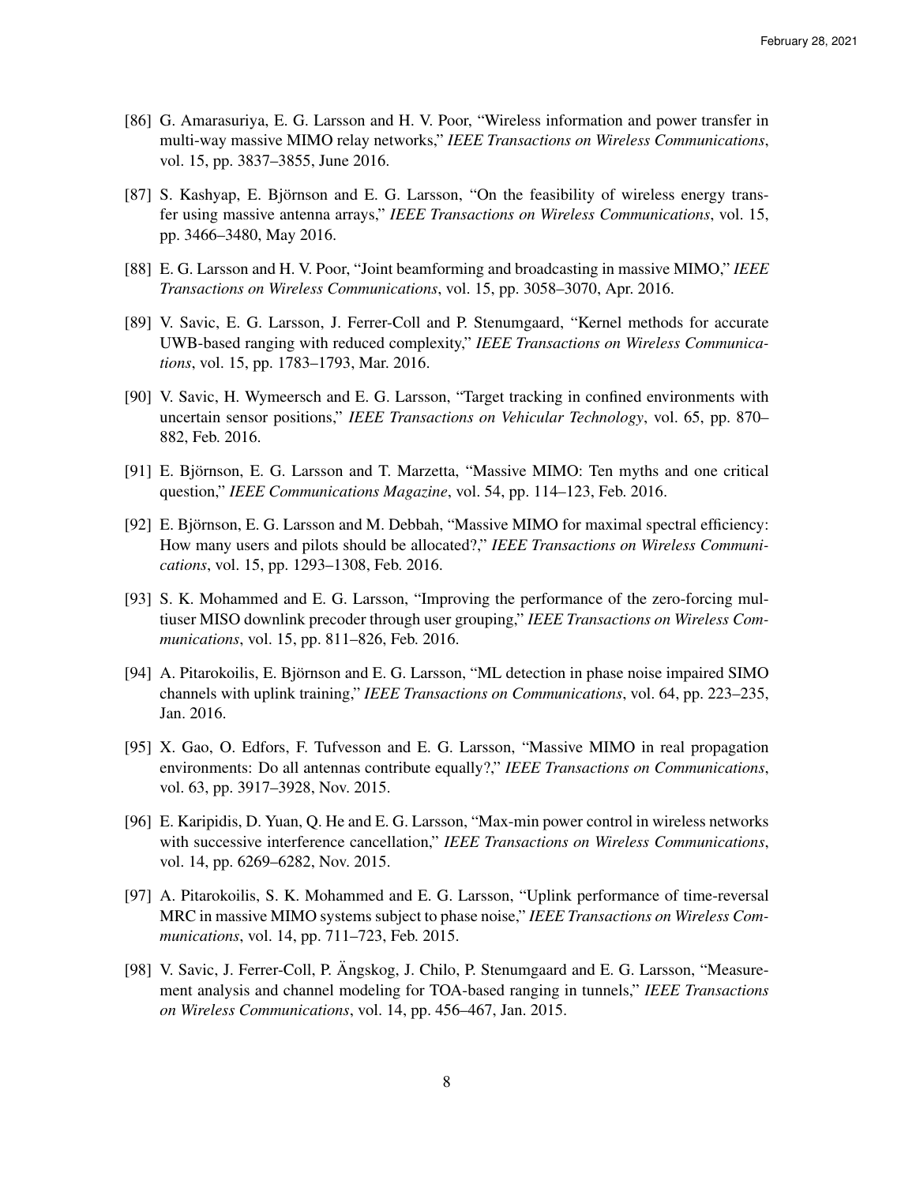[86] G. Amarasuriya, E. G. Larsson and H. V. Poor, "Wireless information and power transfer in multi-way massive MIMO relay networks," *IEEE Transactions on Wireless Communications*, vol. 15, pp. 3837–3855, June 2016.

[87] S. Kashyap, E. Björnson and E. G. Larsson, "On the feasibility of wireless energy transfer using massive antenna arrays," *IEEE Transactions on Wireless Communications*, vol. 15, pp. 3466–3480, May 2016.

[88] E. G. Larsson and H. V. Poor, "Joint beamforming and broadcasting in massive MIMO," *IEEE Transactions on Wireless Communications*, vol. 15, pp. 3058–3070, Apr. 2016.

[89] V. Savic, E. G. Larsson, J. Ferrer-Coll and P. Stenumgaard, "Kernel methods for accurate UWB-based ranging with reduced complexity," *IEEE Transactions on Wireless Communications*, vol. 15, pp. 1783–1793, Mar. 2016.

[90] V. Savic, H. Wymeersch and E. G. Larsson, "Target tracking in confined environments with uncertain sensor positions," *IEEE Transactions on Vehicular Technology*, vol. 65, pp. 870–882, Feb. 2016.

[91] E. Björnson, E. G. Larsson and T. Marzetta, "Massive MIMO: Ten myths and one critical question," *IEEE Communications Magazine*, vol. 54, pp. 114–123, Feb. 2016.

[92] E. Björnson, E. G. Larsson and M. Debbah, "Massive MIMO for maximal spectral efficiency: How many users and pilots should be allocated?," *IEEE Transactions on Wireless Communications*, vol. 15, pp. 1293–1308, Feb. 2016.

[93] S. K. Mohammed and E. G. Larsson, "Improving the performance of the zero-forcing multiuser MISO downlink precoder through user grouping," *IEEE Transactions on Wireless Communications*, vol. 15, pp. 811–826, Feb. 2016.

[94] A. Pitarokoilis, E. Björnson and E. G. Larsson, "ML detection in phase noise impaired SIMO channels with uplink training," *IEEE Transactions on Communications*, vol. 64, pp. 223–235, Jan. 2016.

[95] X. Gao, O. Edfors, F. Tufvesson and E. G. Larsson, "Massive MIMO in real propagation environments: Do all antennas contribute equally?," *IEEE Transactions on Communications*, vol. 63, pp. 3917–3928, Nov. 2015.

[96] E. Karipidis, D. Yuan, Q. He and E. G. Larsson, "Max-min power control in wireless networks with successive interference cancellation," *IEEE Transactions on Wireless Communications*, vol. 14, pp. 6269–6282, Nov. 2015.

[97] A. Pitarokoilis, S. K. Mohammed and E. G. Larsson, "Uplink performance of time-reversal MRC in massive MIMO systems subject to phase noise," *IEEE Transactions on Wireless Communications*, vol. 14, pp. 711–723, Feb. 2015.

[98] V. Savic, J. Ferrer-Coll, P. Ängskog, J. Chilo, P. Stenumgaard and E. G. Larsson, "Measurement analysis and channel modeling for TOA-based ranging in tunnels," *IEEE Transactions on Wireless Communications*, vol. 14, pp. 456–467, Jan. 2015.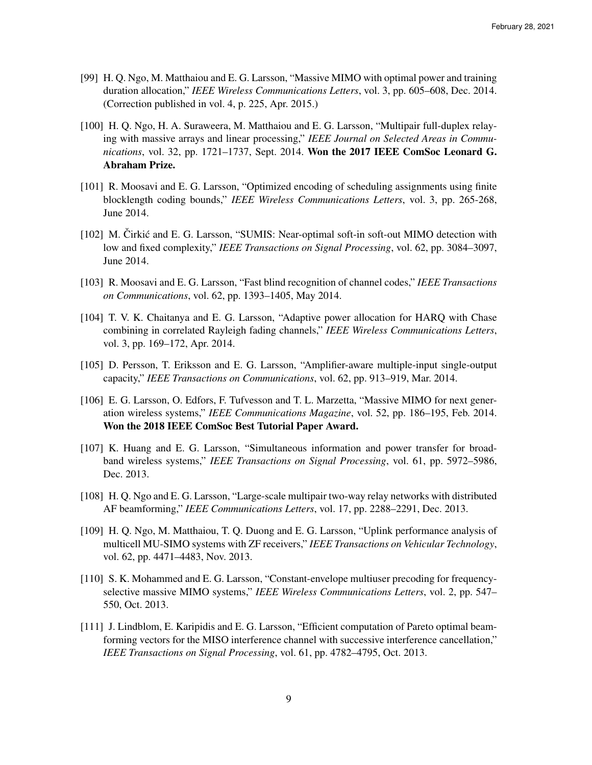[99] H. Q. Ngo, M. Matthaiou and E. G. Larsson, "Massive MIMO with optimal power and training duration allocation," *IEEE Wireless Communications Letters*, vol. 3, pp. 605–608, Dec. 2014. (Correction published in vol. 4, p. 225, Apr. 2015.)

[100] H. Q. Ngo, H. A. Suraweera, M. Matthaiou and E. G. Larsson, "Multipair full-duplex relaying with massive arrays and linear processing," *IEEE Journal on Selected Areas in Communications*, vol. 32, pp. 1721–1737, Sept. 2014. **Won the 2017 IEEE ComSoc Leonard G. Abraham Prize.**

[101] R. Moosavi and E. G. Larsson, "Optimized encoding of scheduling assignments using finite blocklength coding bounds," *IEEE Wireless Communications Letters*, vol. 3, pp. 265-268, June 2014.

[102] M. Čirkić and E. G. Larsson, "SUMIS: Near-optimal soft-in soft-out MIMO detection with low and fixed complexity," *IEEE Transactions on Signal Processing*, vol. 62, pp. 3084–3097, June 2014.

[103] R. Moosavi and E. G. Larsson, "Fast blind recognition of channel codes," *IEEE Transactions on Communications*, vol. 62, pp. 1393–1405, May 2014.

[104] T. V. K. Chaitanya and E. G. Larsson, "Adaptive power allocation for HARQ with Chase combining in correlated Rayleigh fading channels," *IEEE Wireless Communications Letters*, vol. 3, pp. 169–172, Apr. 2014.

[105] D. Persson, T. Eriksson and E. G. Larsson, "Amplifier-aware multiple-input single-output capacity," *IEEE Transactions on Communications*, vol. 62, pp. 913–919, Mar. 2014.

[106] E. G. Larsson, O. Edfors, F. Tufvesson and T. L. Marzetta, "Massive MIMO for next generation wireless systems," *IEEE Communications Magazine*, vol. 52, pp. 186–195, Feb. 2014. **Won the 2018 IEEE ComSoc Best Tutorial Paper Award.**

[107] K. Huang and E. G. Larsson, "Simultaneous information and power transfer for broadband wireless systems," *IEEE Transactions on Signal Processing*, vol. 61, pp. 5972–5986, Dec. 2013.

[108] H. Q. Ngo and E. G. Larsson, "Large-scale multipair two-way relay networks with distributed AF beamforming," *IEEE Communications Letters*, vol. 17, pp. 2288–2291, Dec. 2013.

[109] H. Q. Ngo, M. Matthaiou, T. Q. Duong and E. G. Larsson, "Uplink performance analysis of multicell MU-SIMO systems with ZF receivers," *IEEE Transactions on Vehicular Technology*, vol. 62, pp. 4471–4483, Nov. 2013.

[110] S. K. Mohammed and E. G. Larsson, "Constant-envelope multiuser precoding for frequency-selective massive MIMO systems," *IEEE Wireless Communications Letters*, vol. 2, pp. 547–550, Oct. 2013.

[111] J. Lindblom, E. Karipidis and E. G. Larsson, "Efficient computation of Pareto optimal beamforming vectors for the MISO interference channel with successive interference cancellation," *IEEE Transactions on Signal Processing*, vol. 61, pp. 4782–4795, Oct. 2013.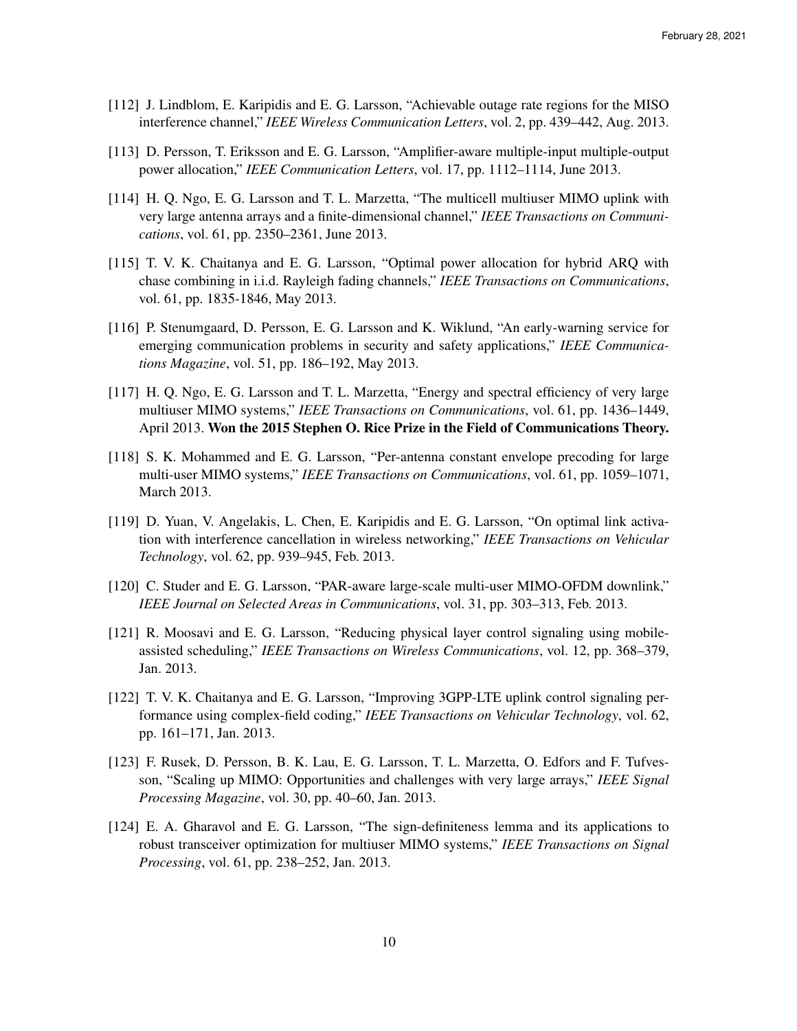[112] J. Lindblom, E. Karipidis and E. G. Larsson, "Achievable outage rate regions for the MISO interference channel," *IEEE Wireless Communication Letters*, vol. 2, pp. 439–442, Aug. 2013.

[113] D. Persson, T. Eriksson and E. G. Larsson, "Amplifier-aware multiple-input multiple-output power allocation," *IEEE Communication Letters*, vol. 17, pp. 1112–1114, June 2013.

[114] H. Q. Ngo, E. G. Larsson and T. L. Marzetta, "The multicell multiuser MIMO uplink with very large antenna arrays and a finite-dimensional channel," *IEEE Transactions on Communications*, vol. 61, pp. 2350–2361, June 2013.

[115] T. V. K. Chaitanya and E. G. Larsson, "Optimal power allocation for hybrid ARQ with chase combining in i.i.d. Rayleigh fading channels," *IEEE Transactions on Communications*, vol. 61, pp. 1835-1846, May 2013.

[116] P. Stenumgaard, D. Persson, E. G. Larsson and K. Wiklund, "An early-warning service for emerging communication problems in security and safety applications," *IEEE Communications Magazine*, vol. 51, pp. 186–192, May 2013.

[117] H. Q. Ngo, E. G. Larsson and T. L. Marzetta, "Energy and spectral efficiency of very large multiuser MIMO systems," *IEEE Transactions on Communications*, vol. 61, pp. 1436–1449, April 2013. **Won the 2015 Stephen O. Rice Prize in the Field of Communications Theory.**

[118] S. K. Mohammed and E. G. Larsson, "Per-antenna constant envelope precoding for large multi-user MIMO systems," *IEEE Transactions on Communications*, vol. 61, pp. 1059–1071, March 2013.

[119] D. Yuan, V. Angelakis, L. Chen, E. Karipidis and E. G. Larsson, "On optimal link activation with interference cancellation in wireless networking," *IEEE Transactions on Vehicular Technology*, vol. 62, pp. 939–945, Feb. 2013.

[120] C. Studer and E. G. Larsson, "PAR-aware large-scale multi-user MIMO-OFDM downlink," *IEEE Journal on Selected Areas in Communications*, vol. 31, pp. 303–313, Feb. 2013.

[121] R. Moosavi and E. G. Larsson, "Reducing physical layer control signaling using mobile-assisted scheduling," *IEEE Transactions on Wireless Communications*, vol. 12, pp. 368–379, Jan. 2013.

[122] T. V. K. Chaitanya and E. G. Larsson, "Improving 3GPP-LTE uplink control signaling performance using complex-field coding," *IEEE Transactions on Vehicular Technology*, vol. 62, pp. 161–171, Jan. 2013.

[123] F. Rusek, D. Persson, B. K. Lau, E. G. Larsson, T. L. Marzetta, O. Edfors and F. Tufvesson, "Scaling up MIMO: Opportunities and challenges with very large arrays," *IEEE Signal Processing Magazine*, vol. 30, pp. 40–60, Jan. 2013.

[124] E. A. Gharavol and E. G. Larsson, "The sign-definiteness lemma and its applications to robust transceiver optimization for multiuser MIMO systems," *IEEE Transactions on Signal Processing*, vol. 61, pp. 238–252, Jan. 2013.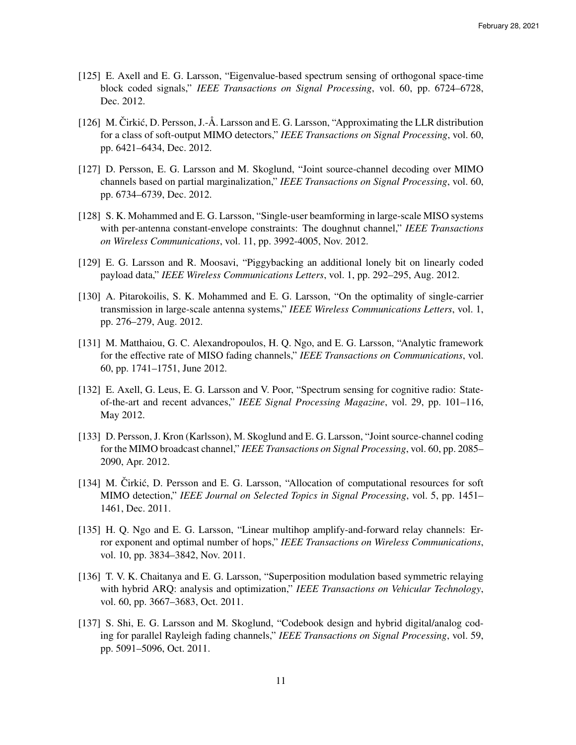[125] E. Axell and E. G. Larsson, "Eigenvalue-based spectrum sensing of orthogonal space-time block coded signals," *IEEE Transactions on Signal Processing*, vol. 60, pp. 6724–6728, Dec. 2012.

[126] M. Čirkić, D. Persson, J.-Å. Larsson and E. G. Larsson, "Approximating the LLR distribution for a class of soft-output MIMO detectors," *IEEE Transactions on Signal Processing*, vol. 60, pp. 6421–6434, Dec. 2012.

[127] D. Persson, E. G. Larsson and M. Skoglund, "Joint source-channel decoding over MIMO channels based on partial marginalization," *IEEE Transactions on Signal Processing*, vol. 60, pp. 6734–6739, Dec. 2012.

[128] S. K. Mohammed and E. G. Larsson, "Single-user beamforming in large-scale MISO systems with per-antenna constant-envelope constraints: The doughnut channel," *IEEE Transactions on Wireless Communications*, vol. 11, pp. 3992-4005, Nov. 2012.

[129] E. G. Larsson and R. Moosavi, "Piggybacking an additional lonely bit on linearly coded payload data," *IEEE Wireless Communications Letters*, vol. 1, pp. 292–295, Aug. 2012.

[130] A. Pitarokoilis, S. K. Mohammed and E. G. Larsson, "On the optimality of single-carrier transmission in large-scale antenna systems," *IEEE Wireless Communications Letters*, vol. 1, pp. 276–279, Aug. 2012.

[131] M. Matthaiou, G. C. Alexandropoulos, H. Q. Ngo, and E. G. Larsson, "Analytic framework for the effective rate of MISO fading channels," *IEEE Transactions on Communications*, vol. 60, pp. 1741–1751, June 2012.

[132] E. Axell, G. Leus, E. G. Larsson and V. Poor, "Spectrum sensing for cognitive radio: State-of-the-art and recent advances," *IEEE Signal Processing Magazine*, vol. 29, pp. 101–116, May 2012.

[133] D. Persson, J. Kron (Karlsson), M. Skoglund and E. G. Larsson, "Joint source-channel coding for the MIMO broadcast channel," *IEEE Transactions on Signal Processing*, vol. 60, pp. 2085–2090, Apr. 2012.

[134] M. Čirkić, D. Persson and E. G. Larsson, "Allocation of computational resources for soft MIMO detection," *IEEE Journal on Selected Topics in Signal Processing*, vol. 5, pp. 1451–1461, Dec. 2011.

[135] H. Q. Ngo and E. G. Larsson, "Linear multihop amplify-and-forward relay channels: Error exponent and optimal number of hops," *IEEE Transactions on Wireless Communications*, vol. 10, pp. 3834–3842, Nov. 2011.

[136] T. V. K. Chaitanya and E. G. Larsson, "Superposition modulation based symmetric relaying with hybrid ARQ: analysis and optimization," *IEEE Transactions on Vehicular Technology*, vol. 60, pp. 3667–3683, Oct. 2011.

[137] S. Shi, E. G. Larsson and M. Skoglund, "Codebook design and hybrid digital/analog coding for parallel Rayleigh fading channels," *IEEE Transactions on Signal Processing*, vol. 59, pp. 5091–5096, Oct. 2011.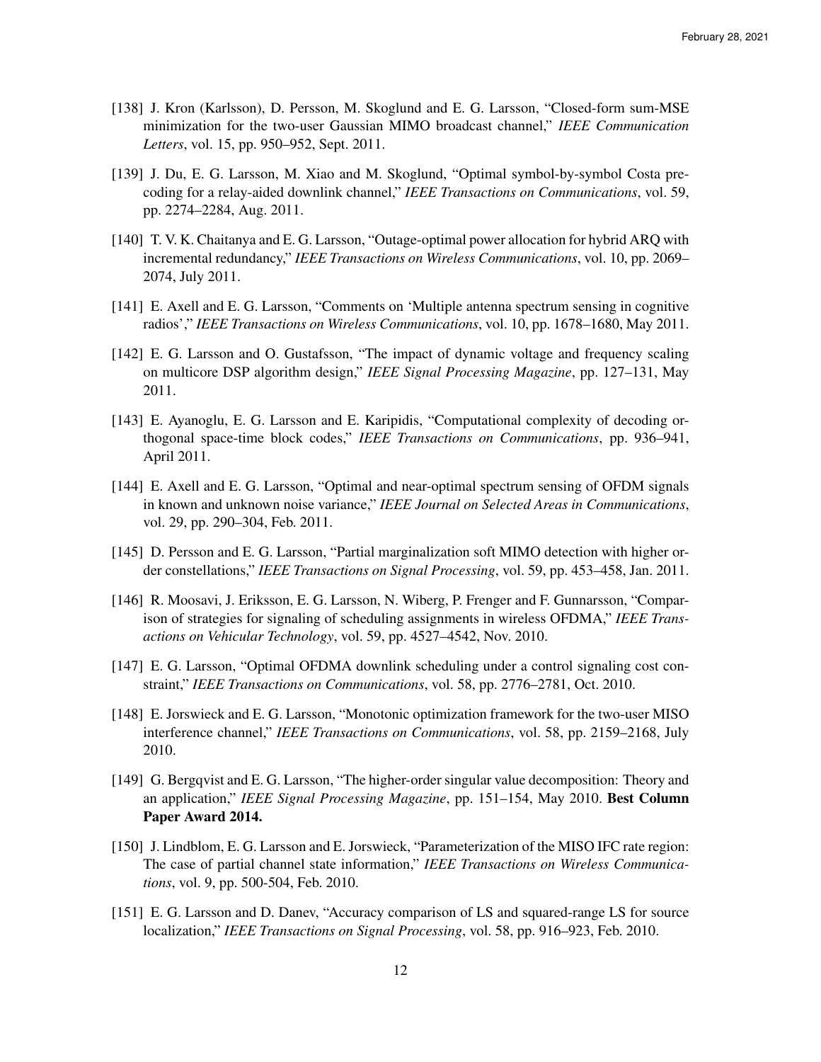[138] J. Kron (Karlsson), D. Persson, M. Skoglund and E. G. Larsson, "Closed-form sum-MSE minimization for the two-user Gaussian MIMO broadcast channel," *IEEE Communication Letters*, vol. 15, pp. 950–952, Sept. 2011.

[139] J. Du, E. G. Larsson, M. Xiao and M. Skoglund, "Optimal symbol-by-symbol Costa precoding for a relay-aided downlink channel," *IEEE Transactions on Communications*, vol. 59, pp. 2274–2284, Aug. 2011.

[140] T. V. K. Chaitanya and E. G. Larsson, "Outage-optimal power allocation for hybrid ARQ with incremental redundancy," *IEEE Transactions on Wireless Communications*, vol. 10, pp. 2069–2074, July 2011.

[141] E. Axell and E. G. Larsson, "Comments on 'Multiple antenna spectrum sensing in cognitive radios'," *IEEE Transactions on Wireless Communications*, vol. 10, pp. 1678–1680, May 2011.

[142] E. G. Larsson and O. Gustafsson, "The impact of dynamic voltage and frequency scaling on multicore DSP algorithm design," *IEEE Signal Processing Magazine*, pp. 127–131, May 2011.

[143] E. Ayanoglu, E. G. Larsson and E. Karipidis, "Computational complexity of decoding orthogonal space-time block codes," *IEEE Transactions on Communications*, pp. 936–941, April 2011.

[144] E. Axell and E. G. Larsson, "Optimal and near-optimal spectrum sensing of OFDM signals in known and unknown noise variance," *IEEE Journal on Selected Areas in Communications*, vol. 29, pp. 290–304, Feb. 2011.

[145] D. Persson and E. G. Larsson, "Partial marginalization soft MIMO detection with higher order constellations," *IEEE Transactions on Signal Processing*, vol. 59, pp. 453–458, Jan. 2011.

[146] R. Moosavi, J. Eriksson, E. G. Larsson, N. Wiberg, P. Frenger and F. Gunnarsson, "Comparison of strategies for signaling of scheduling assignments in wireless OFDMA," *IEEE Transactions on Vehicular Technology*, vol. 59, pp. 4527–4542, Nov. 2010.

[147] E. G. Larsson, "Optimal OFDMA downlink scheduling under a control signaling cost constraint," *IEEE Transactions on Communications*, vol. 58, pp. 2776–2781, Oct. 2010.

[148] E. Jorswieck and E. G. Larsson, "Monotonic optimization framework for the two-user MISO interference channel," *IEEE Transactions on Communications*, vol. 58, pp. 2159–2168, July 2010.

[149] G. Bergqvist and E. G. Larsson, "The higher-order singular value decomposition: Theory and an application," *IEEE Signal Processing Magazine*, pp. 151–154, May 2010. **Best Column Paper Award 2014.**

[150] J. Lindblom, E. G. Larsson and E. Jorswieck, "Parameterization of the MISO IFC rate region: The case of partial channel state information," *IEEE Transactions on Wireless Communications*, vol. 9, pp. 500-504, Feb. 2010.

[151] E. G. Larsson and D. Danev, "Accuracy comparison of LS and squared-range LS for source localization," *IEEE Transactions on Signal Processing*, vol. 58, pp. 916–923, Feb. 2010.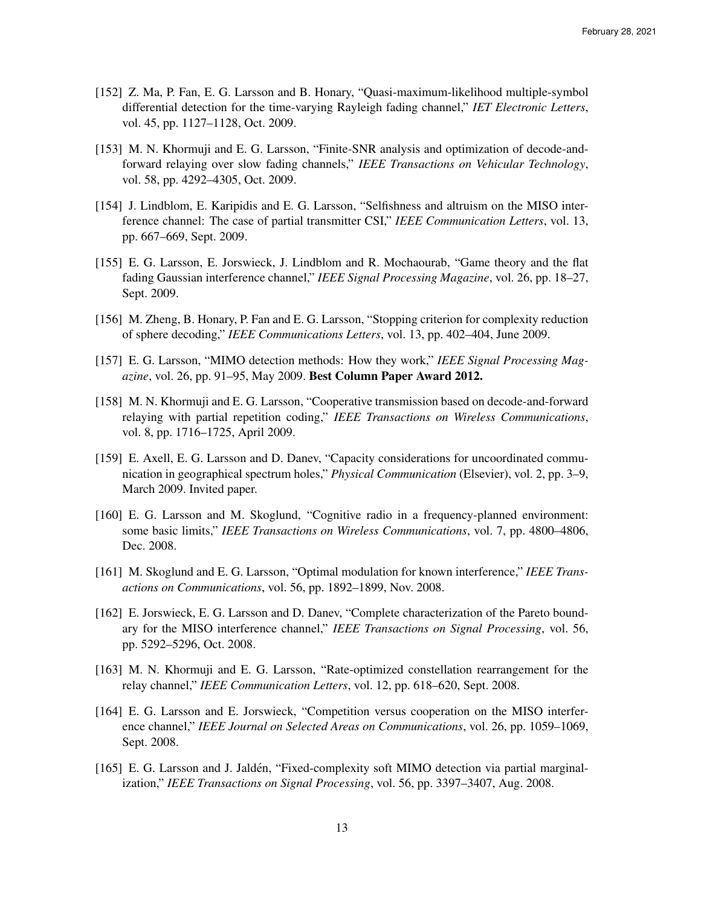[152] Z. Ma, P. Fan, E. G. Larsson and B. Honary, "Quasi-maximum-likelihood multiple-symbol differential detection for the time-varying Rayleigh fading channel," *IET Electronic Letters*, vol. 45, pp. 1127–1128, Oct. 2009.

[153] M. N. Khormuji and E. G. Larsson, "Finite-SNR analysis and optimization of decode-and-forward relaying over slow fading channels," *IEEE Transactions on Vehicular Technology*, vol. 58, pp. 4292–4305, Oct. 2009.

[154] J. Lindblom, E. Karipidis and E. G. Larsson, "Selfishness and altruism on the MISO interference channel: The case of partial transmitter CSI," *IEEE Communication Letters*, vol. 13, pp. 667–669, Sept. 2009.

[155] E. G. Larsson, E. Jorswieck, J. Lindblom and R. Mochaourab, "Game theory and the flat fading Gaussian interference channel," *IEEE Signal Processing Magazine*, vol. 26, pp. 18–27, Sept. 2009.

[156] M. Zheng, B. Honary, P. Fan and E. G. Larsson, "Stopping criterion for complexity reduction of sphere decoding," *IEEE Communications Letters*, vol. 13, pp. 402–404, June 2009.

[157] E. G. Larsson, "MIMO detection methods: How they work," *IEEE Signal Processing Magazine*, vol. 26, pp. 91–95, May 2009. **Best Column Paper Award 2012.**

[158] M. N. Khormuji and E. G. Larsson, "Cooperative transmission based on decode-and-forward relaying with partial repetition coding," *IEEE Transactions on Wireless Communications*, vol. 8, pp. 1716–1725, April 2009.

[159] E. Axell, E. G. Larsson and D. Danev, "Capacity considerations for uncoordinated communication in geographical spectrum holes," *Physical Communication* (Elsevier), vol. 2, pp. 3–9, March 2009. Invited paper.

[160] E. G. Larsson and M. Skoglund, "Cognitive radio in a frequency-planned environment: some basic limits," *IEEE Transactions on Wireless Communications*, vol. 7, pp. 4800–4806, Dec. 2008.

[161] M. Skoglund and E. G. Larsson, "Optimal modulation for known interference," *IEEE Transactions on Communications*, vol. 56, pp. 1892–1899, Nov. 2008.

[162] E. Jorswieck, E. G. Larsson and D. Danev, "Complete characterization of the Pareto boundary for the MISO interference channel," *IEEE Transactions on Signal Processing*, vol. 56, pp. 5292–5296, Oct. 2008.

[163] M. N. Khormuji and E. G. Larsson, "Rate-optimized constellation rearrangement for the relay channel," *IEEE Communication Letters*, vol. 12, pp. 618–620, Sept. 2008.

[164] E. G. Larsson and E. Jorswieck, "Competition versus cooperation on the MISO interference channel," *IEEE Journal on Selected Areas on Communications*, vol. 26, pp. 1059–1069, Sept. 2008.

[165] E. G. Larsson and J. Jaldén, "Fixed-complexity soft MIMO detection via partial marginalization," *IEEE Transactions on Signal Processing*, vol. 56, pp. 3397–3407, Aug. 2008.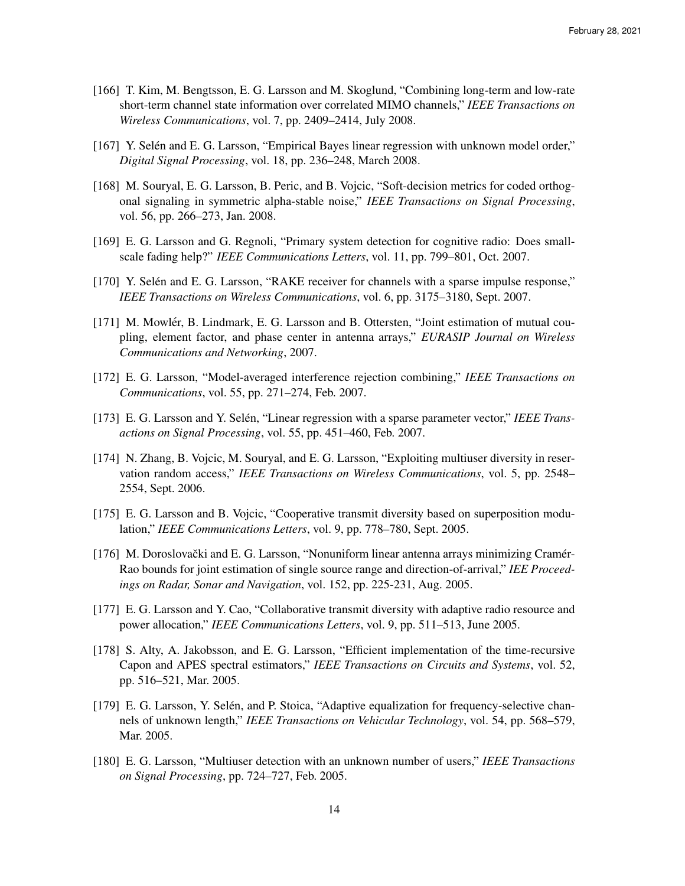[166] T. Kim, M. Bengtsson, E. G. Larsson and M. Skoglund, "Combining long-term and low-rate short-term channel state information over correlated MIMO channels," *IEEE Transactions on Wireless Communications*, vol. 7, pp. 2409–2414, July 2008.

[167] Y. Selén and E. G. Larsson, "Empirical Bayes linear regression with unknown model order," *Digital Signal Processing*, vol. 18, pp. 236–248, March 2008.

[168] M. Souryal, E. G. Larsson, B. Peric, and B. Vojcic, "Soft-decision metrics for coded orthogonal signaling in symmetric alpha-stable noise," *IEEE Transactions on Signal Processing*, vol. 56, pp. 266–273, Jan. 2008.

[169] E. G. Larsson and G. Regnoli, "Primary system detection for cognitive radio: Does small-scale fading help?" *IEEE Communications Letters*, vol. 11, pp. 799–801, Oct. 2007.

[170] Y. Selén and E. G. Larsson, "RAKE receiver for channels with a sparse impulse response," *IEEE Transactions on Wireless Communications*, vol. 6, pp. 3175–3180, Sept. 2007.

[171] M. Mowlér, B. Lindmark, E. G. Larsson and B. Ottersten, "Joint estimation of mutual coupling, element factor, and phase center in antenna arrays," *EURASIP Journal on Wireless Communications and Networking*, 2007.

[172] E. G. Larsson, "Model-averaged interference rejection combining," *IEEE Transactions on Communications*, vol. 55, pp. 271–274, Feb. 2007.

[173] E. G. Larsson and Y. Selén, "Linear regression with a sparse parameter vector," *IEEE Transactions on Signal Processing*, vol. 55, pp. 451–460, Feb. 2007.

[174] N. Zhang, B. Vojcic, M. Souryal, and E. G. Larsson, "Exploiting multiuser diversity in reservation random access," *IEEE Transactions on Wireless Communications*, vol. 5, pp. 2548–2554, Sept. 2006.

[175] E. G. Larsson and B. Vojcic, "Cooperative transmit diversity based on superposition modulation," *IEEE Communications Letters*, vol. 9, pp. 778–780, Sept. 2005.

[176] M. Doroslovački and E. G. Larsson, "Nonuniform linear antenna arrays minimizing Cramér-Rao bounds for joint estimation of single source range and direction-of-arrival," *IEE Proceedings on Radar, Sonar and Navigation*, vol. 152, pp. 225-231, Aug. 2005.

[177] E. G. Larsson and Y. Cao, "Collaborative transmit diversity with adaptive radio resource and power allocation," *IEEE Communications Letters*, vol. 9, pp. 511–513, June 2005.

[178] S. Alty, A. Jakobsson, and E. G. Larsson, "Efficient implementation of the time-recursive Capon and APES spectral estimators," *IEEE Transactions on Circuits and Systems*, vol. 52, pp. 516–521, Mar. 2005.

[179] E. G. Larsson, Y. Selén, and P. Stoica, "Adaptive equalization for frequency-selective channels of unknown length," *IEEE Transactions on Vehicular Technology*, vol. 54, pp. 568–579, Mar. 2005.

[180] E. G. Larsson, "Multiuser detection with an unknown number of users," *IEEE Transactions on Signal Processing*, pp. 724–727, Feb. 2005.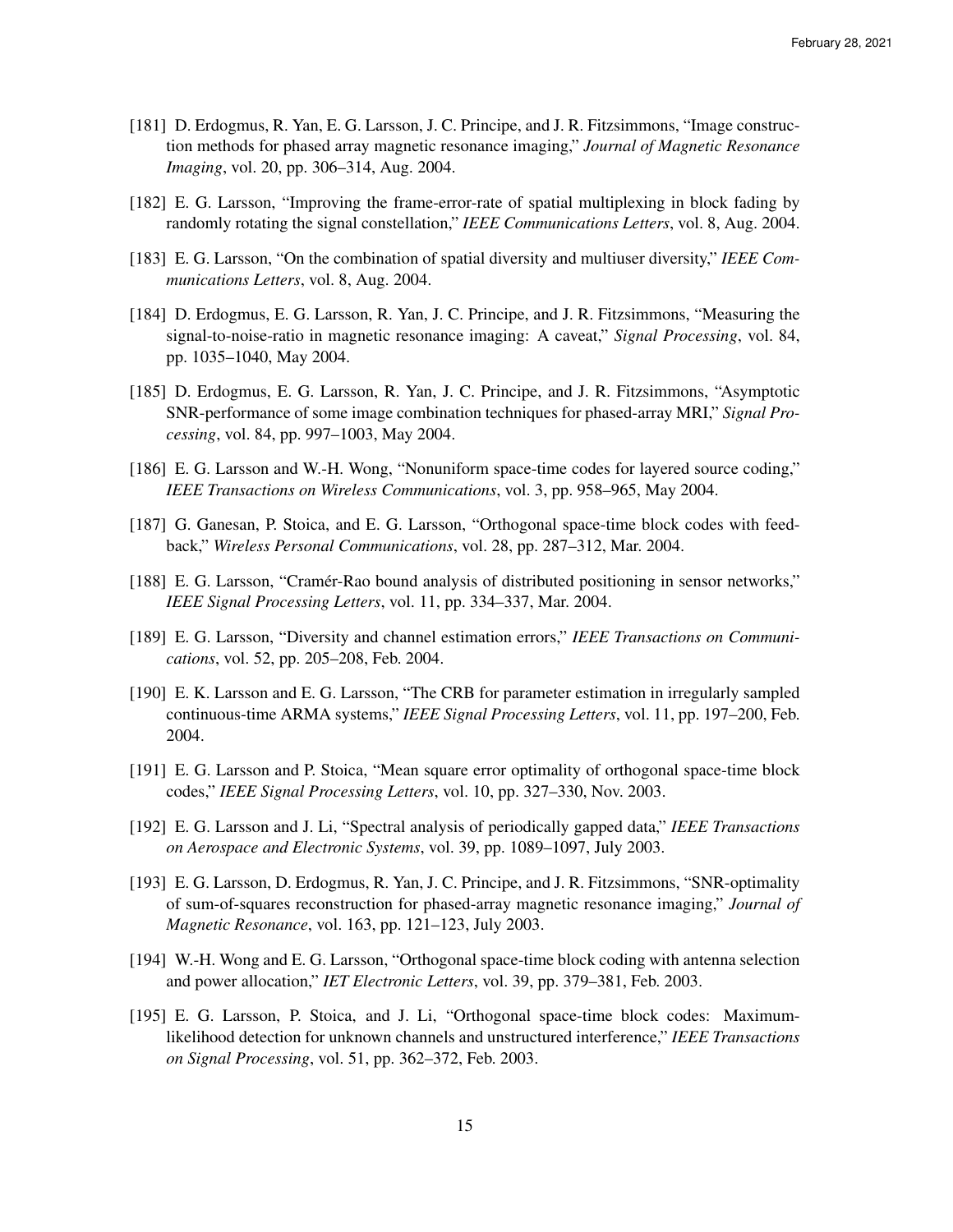[181] D. Erdogmus, R. Yan, E. G. Larsson, J. C. Principe, and J. R. Fitzsimmons, "Image construction methods for phased array magnetic resonance imaging," *Journal of Magnetic Resonance Imaging*, vol. 20, pp. 306–314, Aug. 2004.

[182] E. G. Larsson, "Improving the frame-error-rate of spatial multiplexing in block fading by randomly rotating the signal constellation," *IEEE Communications Letters*, vol. 8, Aug. 2004.

[183] E. G. Larsson, "On the combination of spatial diversity and multiuser diversity," *IEEE Communications Letters*, vol. 8, Aug. 2004.

[184] D. Erdogmus, E. G. Larsson, R. Yan, J. C. Principe, and J. R. Fitzsimmons, "Measuring the signal-to-noise-ratio in magnetic resonance imaging: A caveat," *Signal Processing*, vol. 84, pp. 1035–1040, May 2004.

[185] D. Erdogmus, E. G. Larsson, R. Yan, J. C. Principe, and J. R. Fitzsimmons, "Asymptotic SNR-performance of some image combination techniques for phased-array MRI," *Signal Processing*, vol. 84, pp. 997–1003, May 2004.

[186] E. G. Larsson and W.-H. Wong, "Nonuniform space-time codes for layered source coding," *IEEE Transactions on Wireless Communications*, vol. 3, pp. 958–965, May 2004.

[187] G. Ganesan, P. Stoica, and E. G. Larsson, "Orthogonal space-time block codes with feedback," *Wireless Personal Communications*, vol. 28, pp. 287–312, Mar. 2004.

[188] E. G. Larsson, "Cramér-Rao bound analysis of distributed positioning in sensor networks," *IEEE Signal Processing Letters*, vol. 11, pp. 334–337, Mar. 2004.

[189] E. G. Larsson, "Diversity and channel estimation errors," *IEEE Transactions on Communications*, vol. 52, pp. 205–208, Feb. 2004.

[190] E. K. Larsson and E. G. Larsson, "The CRB for parameter estimation in irregularly sampled continuous-time ARMA systems," *IEEE Signal Processing Letters*, vol. 11, pp. 197–200, Feb. 2004.

[191] E. G. Larsson and P. Stoica, "Mean square error optimality of orthogonal space-time block codes," *IEEE Signal Processing Letters*, vol. 10, pp. 327–330, Nov. 2003.

[192] E. G. Larsson and J. Li, "Spectral analysis of periodically gapped data," *IEEE Transactions on Aerospace and Electronic Systems*, vol. 39, pp. 1089–1097, July 2003.

[193] E. G. Larsson, D. Erdogmus, R. Yan, J. C. Principe, and J. R. Fitzsimmons, "SNR-optimality of sum-of-squares reconstruction for phased-array magnetic resonance imaging," *Journal of Magnetic Resonance*, vol. 163, pp. 121–123, July 2003.

[194] W.-H. Wong and E. G. Larsson, "Orthogonal space-time block coding with antenna selection and power allocation," *IET Electronic Letters*, vol. 39, pp. 379–381, Feb. 2003.

[195] E. G. Larsson, P. Stoica, and J. Li, "Orthogonal space-time block codes: Maximum-likelihood detection for unknown channels and unstructured interference," *IEEE Transactions on Signal Processing*, vol. 51, pp. 362–372, Feb. 2003.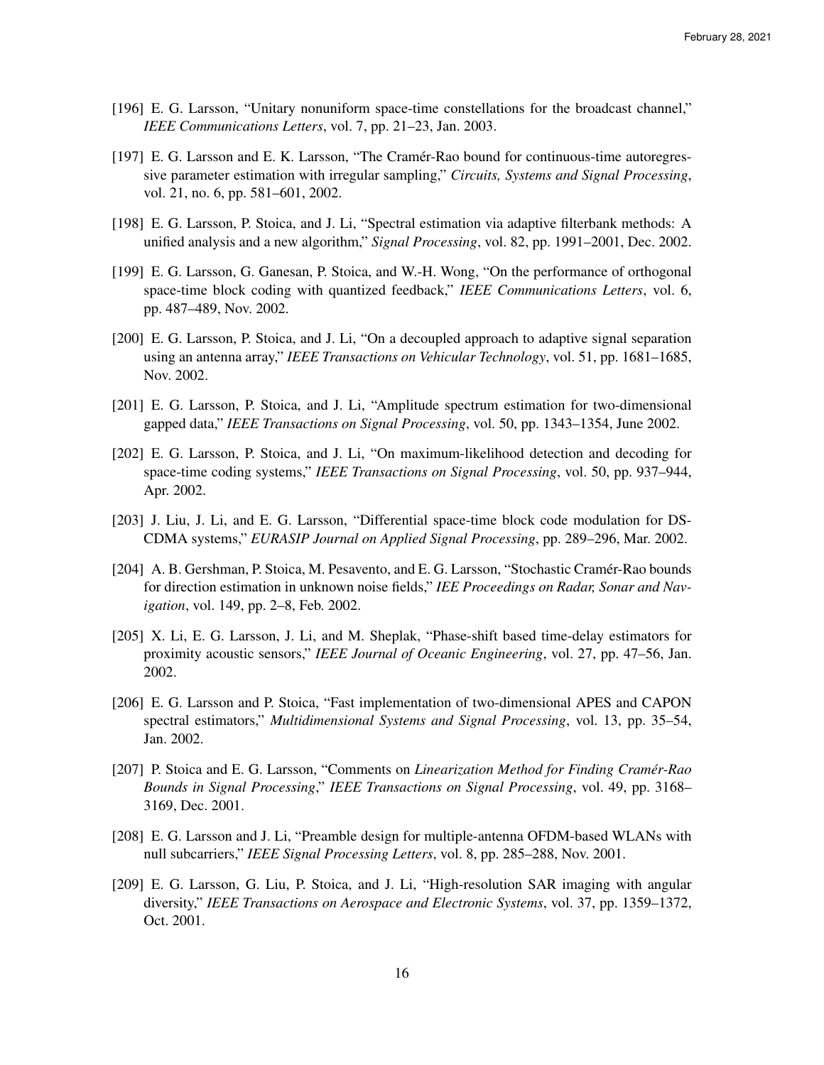[196] E. G. Larsson, "Unitary nonuniform space-time constellations for the broadcast channel," *IEEE Communications Letters*, vol. 7, pp. 21–23, Jan. 2003.

[197] E. G. Larsson and E. K. Larsson, "The Cramér-Rao bound for continuous-time autoregressive parameter estimation with irregular sampling," *Circuits, Systems and Signal Processing*, vol. 21, no. 6, pp. 581–601, 2002.

[198] E. G. Larsson, P. Stoica, and J. Li, "Spectral estimation via adaptive filterbank methods: A unified analysis and a new algorithm," *Signal Processing*, vol. 82, pp. 1991–2001, Dec. 2002.

[199] E. G. Larsson, G. Ganesan, P. Stoica, and W.-H. Wong, "On the performance of orthogonal space-time block coding with quantized feedback," *IEEE Communications Letters*, vol. 6, pp. 487–489, Nov. 2002.

[200] E. G. Larsson, P. Stoica, and J. Li, "On a decoupled approach to adaptive signal separation using an antenna array," *IEEE Transactions on Vehicular Technology*, vol. 51, pp. 1681–1685, Nov. 2002.

[201] E. G. Larsson, P. Stoica, and J. Li, "Amplitude spectrum estimation for two-dimensional gapped data," *IEEE Transactions on Signal Processing*, vol. 50, pp. 1343–1354, June 2002.

[202] E. G. Larsson, P. Stoica, and J. Li, "On maximum-likelihood detection and decoding for space-time coding systems," *IEEE Transactions on Signal Processing*, vol. 50, pp. 937–944, Apr. 2002.

[203] J. Liu, J. Li, and E. G. Larsson, "Differential space-time block code modulation for DS-CDMA systems," *EURASIP Journal on Applied Signal Processing*, pp. 289–296, Mar. 2002.

[204] A. B. Gershman, P. Stoica, M. Pesavento, and E. G. Larsson, "Stochastic Cramér-Rao bounds for direction estimation in unknown noise fields," *IEE Proceedings on Radar, Sonar and Navigation*, vol. 149, pp. 2–8, Feb. 2002.

[205] X. Li, E. G. Larsson, J. Li, and M. Sheplak, "Phase-shift based time-delay estimators for proximity acoustic sensors," *IEEE Journal of Oceanic Engineering*, vol. 27, pp. 47–56, Jan. 2002.

[206] E. G. Larsson and P. Stoica, "Fast implementation of two-dimensional APES and CAPON spectral estimators," *Multidimensional Systems and Signal Processing*, vol. 13, pp. 35–54, Jan. 2002.

[207] P. Stoica and E. G. Larsson, "Comments on *Linearization Method for Finding Cramér-Rao Bounds in Signal Processing*," *IEEE Transactions on Signal Processing*, vol. 49, pp. 3168–3169, Dec. 2001.

[208] E. G. Larsson and J. Li, "Preamble design for multiple-antenna OFDM-based WLANs with null subcarriers," *IEEE Signal Processing Letters*, vol. 8, pp. 285–288, Nov. 2001.

[209] E. G. Larsson, G. Liu, P. Stoica, and J. Li, "High-resolution SAR imaging with angular diversity," *IEEE Transactions on Aerospace and Electronic Systems*, vol. 37, pp. 1359–1372, Oct. 2001.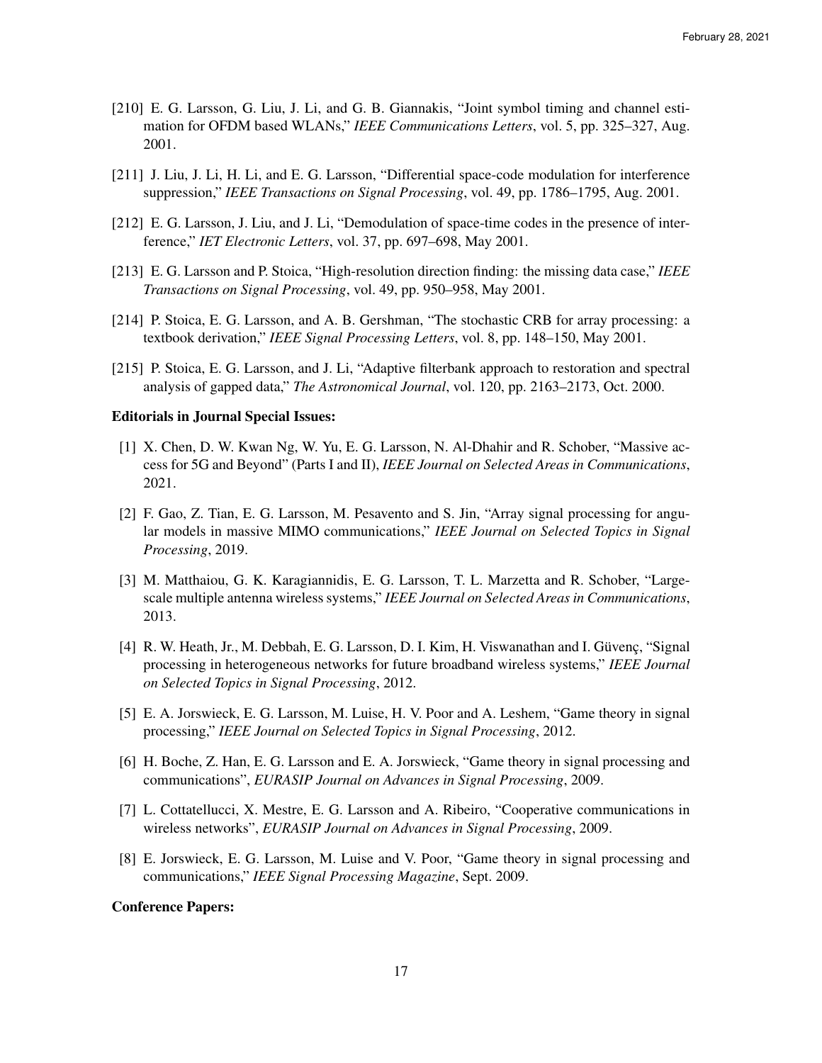[210] E. G. Larsson, G. Liu, J. Li, and G. B. Giannakis, "Joint symbol timing and channel estimation for OFDM based WLANs," *IEEE Communications Letters*, vol. 5, pp. 325–327, Aug. 2001.

[211] J. Liu, J. Li, H. Li, and E. G. Larsson, "Differential space-code modulation for interference suppression," *IEEE Transactions on Signal Processing*, vol. 49, pp. 1786–1795, Aug. 2001.

[212] E. G. Larsson, J. Liu, and J. Li, "Demodulation of space-time codes in the presence of interference," *IET Electronic Letters*, vol. 37, pp. 697–698, May 2001.

[213] E. G. Larsson and P. Stoica, "High-resolution direction finding: the missing data case," *IEEE Transactions on Signal Processing*, vol. 49, pp. 950–958, May 2001.

[214] P. Stoica, E. G. Larsson, and A. B. Gershman, "The stochastic CRB for array processing: a textbook derivation," *IEEE Signal Processing Letters*, vol. 8, pp. 148–150, May 2001.

[215] P. Stoica, E. G. Larsson, and J. Li, "Adaptive filterbank approach to restoration and spectral analysis of gapped data," *The Astronomical Journal*, vol. 120, pp. 2163–2173, Oct. 2000.

**Editorials in Journal Special Issues:**

[1] X. Chen, D. W. Kwan Ng, W. Yu, E. G. Larsson, N. Al-Dhahir and R. Schober, "Massive access for 5G and Beyond" (Parts I and II), *IEEE Journal on Selected Areas in Communications*, 2021.

[2] F. Gao, Z. Tian, E. G. Larsson, M. Pesavento and S. Jin, "Array signal processing for angular models in massive MIMO communications," *IEEE Journal on Selected Topics in Signal Processing*, 2019.

[3] M. Matthaiou, G. K. Karagiannidis, E. G. Larsson, T. L. Marzetta and R. Schober, "Large-scale multiple antenna wireless systems," *IEEE Journal on Selected Areas in Communications*, 2013.

[4] R. W. Heath, Jr., M. Debbah, E. G. Larsson, D. I. Kim, H. Viswanathan and I. Güvenç, "Signal processing in heterogeneous networks for future broadband wireless systems," *IEEE Journal on Selected Topics in Signal Processing*, 2012.

[5] E. A. Jorswieck, E. G. Larsson, M. Luise, H. V. Poor and A. Leshem, "Game theory in signal processing," *IEEE Journal on Selected Topics in Signal Processing*, 2012.

[6] H. Boche, Z. Han, E. G. Larsson and E. A. Jorswieck, "Game theory in signal processing and communications", *EURASIP Journal on Advances in Signal Processing*, 2009.

[7] L. Cottatellucci, X. Mestre, E. G. Larsson and A. Ribeiro, "Cooperative communications in wireless networks", *EURASIP Journal on Advances in Signal Processing*, 2009.

[8] E. Jorswieck, E. G. Larsson, M. Luise and V. Poor, "Game theory in signal processing and communications," *IEEE Signal Processing Magazine*, Sept. 2009.

**Conference Papers:**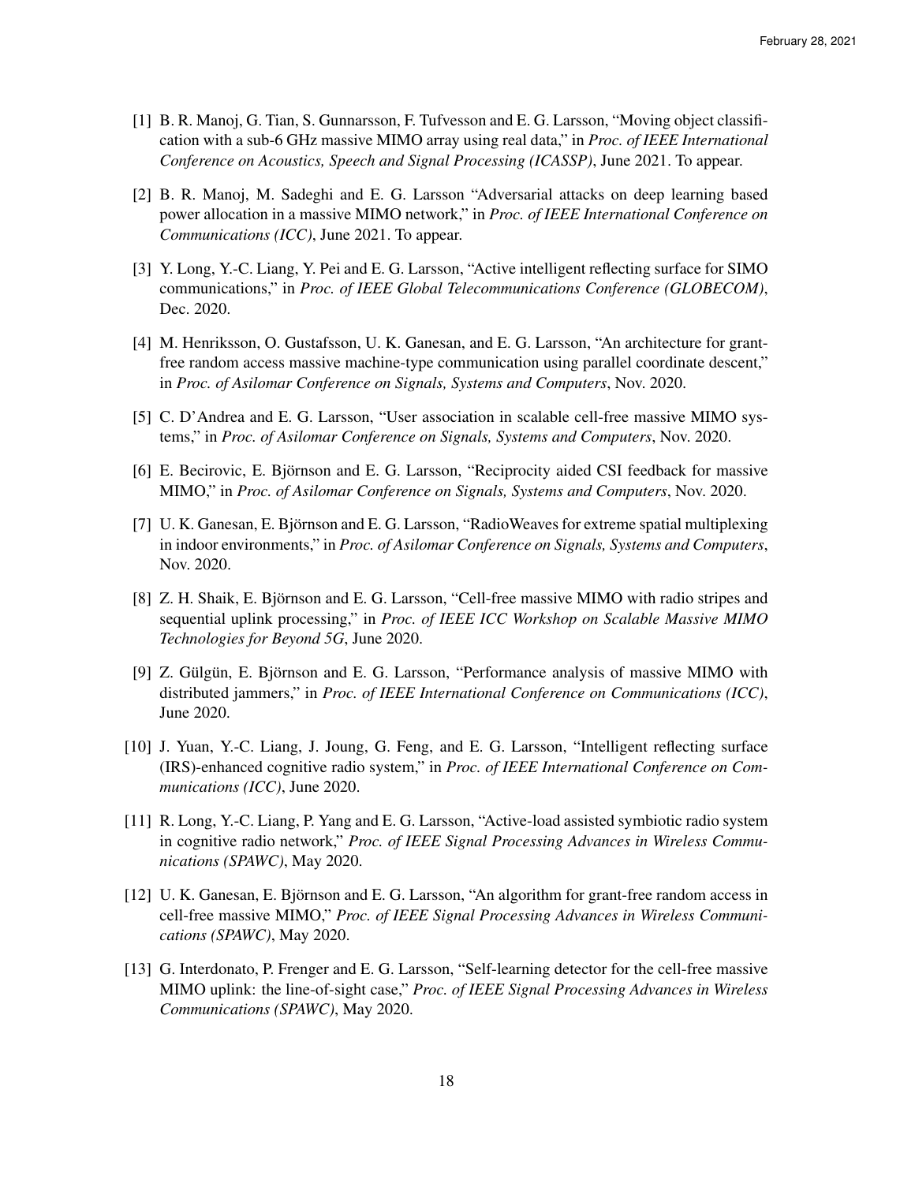[1] B. R. Manoj, G. Tian, S. Gunnarsson, F. Tufvesson and E. G. Larsson, "Moving object classification with a sub-6 GHz massive MIMO array using real data," in *Proc. of IEEE International Conference on Acoustics, Speech and Signal Processing (ICASSP)*, June 2021. To appear.

[2] B. R. Manoj, M. Sadeghi and E. G. Larsson "Adversarial attacks on deep learning based power allocation in a massive MIMO network," in *Proc. of IEEE International Conference on Communications (ICC)*, June 2021. To appear.

[3] Y. Long, Y.-C. Liang, Y. Pei and E. G. Larsson, "Active intelligent reflecting surface for SIMO communications," in *Proc. of IEEE Global Telecommunications Conference (GLOBECOM)*, Dec. 2020.

[4] M. Henriksson, O. Gustafsson, U. K. Ganesan, and E. G. Larsson, "An architecture for grant-free random access massive machine-type communication using parallel coordinate descent," in *Proc. of Asilomar Conference on Signals, Systems and Computers*, Nov. 2020.

[5] C. D'Andrea and E. G. Larsson, "User association in scalable cell-free massive MIMO systems," in *Proc. of Asilomar Conference on Signals, Systems and Computers*, Nov. 2020.

[6] E. Becirovic, E. Björnson and E. G. Larsson, "Reciprocity aided CSI feedback for massive MIMO," in *Proc. of Asilomar Conference on Signals, Systems and Computers*, Nov. 2020.

[7] U. K. Ganesan, E. Björnson and E. G. Larsson, "RadioWeaves for extreme spatial multiplexing in indoor environments," in *Proc. of Asilomar Conference on Signals, Systems and Computers*, Nov. 2020.

[8] Z. H. Shaik, E. Björnson and E. G. Larsson, "Cell-free massive MIMO with radio stripes and sequential uplink processing," in *Proc. of IEEE ICC Workshop on Scalable Massive MIMO Technologies for Beyond 5G*, June 2020.

[9] Z. Gülgün, E. Björnson and E. G. Larsson, "Performance analysis of massive MIMO with distributed jammers," in *Proc. of IEEE International Conference on Communications (ICC)*, June 2020.

[10] J. Yuan, Y.-C. Liang, J. Joung, G. Feng, and E. G. Larsson, "Intelligent reflecting surface (IRS)-enhanced cognitive radio system," in *Proc. of IEEE International Conference on Communications (ICC)*, June 2020.

[11] R. Long, Y.-C. Liang, P. Yang and E. G. Larsson, "Active-load assisted symbiotic radio system in cognitive radio network," *Proc. of IEEE Signal Processing Advances in Wireless Communications (SPAWC)*, May 2020.

[12] U. K. Ganesan, E. Björnson and E. G. Larsson, "An algorithm for grant-free random access in cell-free massive MIMO," *Proc. of IEEE Signal Processing Advances in Wireless Communications (SPAWC)*, May 2020.

[13] G. Interdonato, P. Frenger and E. G. Larsson, "Self-learning detector for the cell-free massive MIMO uplink: the line-of-sight case," *Proc. of IEEE Signal Processing Advances in Wireless Communications (SPAWC)*, May 2020.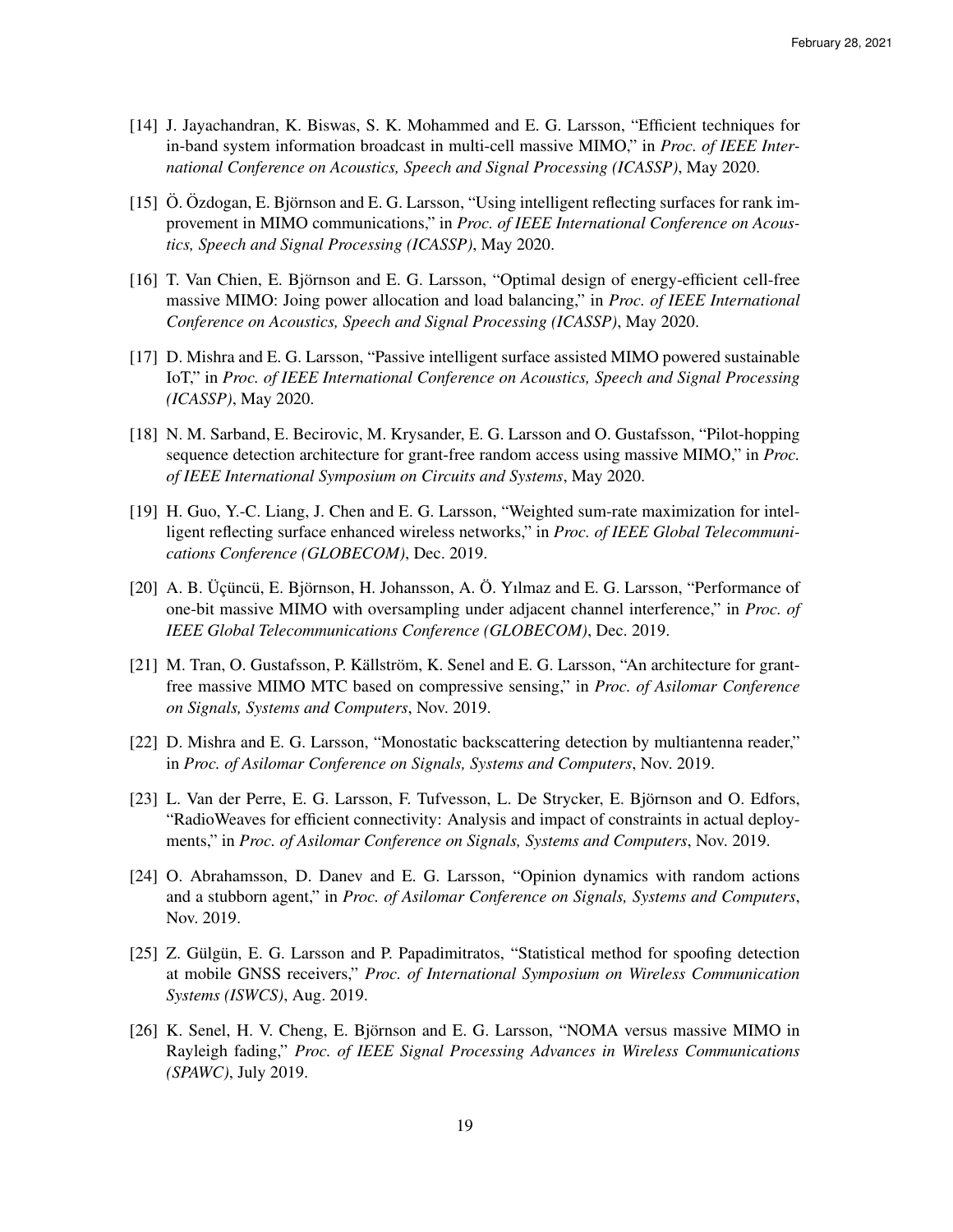[14] J. Jayachandran, K. Biswas, S. K. Mohammed and E. G. Larsson, "Efficient techniques for in-band system information broadcast in multi-cell massive MIMO," in *Proc. of IEEE International Conference on Acoustics, Speech and Signal Processing (ICASSP)*, May 2020.

[15] Ö. Özdogan, E. Björnson and E. G. Larsson, "Using intelligent reflecting surfaces for rank improvement in MIMO communications," in *Proc. of IEEE International Conference on Acoustics, Speech and Signal Processing (ICASSP)*, May 2020.

[16] T. Van Chien, E. Björnson and E. G. Larsson, "Optimal design of energy-efficient cell-free massive MIMO: Joing power allocation and load balancing," in *Proc. of IEEE International Conference on Acoustics, Speech and Signal Processing (ICASSP)*, May 2020.

[17] D. Mishra and E. G. Larsson, "Passive intelligent surface assisted MIMO powered sustainable IoT," in *Proc. of IEEE International Conference on Acoustics, Speech and Signal Processing (ICASSP)*, May 2020.

[18] N. M. Sarband, E. Becirovic, M. Krysander, E. G. Larsson and O. Gustafsson, "Pilot-hopping sequence detection architecture for grant-free random access using massive MIMO," in *Proc. of IEEE International Symposium on Circuits and Systems*, May 2020.

[19] H. Guo, Y.-C. Liang, J. Chen and E. G. Larsson, "Weighted sum-rate maximization for intelligent reflecting surface enhanced wireless networks," in *Proc. of IEEE Global Telecommunications Conference (GLOBECOM)*, Dec. 2019.

[20] A. B. Üçüncü, E. Björnson, H. Johansson, A. Ö. Yılmaz and E. G. Larsson, "Performance of one-bit massive MIMO with oversampling under adjacent channel interference," in *Proc. of IEEE Global Telecommunications Conference (GLOBECOM)*, Dec. 2019.

[21] M. Tran, O. Gustafsson, P. Källström, K. Senel and E. G. Larsson, "An architecture for grant-free massive MIMO MTC based on compressive sensing," in *Proc. of Asilomar Conference on Signals, Systems and Computers*, Nov. 2019.

[22] D. Mishra and E. G. Larsson, "Monostatic backscattering detection by multiantenna reader," in *Proc. of Asilomar Conference on Signals, Systems and Computers*, Nov. 2019.

[23] L. Van der Perre, E. G. Larsson, F. Tufvesson, L. De Strycker, E. Björnson and O. Edfors, "RadioWeaves for efficient connectivity: Analysis and impact of constraints in actual deployments," in *Proc. of Asilomar Conference on Signals, Systems and Computers*, Nov. 2019.

[24] O. Abrahamsson, D. Danev and E. G. Larsson, "Opinion dynamics with random actions and a stubborn agent," in *Proc. of Asilomar Conference on Signals, Systems and Computers*, Nov. 2019.

[25] Z. Gülgün, E. G. Larsson and P. Papadimitratos, "Statistical method for spoofing detection at mobile GNSS receivers," *Proc. of International Symposium on Wireless Communication Systems (ISWCS)*, Aug. 2019.

[26] K. Senel, H. V. Cheng, E. Björnson and E. G. Larsson, "NOMA versus massive MIMO in Rayleigh fading," *Proc. of IEEE Signal Processing Advances in Wireless Communications (SPAWC)*, July 2019.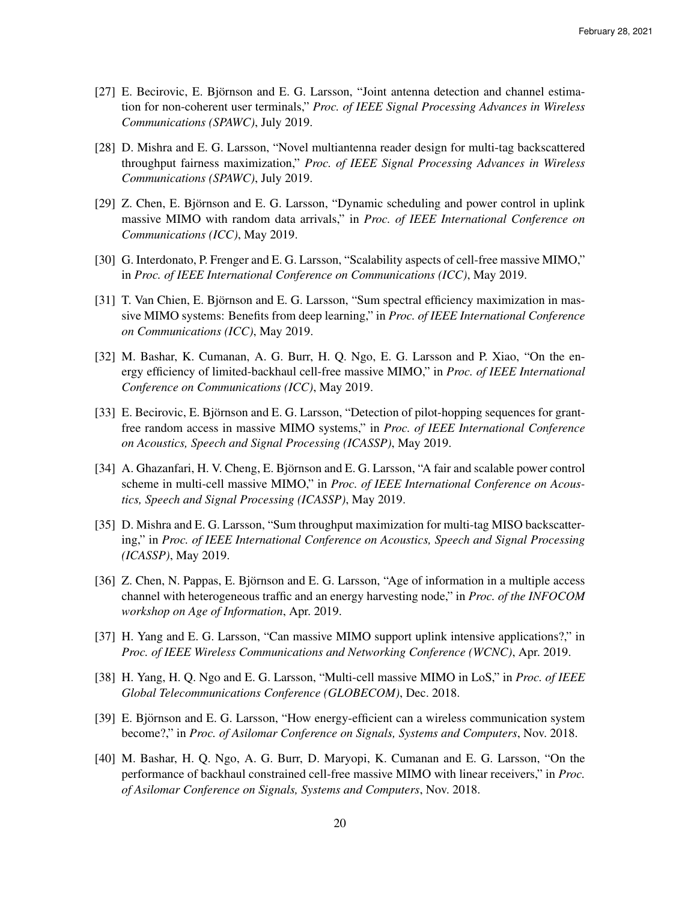[27] E. Becirovic, E. Björnson and E. G. Larsson, "Joint antenna detection and channel estimation for non-coherent user terminals," *Proc. of IEEE Signal Processing Advances in Wireless Communications (SPAWC)*, July 2019.

[28] D. Mishra and E. G. Larsson, "Novel multiantenna reader design for multi-tag backscattered throughput fairness maximization," *Proc. of IEEE Signal Processing Advances in Wireless Communications (SPAWC)*, July 2019.

[29] Z. Chen, E. Björnson and E. G. Larsson, "Dynamic scheduling and power control in uplink massive MIMO with random data arrivals," in *Proc. of IEEE International Conference on Communications (ICC)*, May 2019.

[30] G. Interdonato, P. Frenger and E. G. Larsson, "Scalability aspects of cell-free massive MIMO," in *Proc. of IEEE International Conference on Communications (ICC)*, May 2019.

[31] T. Van Chien, E. Björnson and E. G. Larsson, "Sum spectral efficiency maximization in massive MIMO systems: Benefits from deep learning," in *Proc. of IEEE International Conference on Communications (ICC)*, May 2019.

[32] M. Bashar, K. Cumanan, A. G. Burr, H. Q. Ngo, E. G. Larsson and P. Xiao, "On the energy efficiency of limited-backhaul cell-free massive MIMO," in *Proc. of IEEE International Conference on Communications (ICC)*, May 2019.

[33] E. Becirovic, E. Björnson and E. G. Larsson, "Detection of pilot-hopping sequences for grant-free random access in massive MIMO systems," in *Proc. of IEEE International Conference on Acoustics, Speech and Signal Processing (ICASSP)*, May 2019.

[34] A. Ghazanfari, H. V. Cheng, E. Björnson and E. G. Larsson, "A fair and scalable power control scheme in multi-cell massive MIMO," in *Proc. of IEEE International Conference on Acoustics, Speech and Signal Processing (ICASSP)*, May 2019.

[35] D. Mishra and E. G. Larsson, "Sum throughput maximization for multi-tag MISO backscattering," in *Proc. of IEEE International Conference on Acoustics, Speech and Signal Processing (ICASSP)*, May 2019.

[36] Z. Chen, N. Pappas, E. Björnson and E. G. Larsson, "Age of information in a multiple access channel with heterogeneous traffic and an energy harvesting node," in *Proc. of the INFOCOM workshop on Age of Information*, Apr. 2019.

[37] H. Yang and E. G. Larsson, "Can massive MIMO support uplink intensive applications?," in *Proc. of IEEE Wireless Communications and Networking Conference (WCNC)*, Apr. 2019.

[38] H. Yang, H. Q. Ngo and E. G. Larsson, "Multi-cell massive MIMO in LoS," in *Proc. of IEEE Global Telecommunications Conference (GLOBECOM)*, Dec. 2018.

[39] E. Björnson and E. G. Larsson, "How energy-efficient can a wireless communication system become?," in *Proc. of Asilomar Conference on Signals, Systems and Computers*, Nov. 2018.

[40] M. Bashar, H. Q. Ngo, A. G. Burr, D. Maryopi, K. Cumanan and E. G. Larsson, "On the performance of backhaul constrained cell-free massive MIMO with linear receivers," in *Proc. of Asilomar Conference on Signals, Systems and Computers*, Nov. 2018.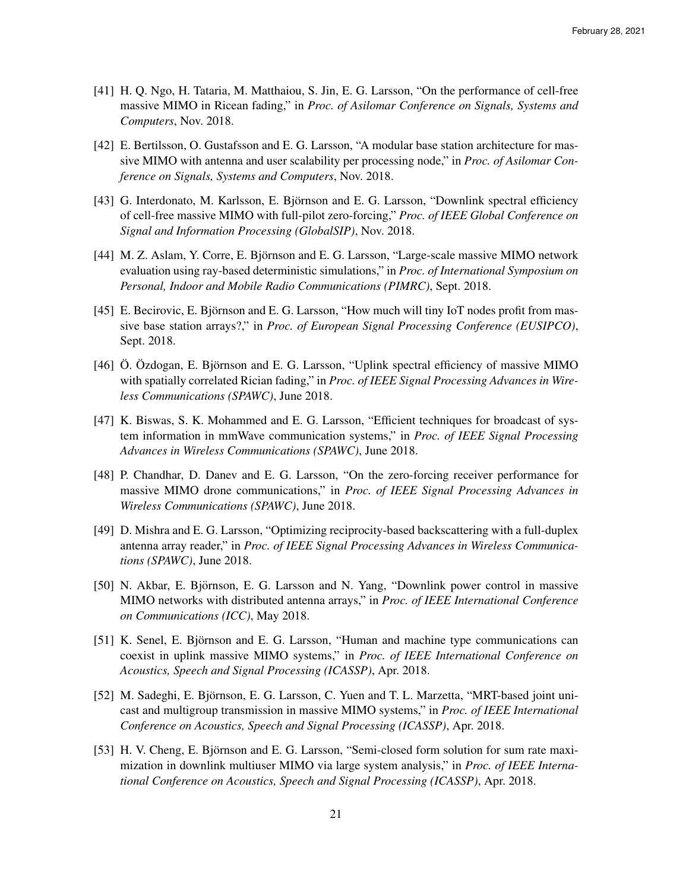[41] H. Q. Ngo, H. Tataria, M. Matthaiou, S. Jin, E. G. Larsson, "On the performance of cell-free massive MIMO in Ricean fading," in *Proc. of Asilomar Conference on Signals, Systems and Computers*, Nov. 2018.

[42] E. Bertilsson, O. Gustafsson and E. G. Larsson, "A modular base station architecture for massive MIMO with antenna and user scalability per processing node," in *Proc. of Asilomar Conference on Signals, Systems and Computers*, Nov. 2018.

[43] G. Interdonato, M. Karlsson, E. Björnson and E. G. Larsson, "Downlink spectral efficiency of cell-free massive MIMO with full-pilot zero-forcing," *Proc. of IEEE Global Conference on Signal and Information Processing (GlobalSIP)*, Nov. 2018.

[44] M. Z. Aslam, Y. Corre, E. Björnson and E. G. Larsson, "Large-scale massive MIMO network evaluation using ray-based deterministic simulations," in *Proc. of International Symposium on Personal, Indoor and Mobile Radio Communications (PIMRC)*, Sept. 2018.

[45] E. Becirovic, E. Björnson and E. G. Larsson, "How much will tiny IoT nodes profit from massive base station arrays?," in *Proc. of European Signal Processing Conference (EUSIPCO)*, Sept. 2018.

[46] Ö. Özdogan, E. Björnson and E. G. Larsson, "Uplink spectral efficiency of massive MIMO with spatially correlated Rician fading," in *Proc. of IEEE Signal Processing Advances in Wireless Communications (SPAWC)*, June 2018.

[47] K. Biswas, S. K. Mohammed and E. G. Larsson, "Efficient techniques for broadcast of system information in mmWave communication systems," in *Proc. of IEEE Signal Processing Advances in Wireless Communications (SPAWC)*, June 2018.

[48] P. Chandhar, D. Danev and E. G. Larsson, "On the zero-forcing receiver performance for massive MIMO drone communications," in *Proc. of IEEE Signal Processing Advances in Wireless Communications (SPAWC)*, June 2018.

[49] D. Mishra and E. G. Larsson, "Optimizing reciprocity-based backscattering with a full-duplex antenna array reader," in *Proc. of IEEE Signal Processing Advances in Wireless Communications (SPAWC)*, June 2018.

[50] N. Akbar, E. Björnson, E. G. Larsson and N. Yang, "Downlink power control in massive MIMO networks with distributed antenna arrays," in *Proc. of IEEE International Conference on Communications (ICC)*, May 2018.

[51] K. Senel, E. Björnson and E. G. Larsson, "Human and machine type communications can coexist in uplink massive MIMO systems," in *Proc. of IEEE International Conference on Acoustics, Speech and Signal Processing (ICASSP)*, Apr. 2018.

[52] M. Sadeghi, E. Björnson, E. G. Larsson, C. Yuen and T. L. Marzetta, "MRT-based joint unicast and multigroup transmission in massive MIMO systems," in *Proc. of IEEE International Conference on Acoustics, Speech and Signal Processing (ICASSP)*, Apr. 2018.

[53] H. V. Cheng, E. Björnson and E. G. Larsson, "Semi-closed form solution for sum rate maximization in downlink multiuser MIMO via large system analysis," in *Proc. of IEEE International Conference on Acoustics, Speech and Signal Processing (ICASSP)*, Apr. 2018.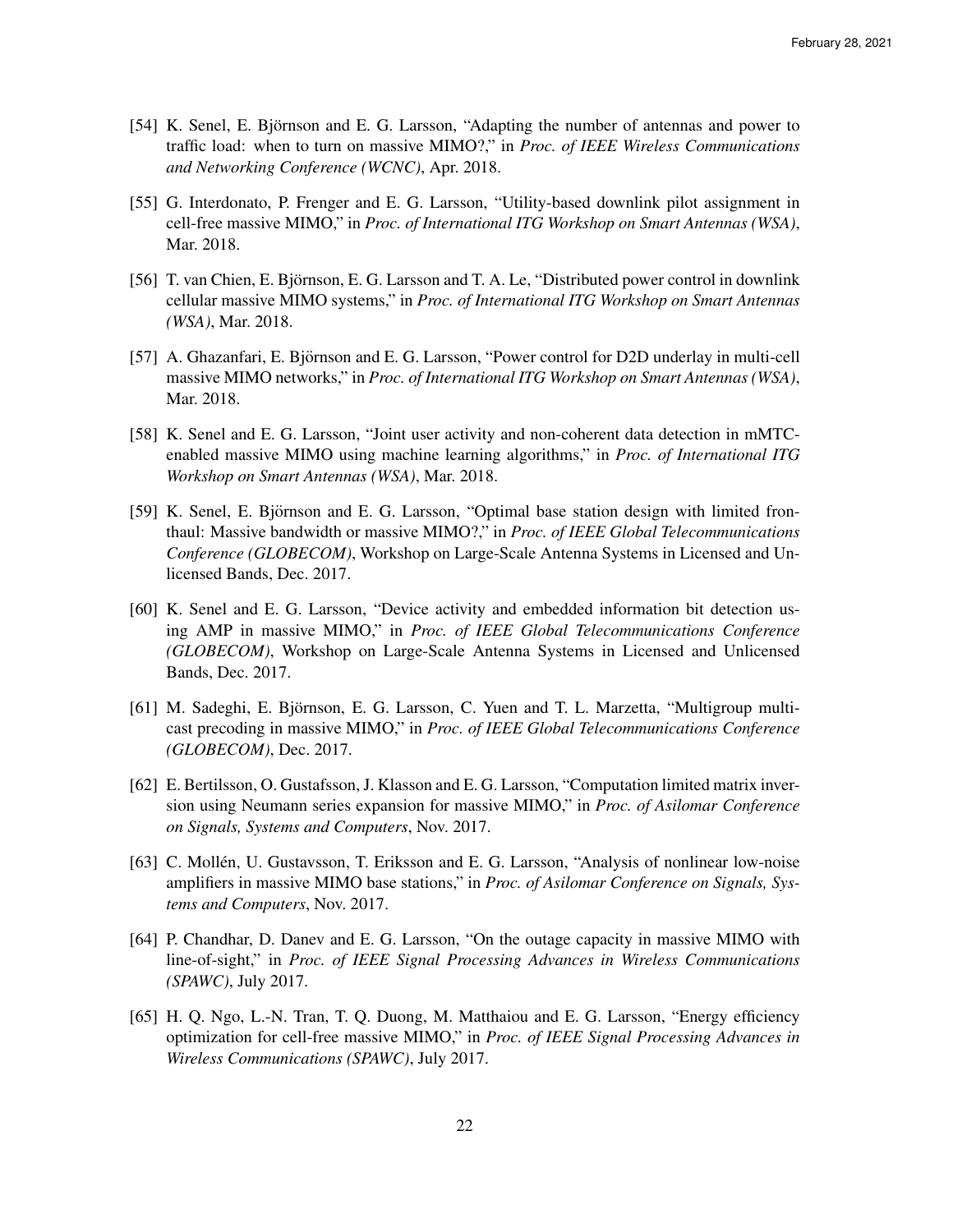[54] K. Senel, E. Björnson and E. G. Larsson, "Adapting the number of antennas and power to traffic load: when to turn on massive MIMO?," in *Proc. of IEEE Wireless Communications and Networking Conference (WCNC)*, Apr. 2018.

[55] G. Interdonato, P. Frenger and E. G. Larsson, "Utility-based downlink pilot assignment in cell-free massive MIMO," in *Proc. of International ITG Workshop on Smart Antennas (WSA)*, Mar. 2018.

[56] T. van Chien, E. Björnson, E. G. Larsson and T. A. Le, "Distributed power control in downlink cellular massive MIMO systems," in *Proc. of International ITG Workshop on Smart Antennas (WSA)*, Mar. 2018.

[57] A. Ghazanfari, E. Björnson and E. G. Larsson, "Power control for D2D underlay in multi-cell massive MIMO networks," in *Proc. of International ITG Workshop on Smart Antennas (WSA)*, Mar. 2018.

[58] K. Senel and E. G. Larsson, "Joint user activity and non-coherent data detection in mMTC-enabled massive MIMO using machine learning algorithms," in *Proc. of International ITG Workshop on Smart Antennas (WSA)*, Mar. 2018.

[59] K. Senel, E. Björnson and E. G. Larsson, "Optimal base station design with limited fronthaul: Massive bandwidth or massive MIMO?," in *Proc. of IEEE Global Telecommunications Conference (GLOBECOM)*, Workshop on Large-Scale Antenna Systems in Licensed and Unlicensed Bands, Dec. 2017.

[60] K. Senel and E. G. Larsson, "Device activity and embedded information bit detection using AMP in massive MIMO," in *Proc. of IEEE Global Telecommunications Conference (GLOBECOM)*, Workshop on Large-Scale Antenna Systems in Licensed and Unlicensed Bands, Dec. 2017.

[61] M. Sadeghi, E. Björnson, E. G. Larsson, C. Yuen and T. L. Marzetta, "Multigroup multicast precoding in massive MIMO," in *Proc. of IEEE Global Telecommunications Conference (GLOBECOM)*, Dec. 2017.

[62] E. Bertilsson, O. Gustafsson, J. Klasson and E. G. Larsson, "Computation limited matrix inversion using Neumann series expansion for massive MIMO," in *Proc. of Asilomar Conference on Signals, Systems and Computers*, Nov. 2017.

[63] C. Mollén, U. Gustavsson, T. Eriksson and E. G. Larsson, "Analysis of nonlinear low-noise amplifiers in massive MIMO base stations," in *Proc. of Asilomar Conference on Signals, Systems and Computers*, Nov. 2017.

[64] P. Chandhar, D. Danev and E. G. Larsson, "On the outage capacity in massive MIMO with line-of-sight," in *Proc. of IEEE Signal Processing Advances in Wireless Communications (SPAWC)*, July 2017.

[65] H. Q. Ngo, L.-N. Tran, T. Q. Duong, M. Matthaiou and E. G. Larsson, "Energy efficiency optimization for cell-free massive MIMO," in *Proc. of IEEE Signal Processing Advances in Wireless Communications (SPAWC)*, July 2017.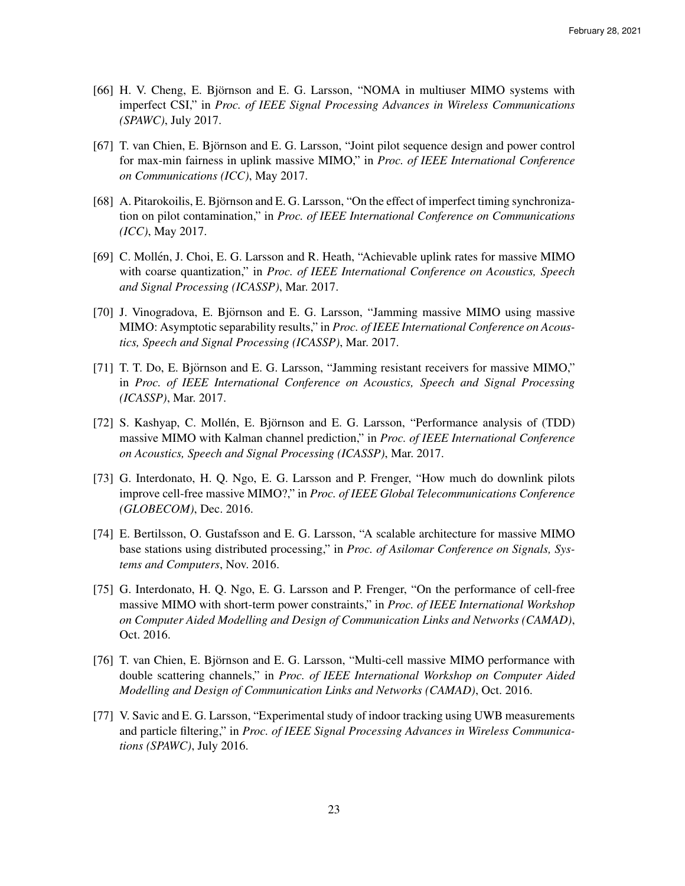[66] H. V. Cheng, E. Björnson and E. G. Larsson, "NOMA in multiuser MIMO systems with imperfect CSI," in *Proc. of IEEE Signal Processing Advances in Wireless Communications (SPAWC)*, July 2017.

[67] T. van Chien, E. Björnson and E. G. Larsson, "Joint pilot sequence design and power control for max-min fairness in uplink massive MIMO," in *Proc. of IEEE International Conference on Communications (ICC)*, May 2017.

[68] A. Pitarokoilis, E. Björnson and E. G. Larsson, "On the effect of imperfect timing synchronization on pilot contamination," in *Proc. of IEEE International Conference on Communications (ICC)*, May 2017.

[69] C. Mollén, J. Choi, E. G. Larsson and R. Heath, "Achievable uplink rates for massive MIMO with coarse quantization," in *Proc. of IEEE International Conference on Acoustics, Speech and Signal Processing (ICASSP)*, Mar. 2017.

[70] J. Vinogradova, E. Björnson and E. G. Larsson, "Jamming massive MIMO using massive MIMO: Asymptotic separability results," in *Proc. of IEEE International Conference on Acoustics, Speech and Signal Processing (ICASSP)*, Mar. 2017.

[71] T. T. Do, E. Björnson and E. G. Larsson, "Jamming resistant receivers for massive MIMO," in *Proc. of IEEE International Conference on Acoustics, Speech and Signal Processing (ICASSP)*, Mar. 2017.

[72] S. Kashyap, C. Mollén, E. Björnson and E. G. Larsson, "Performance analysis of (TDD) massive MIMO with Kalman channel prediction," in *Proc. of IEEE International Conference on Acoustics, Speech and Signal Processing (ICASSP)*, Mar. 2017.

[73] G. Interdonato, H. Q. Ngo, E. G. Larsson and P. Frenger, "How much do downlink pilots improve cell-free massive MIMO?," in *Proc. of IEEE Global Telecommunications Conference (GLOBECOM)*, Dec. 2016.

[74] E. Bertilsson, O. Gustafsson and E. G. Larsson, "A scalable architecture for massive MIMO base stations using distributed processing," in *Proc. of Asilomar Conference on Signals, Systems and Computers*, Nov. 2016.

[75] G. Interdonato, H. Q. Ngo, E. G. Larsson and P. Frenger, "On the performance of cell-free massive MIMO with short-term power constraints," in *Proc. of IEEE International Workshop on Computer Aided Modelling and Design of Communication Links and Networks (CAMAD)*, Oct. 2016.

[76] T. van Chien, E. Björnson and E. G. Larsson, "Multi-cell massive MIMO performance with double scattering channels," in *Proc. of IEEE International Workshop on Computer Aided Modelling and Design of Communication Links and Networks (CAMAD)*, Oct. 2016.

[77] V. Savic and E. G. Larsson, "Experimental study of indoor tracking using UWB measurements and particle filtering," in *Proc. of IEEE Signal Processing Advances in Wireless Communications (SPAWC)*, July 2016.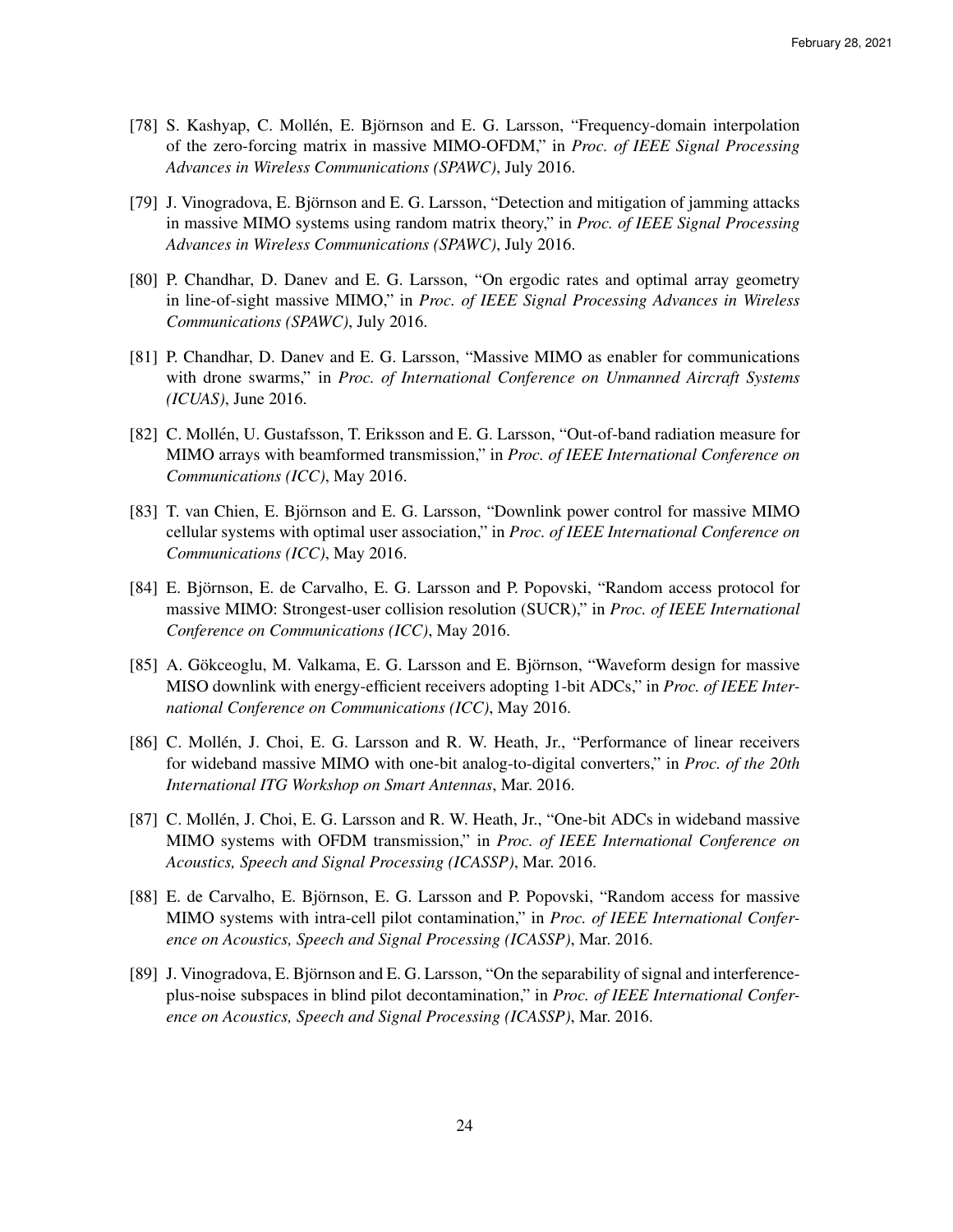[78] S. Kashyap, C. Mollén, E. Björnson and E. G. Larsson, "Frequency-domain interpolation of the zero-forcing matrix in massive MIMO-OFDM," in *Proc. of IEEE Signal Processing Advances in Wireless Communications (SPAWC)*, July 2016.

[79] J. Vinogradova, E. Björnson and E. G. Larsson, "Detection and mitigation of jamming attacks in massive MIMO systems using random matrix theory," in *Proc. of IEEE Signal Processing Advances in Wireless Communications (SPAWC)*, July 2016.

[80] P. Chandhar, D. Danev and E. G. Larsson, "On ergodic rates and optimal array geometry in line-of-sight massive MIMO," in *Proc. of IEEE Signal Processing Advances in Wireless Communications (SPAWC)*, July 2016.

[81] P. Chandhar, D. Danev and E. G. Larsson, "Massive MIMO as enabler for communications with drone swarms," in *Proc. of International Conference on Unmanned Aircraft Systems (ICUAS)*, June 2016.

[82] C. Mollén, U. Gustafsson, T. Eriksson and E. G. Larsson, "Out-of-band radiation measure for MIMO arrays with beamformed transmission," in *Proc. of IEEE International Conference on Communications (ICC)*, May 2016.

[83] T. van Chien, E. Björnson and E. G. Larsson, "Downlink power control for massive MIMO cellular systems with optimal user association," in *Proc. of IEEE International Conference on Communications (ICC)*, May 2016.

[84] E. Björnson, E. de Carvalho, E. G. Larsson and P. Popovski, "Random access protocol for massive MIMO: Strongest-user collision resolution (SUCR)," in *Proc. of IEEE International Conference on Communications (ICC)*, May 2016.

[85] A. Gökceoglu, M. Valkama, E. G. Larsson and E. Björnson, "Waveform design for massive MISO downlink with energy-efficient receivers adopting 1-bit ADCs," in *Proc. of IEEE International Conference on Communications (ICC)*, May 2016.

[86] C. Mollén, J. Choi, E. G. Larsson and R. W. Heath, Jr., "Performance of linear receivers for wideband massive MIMO with one-bit analog-to-digital converters," in *Proc. of the 20th International ITG Workshop on Smart Antennas*, Mar. 2016.

[87] C. Mollén, J. Choi, E. G. Larsson and R. W. Heath, Jr., "One-bit ADCs in wideband massive MIMO systems with OFDM transmission," in *Proc. of IEEE International Conference on Acoustics, Speech and Signal Processing (ICASSP)*, Mar. 2016.

[88] E. de Carvalho, E. Björnson, E. G. Larsson and P. Popovski, "Random access for massive MIMO systems with intra-cell pilot contamination," in *Proc. of IEEE International Conference on Acoustics, Speech and Signal Processing (ICASSP)*, Mar. 2016.

[89] J. Vinogradova, E. Björnson and E. G. Larsson, "On the separability of signal and interference-plus-noise subspaces in blind pilot decontamination," in *Proc. of IEEE International Conference on Acoustics, Speech and Signal Processing (ICASSP)*, Mar. 2016.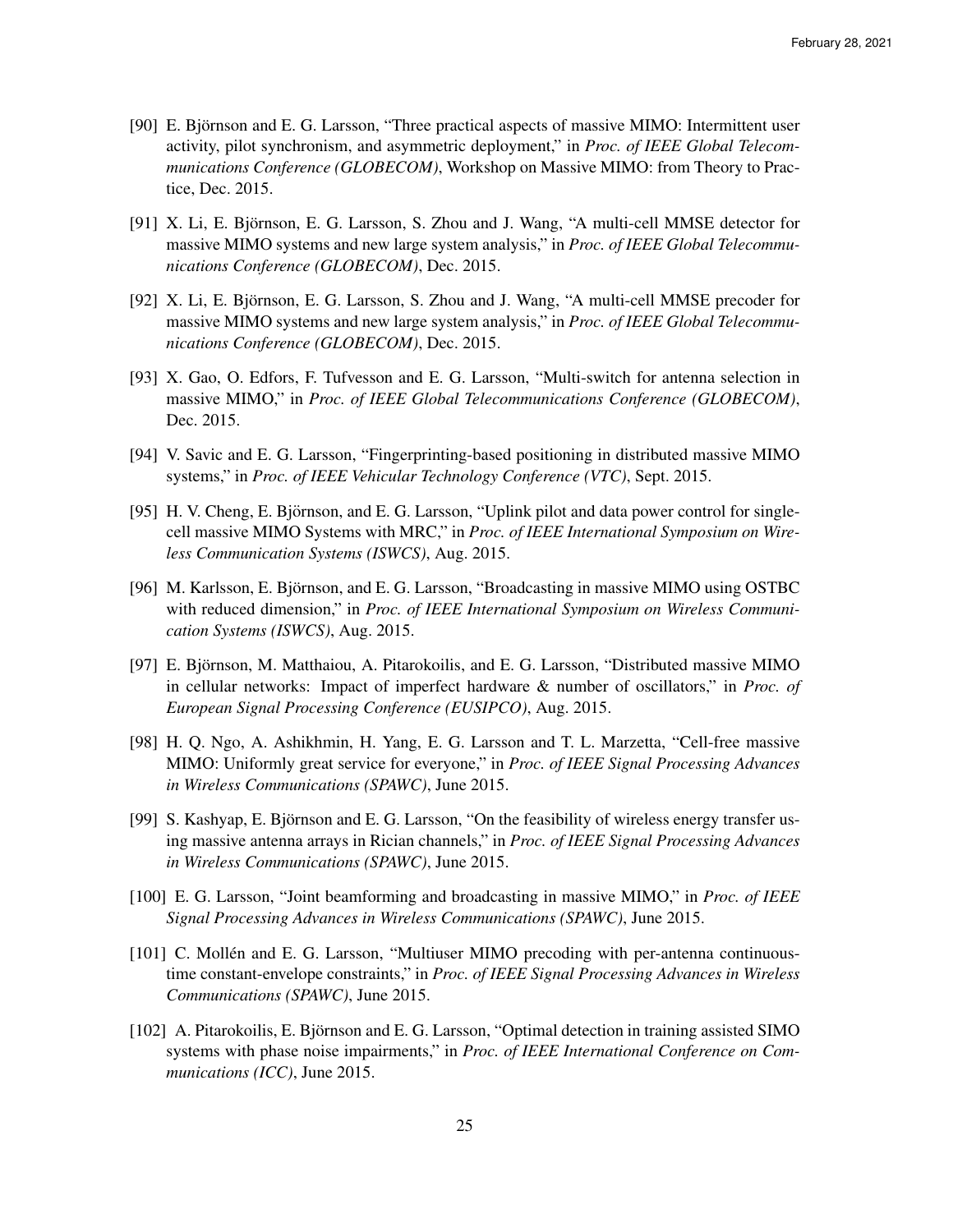[90] E. Björnson and E. G. Larsson, "Three practical aspects of massive MIMO: Intermittent user activity, pilot synchronism, and asymmetric deployment," in *Proc. of IEEE Global Telecommunications Conference (GLOBECOM)*, Workshop on Massive MIMO: from Theory to Practice, Dec. 2015.

[91] X. Li, E. Björnson, E. G. Larsson, S. Zhou and J. Wang, "A multi-cell MMSE detector for massive MIMO systems and new large system analysis," in *Proc. of IEEE Global Telecommunications Conference (GLOBECOM)*, Dec. 2015.

[92] X. Li, E. Björnson, E. G. Larsson, S. Zhou and J. Wang, "A multi-cell MMSE precoder for massive MIMO systems and new large system analysis," in *Proc. of IEEE Global Telecommunications Conference (GLOBECOM)*, Dec. 2015.

[93] X. Gao, O. Edfors, F. Tufvesson and E. G. Larsson, "Multi-switch for antenna selection in massive MIMO," in *Proc. of IEEE Global Telecommunications Conference (GLOBECOM)*, Dec. 2015.

[94] V. Savic and E. G. Larsson, "Fingerprinting-based positioning in distributed massive MIMO systems," in *Proc. of IEEE Vehicular Technology Conference (VTC)*, Sept. 2015.

[95] H. V. Cheng, E. Björnson, and E. G. Larsson, "Uplink pilot and data power control for single-cell massive MIMO Systems with MRC," in *Proc. of IEEE International Symposium on Wireless Communication Systems (ISWCS)*, Aug. 2015.

[96] M. Karlsson, E. Björnson, and E. G. Larsson, "Broadcasting in massive MIMO using OSTBC with reduced dimension," in *Proc. of IEEE International Symposium on Wireless Communication Systems (ISWCS)*, Aug. 2015.

[97] E. Björnson, M. Matthaiou, A. Pitarokoilis, and E. G. Larsson, "Distributed massive MIMO in cellular networks: Impact of imperfect hardware & number of oscillators," in *Proc. of European Signal Processing Conference (EUSIPCO)*, Aug. 2015.

[98] H. Q. Ngo, A. Ashikhmin, H. Yang, E. G. Larsson and T. L. Marzetta, "Cell-free massive MIMO: Uniformly great service for everyone," in *Proc. of IEEE Signal Processing Advances in Wireless Communications (SPAWC)*, June 2015.

[99] S. Kashyap, E. Björnson and E. G. Larsson, "On the feasibility of wireless energy transfer using massive antenna arrays in Rician channels," in *Proc. of IEEE Signal Processing Advances in Wireless Communications (SPAWC)*, June 2015.

[100] E. G. Larsson, "Joint beamforming and broadcasting in massive MIMO," in *Proc. of IEEE Signal Processing Advances in Wireless Communications (SPAWC)*, June 2015.

[101] C. Mollén and E. G. Larsson, "Multiuser MIMO precoding with per-antenna continuous-time constant-envelope constraints," in *Proc. of IEEE Signal Processing Advances in Wireless Communications (SPAWC)*, June 2015.

[102] A. Pitarokoilis, E. Björnson and E. G. Larsson, "Optimal detection in training assisted SIMO systems with phase noise impairments," in *Proc. of IEEE International Conference on Communications (ICC)*, June 2015.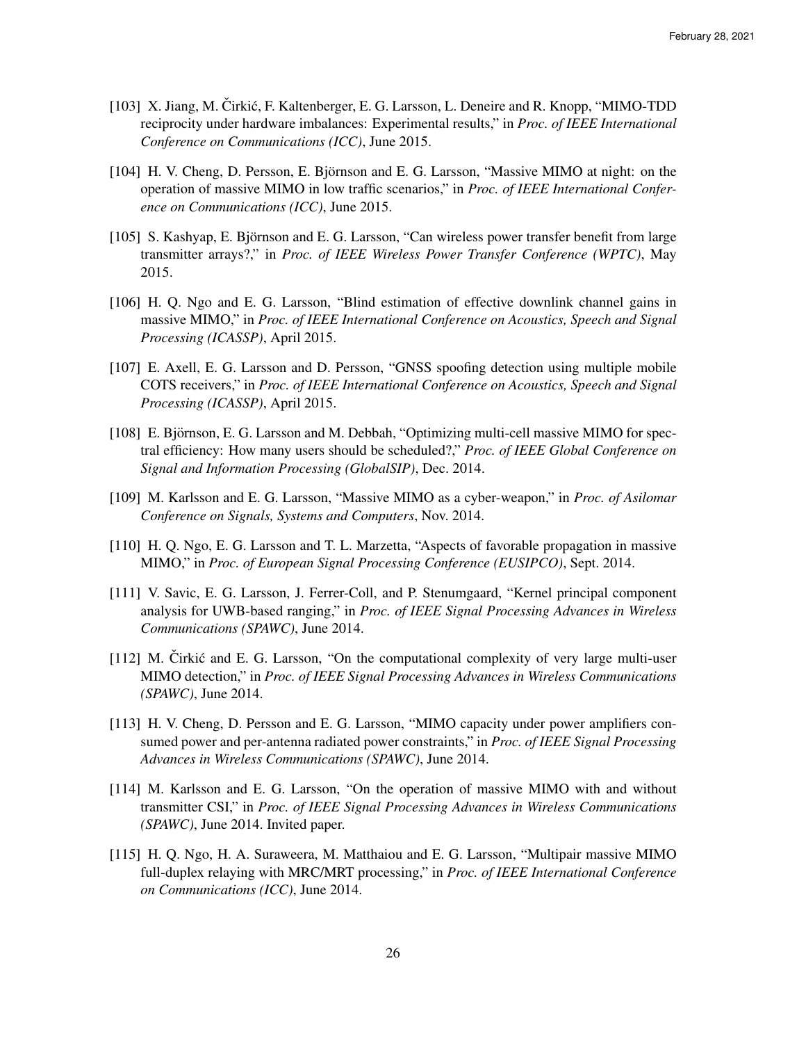[103] X. Jiang, M. Čirkić, F. Kaltenberger, E. G. Larsson, L. Deneire and R. Knopp, "MIMO-TDD reciprocity under hardware imbalances: Experimental results," in *Proc. of IEEE International Conference on Communications (ICC)*, June 2015.

[104] H. V. Cheng, D. Persson, E. Björnson and E. G. Larsson, "Massive MIMO at night: on the operation of massive MIMO in low traffic scenarios," in *Proc. of IEEE International Conference on Communications (ICC)*, June 2015.

[105] S. Kashyap, E. Björnson and E. G. Larsson, "Can wireless power transfer benefit from large transmitter arrays?," in *Proc. of IEEE Wireless Power Transfer Conference (WPTC)*, May 2015.

[106] H. Q. Ngo and E. G. Larsson, "Blind estimation of effective downlink channel gains in massive MIMO," in *Proc. of IEEE International Conference on Acoustics, Speech and Signal Processing (ICASSP)*, April 2015.

[107] E. Axell, E. G. Larsson and D. Persson, "GNSS spoofing detection using multiple mobile COTS receivers," in *Proc. of IEEE International Conference on Acoustics, Speech and Signal Processing (ICASSP)*, April 2015.

[108] E. Björnson, E. G. Larsson and M. Debbah, "Optimizing multi-cell massive MIMO for spectral efficiency: How many users should be scheduled?," *Proc. of IEEE Global Conference on Signal and Information Processing (GlobalSIP)*, Dec. 2014.

[109] M. Karlsson and E. G. Larsson, "Massive MIMO as a cyber-weapon," in *Proc. of Asilomar Conference on Signals, Systems and Computers*, Nov. 2014.

[110] H. Q. Ngo, E. G. Larsson and T. L. Marzetta, "Aspects of favorable propagation in massive MIMO," in *Proc. of European Signal Processing Conference (EUSIPCO)*, Sept. 2014.

[111] V. Savic, E. G. Larsson, J. Ferrer-Coll, and P. Stenumgaard, "Kernel principal component analysis for UWB-based ranging," in *Proc. of IEEE Signal Processing Advances in Wireless Communications (SPAWC)*, June 2014.

[112] M. Čirkić and E. G. Larsson, "On the computational complexity of very large multi-user MIMO detection," in *Proc. of IEEE Signal Processing Advances in Wireless Communications (SPAWC)*, June 2014.

[113] H. V. Cheng, D. Persson and E. G. Larsson, "MIMO capacity under power amplifiers consumed power and per-antenna radiated power constraints," in *Proc. of IEEE Signal Processing Advances in Wireless Communications (SPAWC)*, June 2014.

[114] M. Karlsson and E. G. Larsson, "On the operation of massive MIMO with and without transmitter CSI," in *Proc. of IEEE Signal Processing Advances in Wireless Communications (SPAWC)*, June 2014. Invited paper.

[115] H. Q. Ngo, H. A. Suraweera, M. Matthaiou and E. G. Larsson, "Multipair massive MIMO full-duplex relaying with MRC/MRT processing," in *Proc. of IEEE International Conference on Communications (ICC)*, June 2014.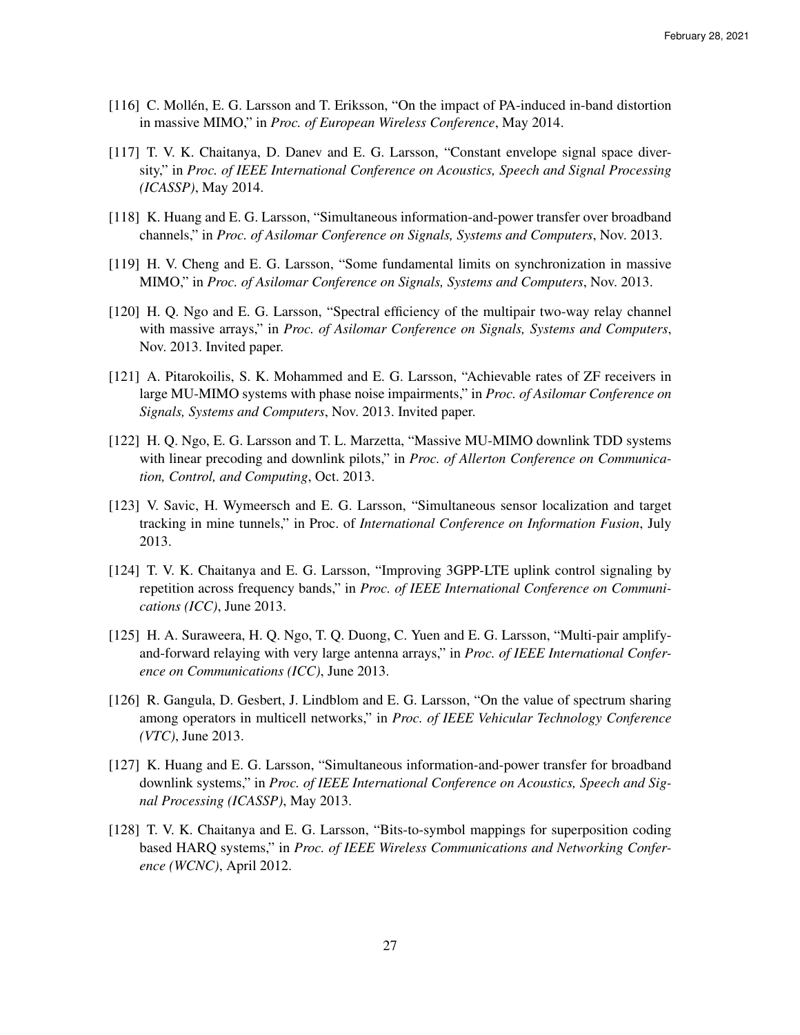[116] C. Mollén, E. G. Larsson and T. Eriksson, "On the impact of PA-induced in-band distortion in massive MIMO," in *Proc. of European Wireless Conference*, May 2014.

[117] T. V. K. Chaitanya, D. Danev and E. G. Larsson, "Constant envelope signal space diversity," in *Proc. of IEEE International Conference on Acoustics, Speech and Signal Processing (ICASSP)*, May 2014.

[118] K. Huang and E. G. Larsson, "Simultaneous information-and-power transfer over broadband channels," in *Proc. of Asilomar Conference on Signals, Systems and Computers*, Nov. 2013.

[119] H. V. Cheng and E. G. Larsson, "Some fundamental limits on synchronization in massive MIMO," in *Proc. of Asilomar Conference on Signals, Systems and Computers*, Nov. 2013.

[120] H. Q. Ngo and E. G. Larsson, "Spectral efficiency of the multipair two-way relay channel with massive arrays," in *Proc. of Asilomar Conference on Signals, Systems and Computers*, Nov. 2013. Invited paper.

[121] A. Pitarokoilis, S. K. Mohammed and E. G. Larsson, "Achievable rates of ZF receivers in large MU-MIMO systems with phase noise impairments," in *Proc. of Asilomar Conference on Signals, Systems and Computers*, Nov. 2013. Invited paper.

[122] H. Q. Ngo, E. G. Larsson and T. L. Marzetta, "Massive MU-MIMO downlink TDD systems with linear precoding and downlink pilots," in *Proc. of Allerton Conference on Communication, Control, and Computing*, Oct. 2013.

[123] V. Savic, H. Wymeersch and E. G. Larsson, "Simultaneous sensor localization and target tracking in mine tunnels," in Proc. of *International Conference on Information Fusion*, July 2013.

[124] T. V. K. Chaitanya and E. G. Larsson, "Improving 3GPP-LTE uplink control signaling by repetition across frequency bands," in *Proc. of IEEE International Conference on Communications (ICC)*, June 2013.

[125] H. A. Suraweera, H. Q. Ngo, T. Q. Duong, C. Yuen and E. G. Larsson, "Multi-pair amplify-and-forward relaying with very large antenna arrays," in *Proc. of IEEE International Conference on Communications (ICC)*, June 2013.

[126] R. Gangula, D. Gesbert, J. Lindblom and E. G. Larsson, "On the value of spectrum sharing among operators in multicell networks," in *Proc. of IEEE Vehicular Technology Conference (VTC)*, June 2013.

[127] K. Huang and E. G. Larsson, "Simultaneous information-and-power transfer for broadband downlink systems," in *Proc. of IEEE International Conference on Acoustics, Speech and Signal Processing (ICASSP)*, May 2013.

[128] T. V. K. Chaitanya and E. G. Larsson, "Bits-to-symbol mappings for superposition coding based HARQ systems," in *Proc. of IEEE Wireless Communications and Networking Conference (WCNC)*, April 2012.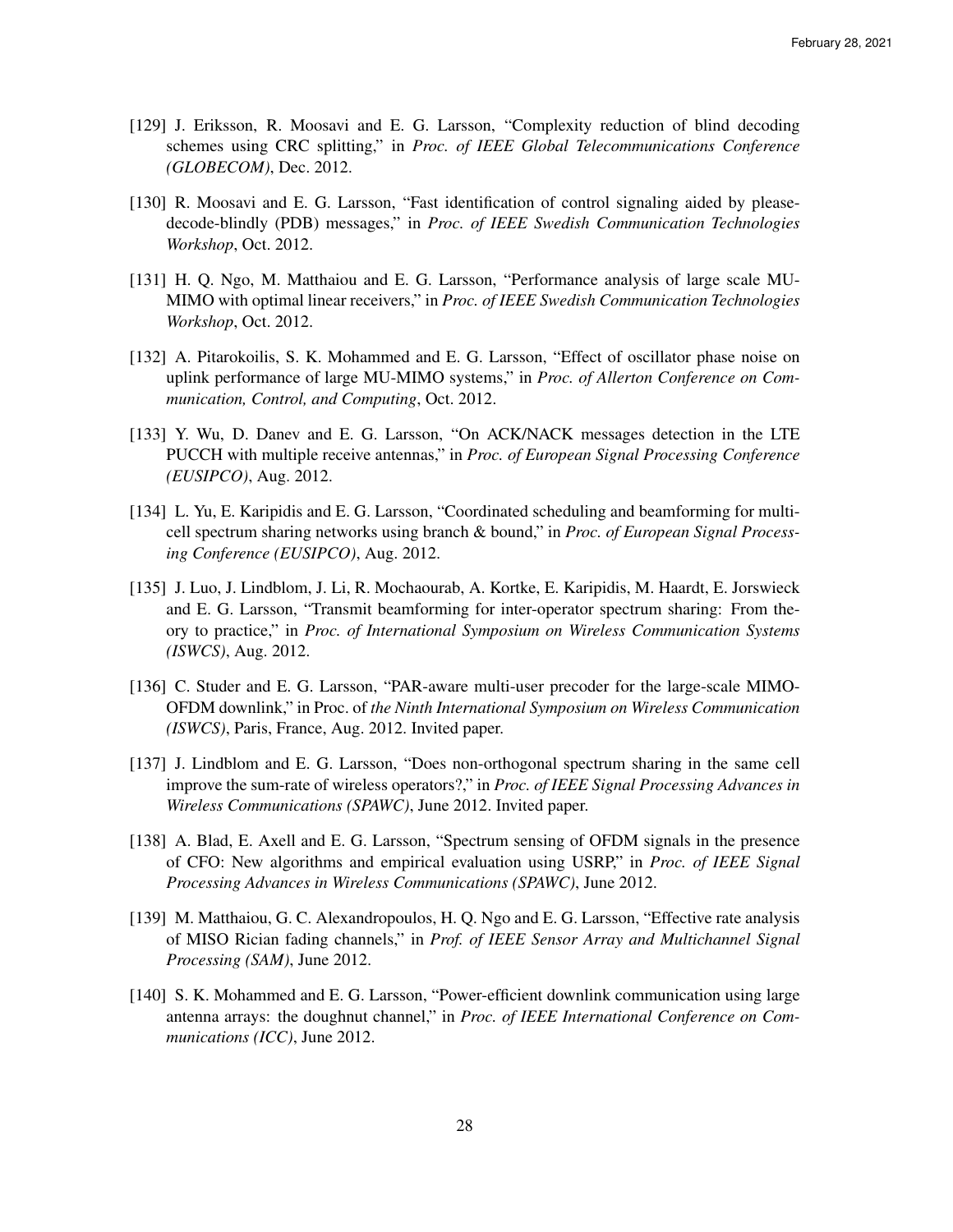[129] J. Eriksson, R. Moosavi and E. G. Larsson, "Complexity reduction of blind decoding schemes using CRC splitting," in *Proc. of IEEE Global Telecommunications Conference (GLOBECOM)*, Dec. 2012.

[130] R. Moosavi and E. G. Larsson, "Fast identification of control signaling aided by please-decode-blindly (PDB) messages," in *Proc. of IEEE Swedish Communication Technologies Workshop*, Oct. 2012.

[131] H. Q. Ngo, M. Matthaiou and E. G. Larsson, "Performance analysis of large scale MU-MIMO with optimal linear receivers," in *Proc. of IEEE Swedish Communication Technologies Workshop*, Oct. 2012.

[132] A. Pitarokoilis, S. K. Mohammed and E. G. Larsson, "Effect of oscillator phase noise on uplink performance of large MU-MIMO systems," in *Proc. of Allerton Conference on Communication, Control, and Computing*, Oct. 2012.

[133] Y. Wu, D. Danev and E. G. Larsson, "On ACK/NACK messages detection in the LTE PUCCH with multiple receive antennas," in *Proc. of European Signal Processing Conference (EUSIPCO)*, Aug. 2012.

[134] L. Yu, E. Karipidis and E. G. Larsson, "Coordinated scheduling and beamforming for multicell spectrum sharing networks using branch & bound," in *Proc. of European Signal Processing Conference (EUSIPCO)*, Aug. 2012.

[135] J. Luo, J. Lindblom, J. Li, R. Mochaourab, A. Kortke, E. Karipidis, M. Haardt, E. Jorswieck and E. G. Larsson, "Transmit beamforming for inter-operator spectrum sharing: From theory to practice," in *Proc. of International Symposium on Wireless Communication Systems (ISWCS)*, Aug. 2012.

[136] C. Studer and E. G. Larsson, "PAR-aware multi-user precoder for the large-scale MIMO-OFDM downlink," in Proc. of *the Ninth International Symposium on Wireless Communication (ISWCS)*, Paris, France, Aug. 2012. Invited paper.

[137] J. Lindblom and E. G. Larsson, "Does non-orthogonal spectrum sharing in the same cell improve the sum-rate of wireless operators?," in *Proc. of IEEE Signal Processing Advances in Wireless Communications (SPAWC)*, June 2012. Invited paper.

[138] A. Blad, E. Axell and E. G. Larsson, "Spectrum sensing of OFDM signals in the presence of CFO: New algorithms and empirical evaluation using USRP," in *Proc. of IEEE Signal Processing Advances in Wireless Communications (SPAWC)*, June 2012.

[139] M. Matthaiou, G. C. Alexandropoulos, H. Q. Ngo and E. G. Larsson, "Effective rate analysis of MISO Rician fading channels," in *Prof. of IEEE Sensor Array and Multichannel Signal Processing (SAM)*, June 2012.

[140] S. K. Mohammed and E. G. Larsson, "Power-efficient downlink communication using large antenna arrays: the doughnut channel," in *Proc. of IEEE International Conference on Communications (ICC)*, June 2012.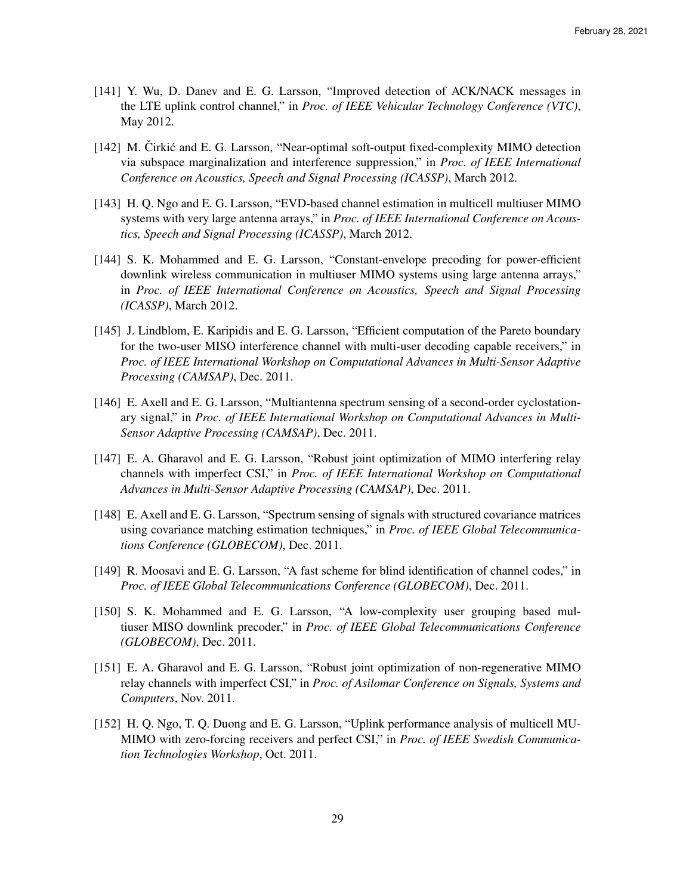[141] Y. Wu, D. Danev and E. G. Larsson, "Improved detection of ACK/NACK messages in the LTE uplink control channel," in *Proc. of IEEE Vehicular Technology Conference (VTC)*, May 2012.

[142] M. Čirkić and E. G. Larsson, "Near-optimal soft-output fixed-complexity MIMO detection via subspace marginalization and interference suppression," in *Proc. of IEEE International Conference on Acoustics, Speech and Signal Processing (ICASSP)*, March 2012.

[143] H. Q. Ngo and E. G. Larsson, "EVD-based channel estimation in multicell multiuser MIMO systems with very large antenna arrays," in *Proc. of IEEE International Conference on Acoustics, Speech and Signal Processing (ICASSP)*, March 2012.

[144] S. K. Mohammed and E. G. Larsson, "Constant-envelope precoding for power-efficient downlink wireless communication in multiuser MIMO systems using large antenna arrays," in *Proc. of IEEE International Conference on Acoustics, Speech and Signal Processing (ICASSP)*, March 2012.

[145] J. Lindblom, E. Karipidis and E. G. Larsson, "Efficient computation of the Pareto boundary for the two-user MISO interference channel with multi-user decoding capable receivers," in *Proc. of IEEE International Workshop on Computational Advances in Multi-Sensor Adaptive Processing (CAMSAP)*, Dec. 2011.

[146] E. Axell and E. G. Larsson, "Multiantenna spectrum sensing of a second-order cyclostationary signal," in *Proc. of IEEE International Workshop on Computational Advances in Multi-Sensor Adaptive Processing (CAMSAP)*, Dec. 2011.

[147] E. A. Gharavol and E. G. Larsson, "Robust joint optimization of MIMO interfering relay channels with imperfect CSI," in *Proc. of IEEE International Workshop on Computational Advances in Multi-Sensor Adaptive Processing (CAMSAP)*, Dec. 2011.

[148] E. Axell and E. G. Larsson, "Spectrum sensing of signals with structured covariance matrices using covariance matching estimation techniques," in *Proc. of IEEE Global Telecommunications Conference (GLOBECOM)*, Dec. 2011.

[149] R. Moosavi and E. G. Larsson, "A fast scheme for blind identification of channel codes," in *Proc. of IEEE Global Telecommunications Conference (GLOBECOM)*, Dec. 2011.

[150] S. K. Mohammed and E. G. Larsson, "A low-complexity user grouping based multiuser MISO downlink precoder," in *Proc. of IEEE Global Telecommunications Conference (GLOBECOM)*, Dec. 2011.

[151] E. A. Gharavol and E. G. Larsson, "Robust joint optimization of non-regenerative MIMO relay channels with imperfect CSI," in *Proc. of Asilomar Conference on Signals, Systems and Computers*, Nov. 2011.

[152] H. Q. Ngo, T. Q. Duong and E. G. Larsson, "Uplink performance analysis of multicell MU-MIMO with zero-forcing receivers and perfect CSI," in *Proc. of IEEE Swedish Communication Technologies Workshop*, Oct. 2011.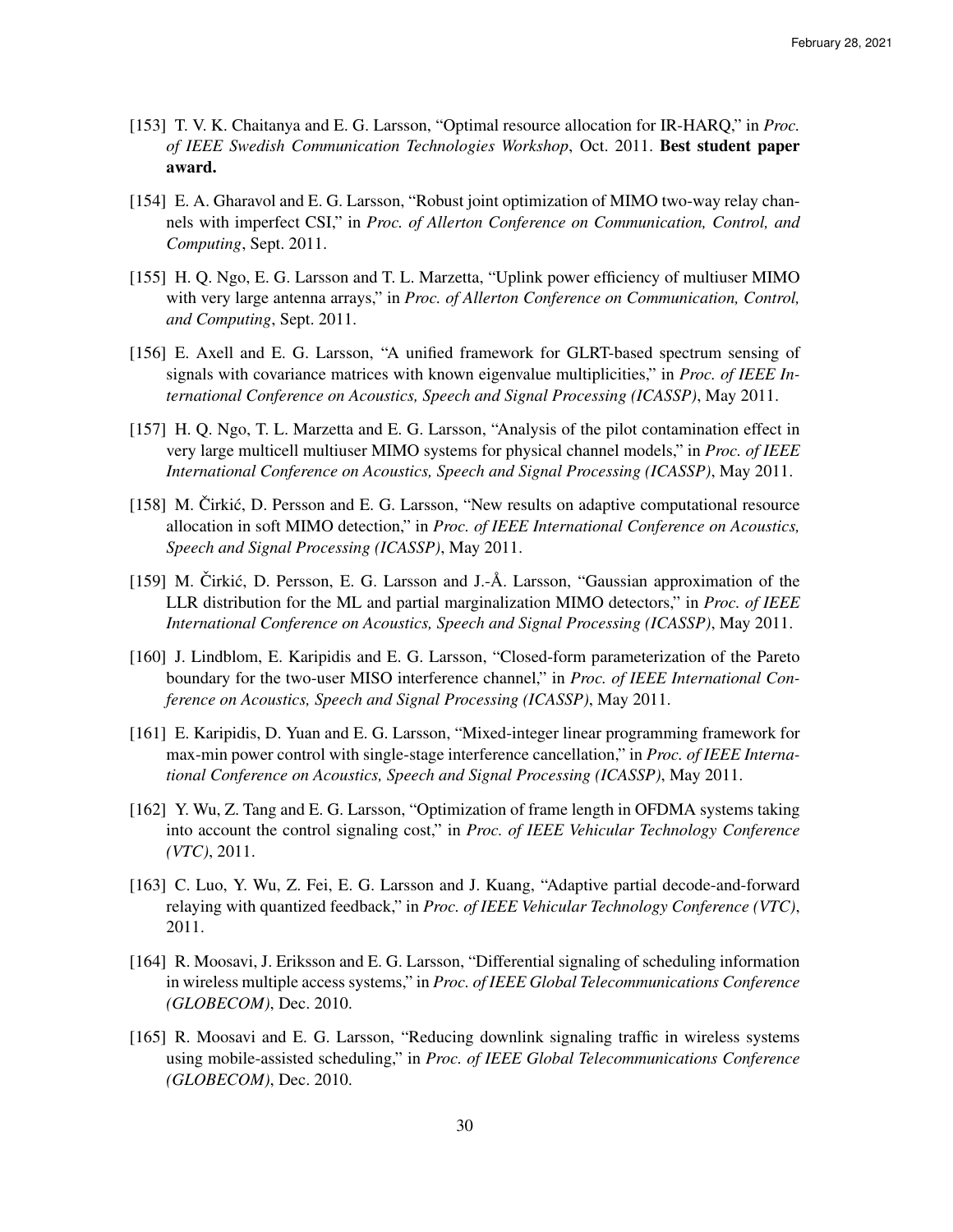[153] T. V. K. Chaitanya and E. G. Larsson, "Optimal resource allocation for IR-HARQ," in *Proc. of IEEE Swedish Communication Technologies Workshop*, Oct. 2011. **Best student paper award.**

[154] E. A. Gharavol and E. G. Larsson, "Robust joint optimization of MIMO two-way relay channels with imperfect CSI," in *Proc. of Allerton Conference on Communication, Control, and Computing*, Sept. 2011.

[155] H. Q. Ngo, E. G. Larsson and T. L. Marzetta, "Uplink power efficiency of multiuser MIMO with very large antenna arrays," in *Proc. of Allerton Conference on Communication, Control, and Computing*, Sept. 2011.

[156] E. Axell and E. G. Larsson, "A unified framework for GLRT-based spectrum sensing of signals with covariance matrices with known eigenvalue multiplicities," in *Proc. of IEEE International Conference on Acoustics, Speech and Signal Processing (ICASSP)*, May 2011.

[157] H. Q. Ngo, T. L. Marzetta and E. G. Larsson, "Analysis of the pilot contamination effect in very large multicell multiuser MIMO systems for physical channel models," in *Proc. of IEEE International Conference on Acoustics, Speech and Signal Processing (ICASSP)*, May 2011.

[158] M. Čirkić, D. Persson and E. G. Larsson, "New results on adaptive computational resource allocation in soft MIMO detection," in *Proc. of IEEE International Conference on Acoustics, Speech and Signal Processing (ICASSP)*, May 2011.

[159] M. Čirkić, D. Persson, E. G. Larsson and J.-Å. Larsson, "Gaussian approximation of the LLR distribution for the ML and partial marginalization MIMO detectors," in *Proc. of IEEE International Conference on Acoustics, Speech and Signal Processing (ICASSP)*, May 2011.

[160] J. Lindblom, E. Karipidis and E. G. Larsson, "Closed-form parameterization of the Pareto boundary for the two-user MISO interference channel," in *Proc. of IEEE International Conference on Acoustics, Speech and Signal Processing (ICASSP)*, May 2011.

[161] E. Karipidis, D. Yuan and E. G. Larsson, "Mixed-integer linear programming framework for max-min power control with single-stage interference cancellation," in *Proc. of IEEE International Conference on Acoustics, Speech and Signal Processing (ICASSP)*, May 2011.

[162] Y. Wu, Z. Tang and E. G. Larsson, "Optimization of frame length in OFDMA systems taking into account the control signaling cost," in *Proc. of IEEE Vehicular Technology Conference (VTC)*, 2011.

[163] C. Luo, Y. Wu, Z. Fei, E. G. Larsson and J. Kuang, "Adaptive partial decode-and-forward relaying with quantized feedback," in *Proc. of IEEE Vehicular Technology Conference (VTC)*, 2011.

[164] R. Moosavi, J. Eriksson and E. G. Larsson, "Differential signaling of scheduling information in wireless multiple access systems," in *Proc. of IEEE Global Telecommunications Conference (GLOBECOM)*, Dec. 2010.

[165] R. Moosavi and E. G. Larsson, "Reducing downlink signaling traffic in wireless systems using mobile-assisted scheduling," in *Proc. of IEEE Global Telecommunications Conference (GLOBECOM)*, Dec. 2010.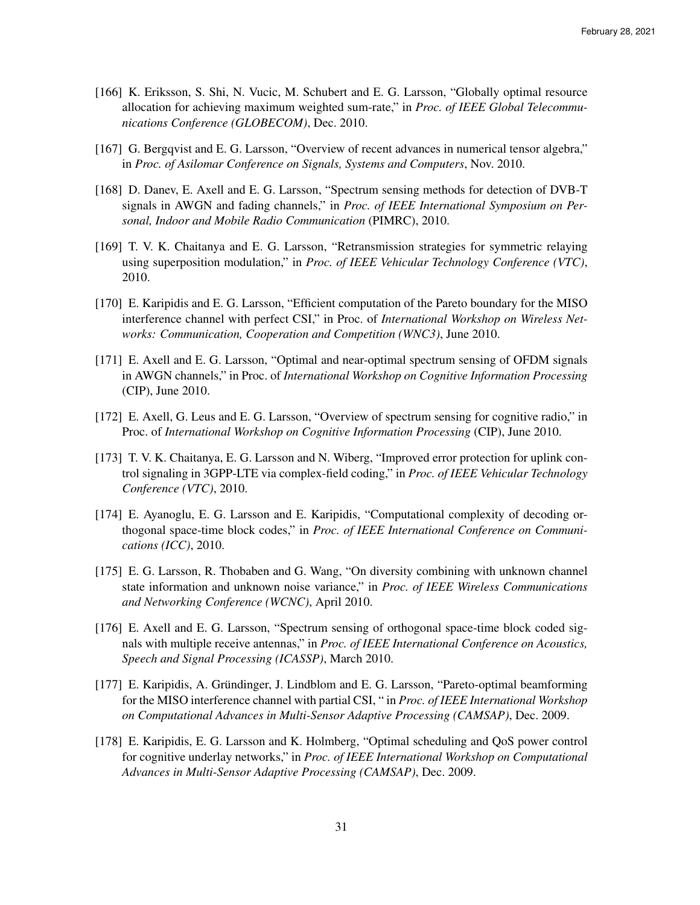[166] K. Eriksson, S. Shi, N. Vucic, M. Schubert and E. G. Larsson, "Globally optimal resource allocation for achieving maximum weighted sum-rate," in *Proc. of IEEE Global Telecommunications Conference (GLOBECOM)*, Dec. 2010.

[167] G. Bergqvist and E. G. Larsson, "Overview of recent advances in numerical tensor algebra," in *Proc. of Asilomar Conference on Signals, Systems and Computers*, Nov. 2010.

[168] D. Danev, E. Axell and E. G. Larsson, "Spectrum sensing methods for detection of DVB-T signals in AWGN and fading channels," in *Proc. of IEEE International Symposium on Personal, Indoor and Mobile Radio Communication* (PIMRC), 2010.

[169] T. V. K. Chaitanya and E. G. Larsson, "Retransmission strategies for symmetric relaying using superposition modulation," in *Proc. of IEEE Vehicular Technology Conference (VTC)*, 2010.

[170] E. Karipidis and E. G. Larsson, "Efficient computation of the Pareto boundary for the MISO interference channel with perfect CSI," in Proc. of *International Workshop on Wireless Networks: Communication, Cooperation and Competition (WNC3)*, June 2010.

[171] E. Axell and E. G. Larsson, "Optimal and near-optimal spectrum sensing of OFDM signals in AWGN channels," in Proc. of *International Workshop on Cognitive Information Processing* (CIP), June 2010.

[172] E. Axell, G. Leus and E. G. Larsson, "Overview of spectrum sensing for cognitive radio," in Proc. of *International Workshop on Cognitive Information Processing* (CIP), June 2010.

[173] T. V. K. Chaitanya, E. G. Larsson and N. Wiberg, "Improved error protection for uplink control signaling in 3GPP-LTE via complex-field coding," in *Proc. of IEEE Vehicular Technology Conference (VTC)*, 2010.

[174] E. Ayanoglu, E. G. Larsson and E. Karipidis, "Computational complexity of decoding orthogonal space-time block codes," in *Proc. of IEEE International Conference on Communications (ICC)*, 2010.

[175] E. G. Larsson, R. Thobaben and G. Wang, "On diversity combining with unknown channel state information and unknown noise variance," in *Proc. of IEEE Wireless Communications and Networking Conference (WCNC)*, April 2010.

[176] E. Axell and E. G. Larsson, "Spectrum sensing of orthogonal space-time block coded signals with multiple receive antennas," in *Proc. of IEEE International Conference on Acoustics, Speech and Signal Processing (ICASSP)*, March 2010.

[177] E. Karipidis, A. Gründinger, J. Lindblom and E. G. Larsson, "Pareto-optimal beamforming for the MISO interference channel with partial CSI, " in *Proc. of IEEE International Workshop on Computational Advances in Multi-Sensor Adaptive Processing (CAMSAP)*, Dec. 2009.

[178] E. Karipidis, E. G. Larsson and K. Holmberg, "Optimal scheduling and QoS power control for cognitive underlay networks," in *Proc. of IEEE International Workshop on Computational Advances in Multi-Sensor Adaptive Processing (CAMSAP)*, Dec. 2009.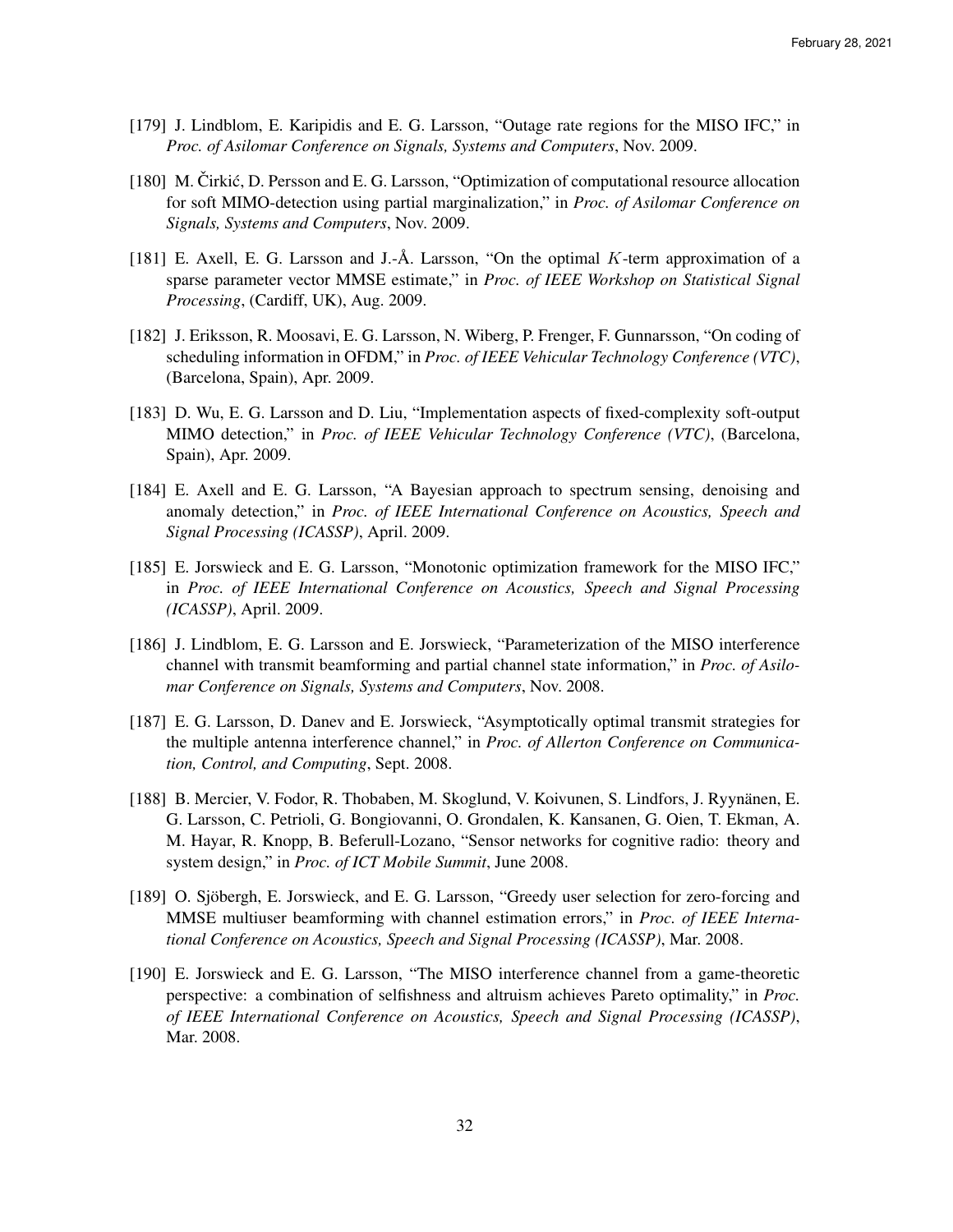[179] J. Lindblom, E. Karipidis and E. G. Larsson, "Outage rate regions for the MISO IFC," in *Proc. of Asilomar Conference on Signals, Systems and Computers*, Nov. 2009.

[180] M. Čirkić, D. Persson and E. G. Larsson, "Optimization of computational resource allocation for soft MIMO-detection using partial marginalization," in *Proc. of Asilomar Conference on Signals, Systems and Computers*, Nov. 2009.

[181] E. Axell, E. G. Larsson and J.-Å. Larsson, "On the optimal $K$-term approximation of a sparse parameter vector MMSE estimate," in *Proc. of IEEE Workshop on Statistical Signal Processing*, (Cardiff, UK), Aug. 2009.

[182] J. Eriksson, R. Moosavi, E. G. Larsson, N. Wiberg, P. Frenger, F. Gunnarsson, "On coding of scheduling information in OFDM," in *Proc. of IEEE Vehicular Technology Conference (VTC)*, (Barcelona, Spain), Apr. 2009.

[183] D. Wu, E. G. Larsson and D. Liu, "Implementation aspects of fixed-complexity soft-output MIMO detection," in *Proc. of IEEE Vehicular Technology Conference (VTC)*, (Barcelona, Spain), Apr. 2009.

[184] E. Axell and E. G. Larsson, "A Bayesian approach to spectrum sensing, denoising and anomaly detection," in *Proc. of IEEE International Conference on Acoustics, Speech and Signal Processing (ICASSP)*, April. 2009.

[185] E. Jorswieck and E. G. Larsson, "Monotonic optimization framework for the MISO IFC," in *Proc. of IEEE International Conference on Acoustics, Speech and Signal Processing (ICASSP)*, April. 2009.

[186] J. Lindblom, E. G. Larsson and E. Jorswieck, "Parameterization of the MISO interference channel with transmit beamforming and partial channel state information," in *Proc. of Asilomar Conference on Signals, Systems and Computers*, Nov. 2008.

[187] E. G. Larsson, D. Danev and E. Jorswieck, "Asymptotically optimal transmit strategies for the multiple antenna interference channel," in *Proc. of Allerton Conference on Communication, Control, and Computing*, Sept. 2008.

[188] B. Mercier, V. Fodor, R. Thobaben, M. Skoglund, V. Koivunen, S. Lindfors, J. Ryynänen, E. G. Larsson, C. Petrioli, G. Bongiovanni, O. Grondalen, K. Kansanen, G. Oien, T. Ekman, A. M. Hayar, R. Knopp, B. Beferull-Lozano, "Sensor networks for cognitive radio: theory and system design," in *Proc. of ICT Mobile Summit*, June 2008.

[189] O. Sjöbergh, E. Jorswieck, and E. G. Larsson, "Greedy user selection for zero-forcing and MMSE multiuser beamforming with channel estimation errors," in *Proc. of IEEE International Conference on Acoustics, Speech and Signal Processing (ICASSP)*, Mar. 2008.

[190] E. Jorswieck and E. G. Larsson, "The MISO interference channel from a game-theoretic perspective: a combination of selfishness and altruism achieves Pareto optimality," in *Proc. of IEEE International Conference on Acoustics, Speech and Signal Processing (ICASSP)*, Mar. 2008.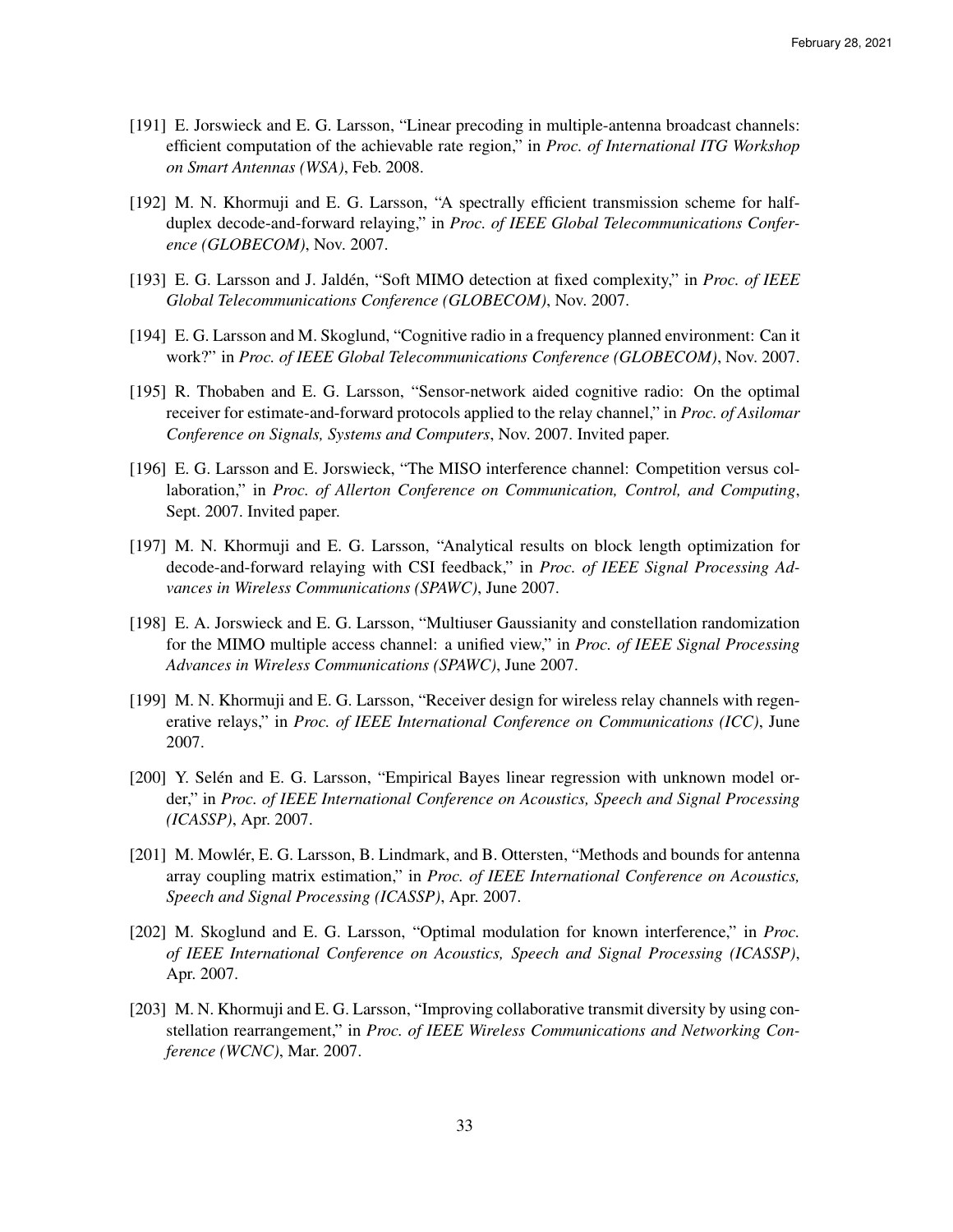[191] E. Jorswieck and E. G. Larsson, "Linear precoding in multiple-antenna broadcast channels: efficient computation of the achievable rate region," in *Proc. of International ITG Workshop on Smart Antennas (WSA)*, Feb. 2008.

[192] M. N. Khormuji and E. G. Larsson, "A spectrally efficient transmission scheme for half-duplex decode-and-forward relaying," in *Proc. of IEEE Global Telecommunications Conference (GLOBECOM)*, Nov. 2007.

[193] E. G. Larsson and J. Jaldén, "Soft MIMO detection at fixed complexity," in *Proc. of IEEE Global Telecommunications Conference (GLOBECOM)*, Nov. 2007.

[194] E. G. Larsson and M. Skoglund, "Cognitive radio in a frequency planned environment: Can it work?" in *Proc. of IEEE Global Telecommunications Conference (GLOBECOM)*, Nov. 2007.

[195] R. Thobaben and E. G. Larsson, "Sensor-network aided cognitive radio: On the optimal receiver for estimate-and-forward protocols applied to the relay channel," in *Proc. of Asilomar Conference on Signals, Systems and Computers*, Nov. 2007. Invited paper.

[196] E. G. Larsson and E. Jorswieck, "The MISO interference channel: Competition versus collaboration," in *Proc. of Allerton Conference on Communication, Control, and Computing*, Sept. 2007. Invited paper.

[197] M. N. Khormuji and E. G. Larsson, "Analytical results on block length optimization for decode-and-forward relaying with CSI feedback," in *Proc. of IEEE Signal Processing Advances in Wireless Communications (SPAWC)*, June 2007.

[198] E. A. Jorswieck and E. G. Larsson, "Multiuser Gaussianity and constellation randomization for the MIMO multiple access channel: a unified view," in *Proc. of IEEE Signal Processing Advances in Wireless Communications (SPAWC)*, June 2007.

[199] M. N. Khormuji and E. G. Larsson, "Receiver design for wireless relay channels with regenerative relays," in *Proc. of IEEE International Conference on Communications (ICC)*, June 2007.

[200] Y. Selén and E. G. Larsson, "Empirical Bayes linear regression with unknown model order," in *Proc. of IEEE International Conference on Acoustics, Speech and Signal Processing (ICASSP)*, Apr. 2007.

[201] M. Mowlér, E. G. Larsson, B. Lindmark, and B. Ottersten, "Methods and bounds for antenna array coupling matrix estimation," in *Proc. of IEEE International Conference on Acoustics, Speech and Signal Processing (ICASSP)*, Apr. 2007.

[202] M. Skoglund and E. G. Larsson, "Optimal modulation for known interference," in *Proc. of IEEE International Conference on Acoustics, Speech and Signal Processing (ICASSP)*, Apr. 2007.

[203] M. N. Khormuji and E. G. Larsson, "Improving collaborative transmit diversity by using constellation rearrangement," in *Proc. of IEEE Wireless Communications and Networking Conference (WCNC)*, Mar. 2007.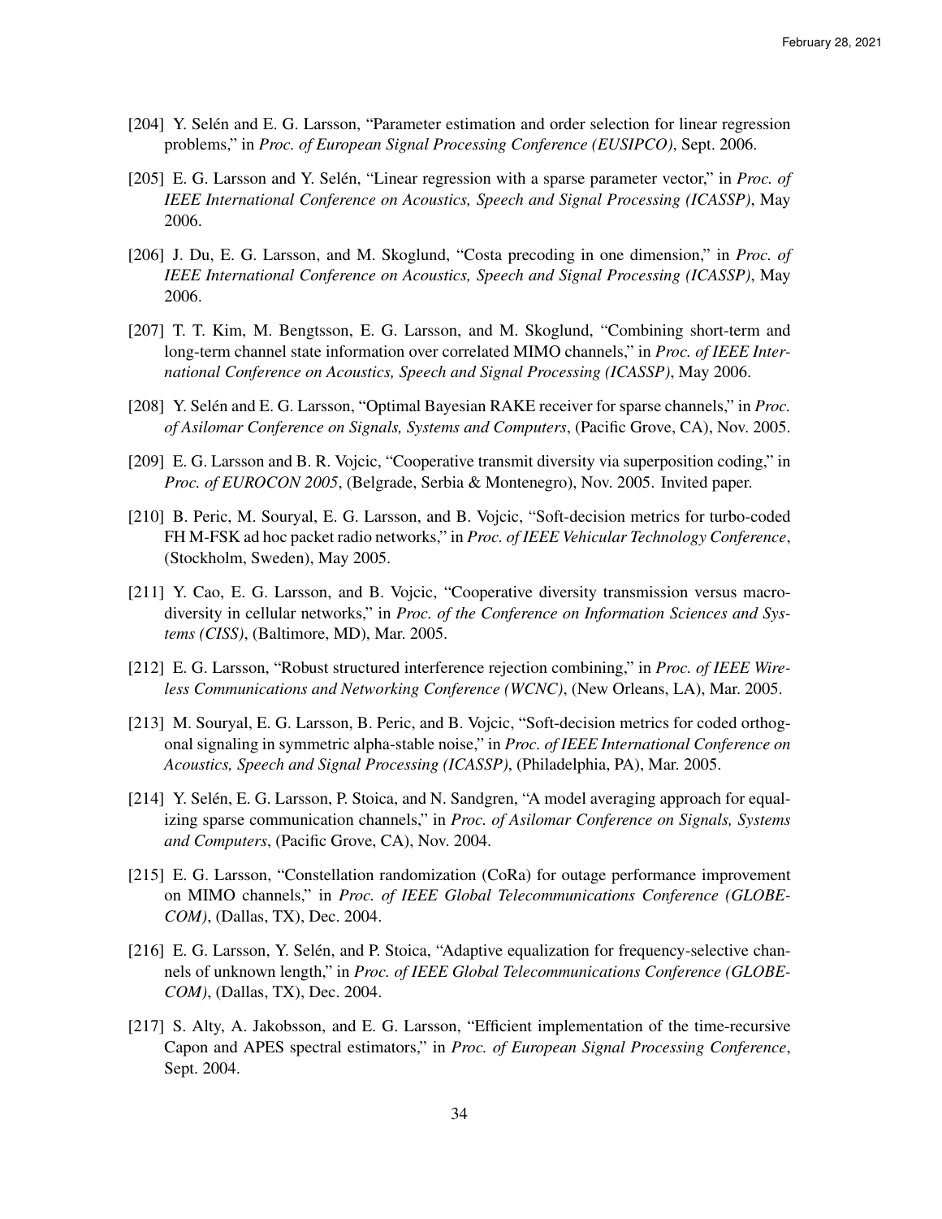[204] Y. Selén and E. G. Larsson, "Parameter estimation and order selection for linear regression problems," in *Proc. of European Signal Processing Conference (EUSIPCO)*, Sept. 2006.

[205] E. G. Larsson and Y. Selén, "Linear regression with a sparse parameter vector," in *Proc. of IEEE International Conference on Acoustics, Speech and Signal Processing (ICASSP)*, May 2006.

[206] J. Du, E. G. Larsson, and M. Skoglund, "Costa precoding in one dimension," in *Proc. of IEEE International Conference on Acoustics, Speech and Signal Processing (ICASSP)*, May 2006.

[207] T. T. Kim, M. Bengtsson, E. G. Larsson, and M. Skoglund, "Combining short-term and long-term channel state information over correlated MIMO channels," in *Proc. of IEEE International Conference on Acoustics, Speech and Signal Processing (ICASSP)*, May 2006.

[208] Y. Selén and E. G. Larsson, "Optimal Bayesian RAKE receiver for sparse channels," in *Proc. of Asilomar Conference on Signals, Systems and Computers*, (Pacific Grove, CA), Nov. 2005.

[209] E. G. Larsson and B. R. Vojcic, "Cooperative transmit diversity via superposition coding," in *Proc. of EUROCON 2005*, (Belgrade, Serbia & Montenegro), Nov. 2005. Invited paper.

[210] B. Peric, M. Souryal, E. G. Larsson, and B. Vojcic, "Soft-decision metrics for turbo-coded FH M-FSK ad hoc packet radio networks," in *Proc. of IEEE Vehicular Technology Conference*, (Stockholm, Sweden), May 2005.

[211] Y. Cao, E. G. Larsson, and B. Vojcic, "Cooperative diversity transmission versus macrodiversity in cellular networks," in *Proc. of the Conference on Information Sciences and Systems (CISS)*, (Baltimore, MD), Mar. 2005.

[212] E. G. Larsson, "Robust structured interference rejection combining," in *Proc. of IEEE Wireless Communications and Networking Conference (WCNC)*, (New Orleans, LA), Mar. 2005.

[213] M. Souryal, E. G. Larsson, B. Peric, and B. Vojcic, "Soft-decision metrics for coded orthogonal signaling in symmetric alpha-stable noise," in *Proc. of IEEE International Conference on Acoustics, Speech and Signal Processing (ICASSP)*, (Philadelphia, PA), Mar. 2005.

[214] Y. Selén, E. G. Larsson, P. Stoica, and N. Sandgren, "A model averaging approach for equalizing sparse communication channels," in *Proc. of Asilomar Conference on Signals, Systems and Computers*, (Pacific Grove, CA), Nov. 2004.

[215] E. G. Larsson, "Constellation randomization (CoRa) for outage performance improvement on MIMO channels," in *Proc. of IEEE Global Telecommunications Conference (GLOBECOM)*, (Dallas, TX), Dec. 2004.

[216] E. G. Larsson, Y. Selén, and P. Stoica, "Adaptive equalization for frequency-selective channels of unknown length," in *Proc. of IEEE Global Telecommunications Conference (GLOBECOM)*, (Dallas, TX), Dec. 2004.

[217] S. Alty, A. Jakobsson, and E. G. Larsson, "Efficient implementation of the time-recursive Capon and APES spectral estimators," in *Proc. of European Signal Processing Conference*, Sept. 2004.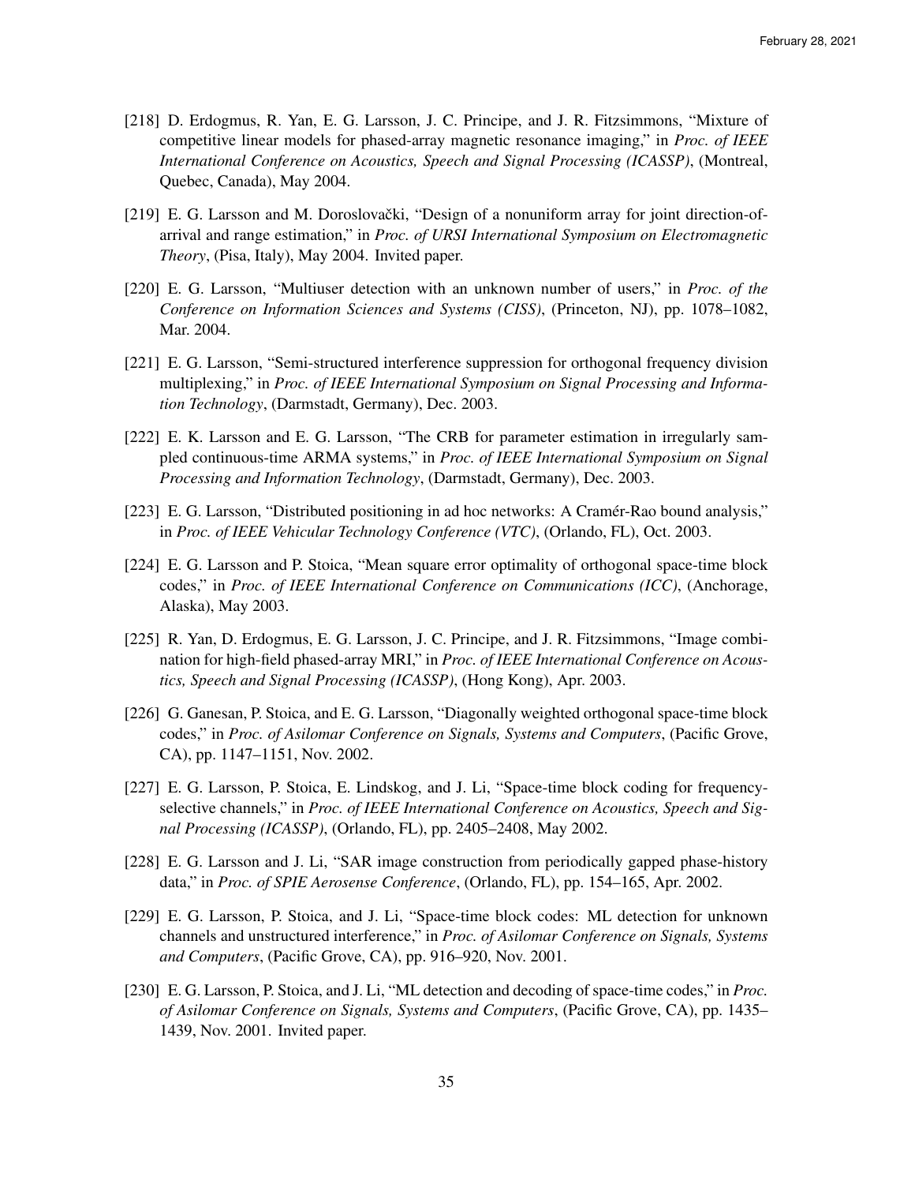[218] D. Erdogmus, R. Yan, E. G. Larsson, J. C. Principe, and J. R. Fitzsimmons, "Mixture of competitive linear models for phased-array magnetic resonance imaging," in *Proc. of IEEE International Conference on Acoustics, Speech and Signal Processing (ICASSP)*, (Montreal, Quebec, Canada), May 2004.

[219] E. G. Larsson and M. Doroslovački, "Design of a nonuniform array for joint direction-of-arrival and range estimation," in *Proc. of URSI International Symposium on Electromagnetic Theory*, (Pisa, Italy), May 2004. Invited paper.

[220] E. G. Larsson, "Multiuser detection with an unknown number of users," in *Proc. of the Conference on Information Sciences and Systems (CISS)*, (Princeton, NJ), pp. 1078–1082, Mar. 2004.

[221] E. G. Larsson, "Semi-structured interference suppression for orthogonal frequency division multiplexing," in *Proc. of IEEE International Symposium on Signal Processing and Information Technology*, (Darmstadt, Germany), Dec. 2003.

[222] E. K. Larsson and E. G. Larsson, "The CRB for parameter estimation in irregularly sampled continuous-time ARMA systems," in *Proc. of IEEE International Symposium on Signal Processing and Information Technology*, (Darmstadt, Germany), Dec. 2003.

[223] E. G. Larsson, "Distributed positioning in ad hoc networks: A Cramér-Rao bound analysis," in *Proc. of IEEE Vehicular Technology Conference (VTC)*, (Orlando, FL), Oct. 2003.

[224] E. G. Larsson and P. Stoica, "Mean square error optimality of orthogonal space-time block codes," in *Proc. of IEEE International Conference on Communications (ICC)*, (Anchorage, Alaska), May 2003.

[225] R. Yan, D. Erdogmus, E. G. Larsson, J. C. Principe, and J. R. Fitzsimmons, "Image combination for high-field phased-array MRI," in *Proc. of IEEE International Conference on Acoustics, Speech and Signal Processing (ICASSP)*, (Hong Kong), Apr. 2003.

[226] G. Ganesan, P. Stoica, and E. G. Larsson, "Diagonally weighted orthogonal space-time block codes," in *Proc. of Asilomar Conference on Signals, Systems and Computers*, (Pacific Grove, CA), pp. 1147–1151, Nov. 2002.

[227] E. G. Larsson, P. Stoica, E. Lindskog, and J. Li, "Space-time block coding for frequency-selective channels," in *Proc. of IEEE International Conference on Acoustics, Speech and Signal Processing (ICASSP)*, (Orlando, FL), pp. 2405–2408, May 2002.

[228] E. G. Larsson and J. Li, "SAR image construction from periodically gapped phase-history data," in *Proc. of SPIE Aerosense Conference*, (Orlando, FL), pp. 154–165, Apr. 2002.

[229] E. G. Larsson, P. Stoica, and J. Li, "Space-time block codes: ML detection for unknown channels and unstructured interference," in *Proc. of Asilomar Conference on Signals, Systems and Computers*, (Pacific Grove, CA), pp. 916–920, Nov. 2001.

[230] E. G. Larsson, P. Stoica, and J. Li, "ML detection and decoding of space-time codes," in *Proc. of Asilomar Conference on Signals, Systems and Computers*, (Pacific Grove, CA), pp. 1435–1439, Nov. 2001. Invited paper.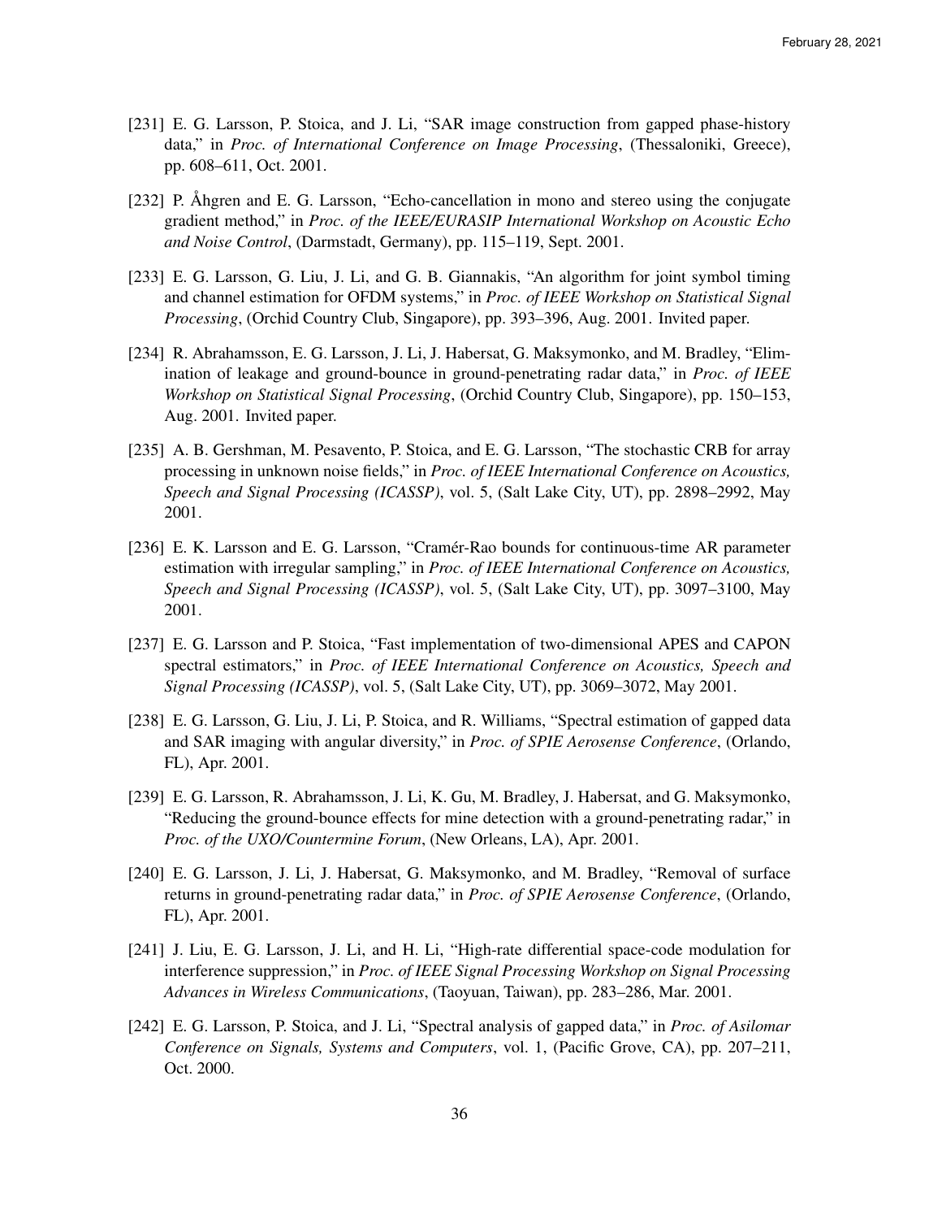[231] E. G. Larsson, P. Stoica, and J. Li, "SAR image construction from gapped phase-history data," in *Proc. of International Conference on Image Processing*, (Thessaloniki, Greece), pp. 608–611, Oct. 2001.

[232] P. Åhgren and E. G. Larsson, "Echo-cancellation in mono and stereo using the conjugate gradient method," in *Proc. of the IEEE/EURASIP International Workshop on Acoustic Echo and Noise Control*, (Darmstadt, Germany), pp. 115–119, Sept. 2001.

[233] E. G. Larsson, G. Liu, J. Li, and G. B. Giannakis, "An algorithm for joint symbol timing and channel estimation for OFDM systems," in *Proc. of IEEE Workshop on Statistical Signal Processing*, (Orchid Country Club, Singapore), pp. 393–396, Aug. 2001. Invited paper.

[234] R. Abrahamsson, E. G. Larsson, J. Li, J. Habersat, G. Maksymonko, and M. Bradley, "Elimination of leakage and ground-bounce in ground-penetrating radar data," in *Proc. of IEEE Workshop on Statistical Signal Processing*, (Orchid Country Club, Singapore), pp. 150–153, Aug. 2001. Invited paper.

[235] A. B. Gershman, M. Pesavento, P. Stoica, and E. G. Larsson, "The stochastic CRB for array processing in unknown noise fields," in *Proc. of IEEE International Conference on Acoustics, Speech and Signal Processing (ICASSP)*, vol. 5, (Salt Lake City, UT), pp. 2898–2992, May 2001.

[236] E. K. Larsson and E. G. Larsson, "Cramér-Rao bounds for continuous-time AR parameter estimation with irregular sampling," in *Proc. of IEEE International Conference on Acoustics, Speech and Signal Processing (ICASSP)*, vol. 5, (Salt Lake City, UT), pp. 3097–3100, May 2001.

[237] E. G. Larsson and P. Stoica, "Fast implementation of two-dimensional APES and CAPON spectral estimators," in *Proc. of IEEE International Conference on Acoustics, Speech and Signal Processing (ICASSP)*, vol. 5, (Salt Lake City, UT), pp. 3069–3072, May 2001.

[238] E. G. Larsson, G. Liu, J. Li, P. Stoica, and R. Williams, "Spectral estimation of gapped data and SAR imaging with angular diversity," in *Proc. of SPIE Aerosense Conference*, (Orlando, FL), Apr. 2001.

[239] E. G. Larsson, R. Abrahamsson, J. Li, K. Gu, M. Bradley, J. Habersat, and G. Maksymonko, "Reducing the ground-bounce effects for mine detection with a ground-penetrating radar," in *Proc. of the UXO/Countermine Forum*, (New Orleans, LA), Apr. 2001.

[240] E. G. Larsson, J. Li, J. Habersat, G. Maksymonko, and M. Bradley, "Removal of surface returns in ground-penetrating radar data," in *Proc. of SPIE Aerosense Conference*, (Orlando, FL), Apr. 2001.

[241] J. Liu, E. G. Larsson, J. Li, and H. Li, "High-rate differential space-code modulation for interference suppression," in *Proc. of IEEE Signal Processing Workshop on Signal Processing Advances in Wireless Communications*, (Taoyuan, Taiwan), pp. 283–286, Mar. 2001.

[242] E. G. Larsson, P. Stoica, and J. Li, "Spectral analysis of gapped data," in *Proc. of Asilomar Conference on Signals, Systems and Computers*, vol. 1, (Pacific Grove, CA), pp. 207–211, Oct. 2000.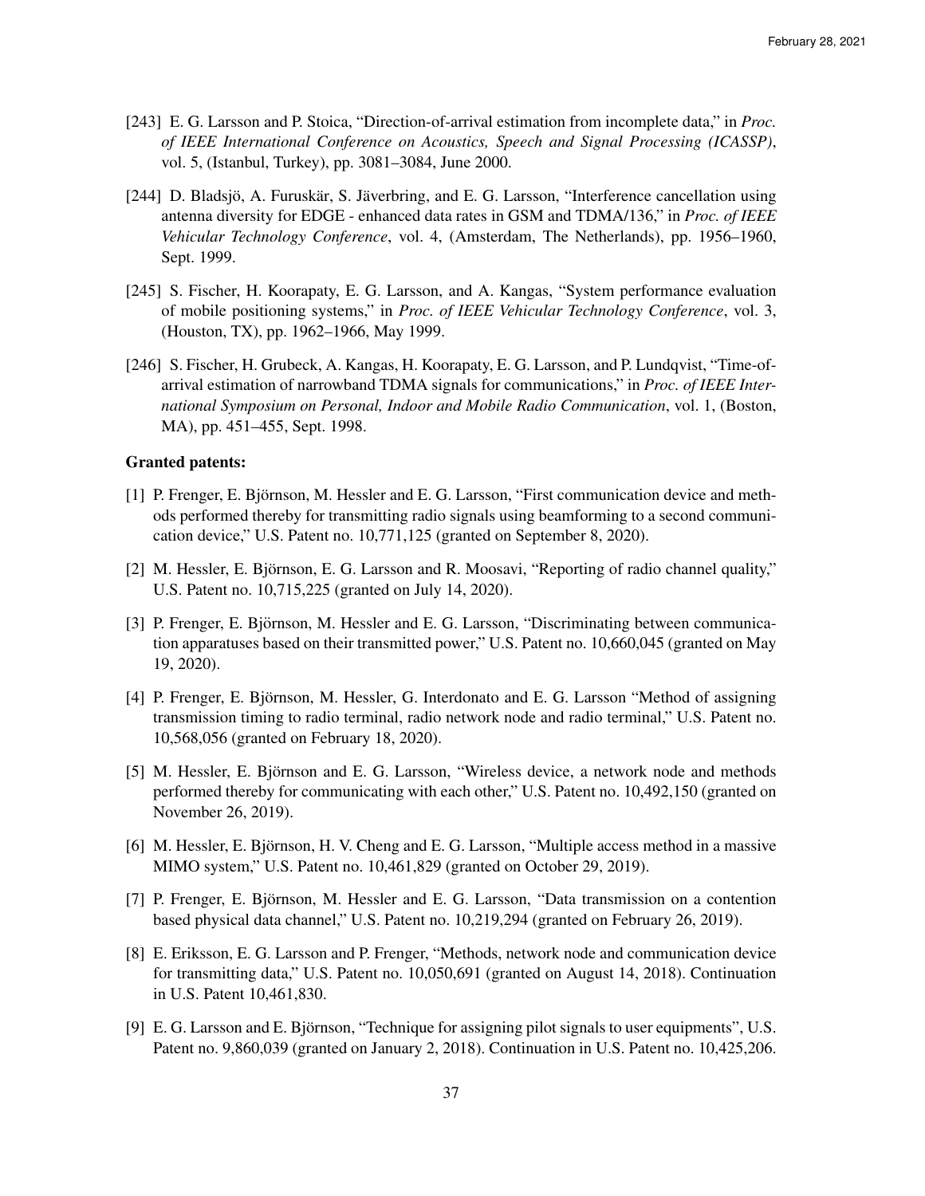[243] E. G. Larsson and P. Stoica, "Direction-of-arrival estimation from incomplete data," in *Proc. of IEEE International Conference on Acoustics, Speech and Signal Processing (ICASSP)*, vol. 5, (Istanbul, Turkey), pp. 3081–3084, June 2000.

[244] D. Bladsjö, A. Furuskär, S. Jäverbring, and E. G. Larsson, "Interference cancellation using antenna diversity for EDGE - enhanced data rates in GSM and TDMA/136," in *Proc. of IEEE Vehicular Technology Conference*, vol. 4, (Amsterdam, The Netherlands), pp. 1956–1960, Sept. 1999.

[245] S. Fischer, H. Koorapaty, E. G. Larsson, and A. Kangas, "System performance evaluation of mobile positioning systems," in *Proc. of IEEE Vehicular Technology Conference*, vol. 3, (Houston, TX), pp. 1962–1966, May 1999.

[246] S. Fischer, H. Grubeck, A. Kangas, H. Koorapaty, E. G. Larsson, and P. Lundqvist, "Time-of-arrival estimation of narrowband TDMA signals for communications," in *Proc. of IEEE International Symposium on Personal, Indoor and Mobile Radio Communication*, vol. 1, (Boston, MA), pp. 451–455, Sept. 1998.

**Granted patents:**

[1] P. Frenger, E. Björnson, M. Hessler and E. G. Larsson, "First communication device and methods performed thereby for transmitting radio signals using beamforming to a second communication device," U.S. Patent no. 10,771,125 (granted on September 8, 2020).

[2] M. Hessler, E. Björnson, E. G. Larsson and R. Moosavi, "Reporting of radio channel quality," U.S. Patent no. 10,715,225 (granted on July 14, 2020).

[3] P. Frenger, E. Björnson, M. Hessler and E. G. Larsson, "Discriminating between communication apparatuses based on their transmitted power," U.S. Patent no. 10,660,045 (granted on May 19, 2020).

[4] P. Frenger, E. Björnson, M. Hessler, G. Interdonato and E. G. Larsson "Method of assigning transmission timing to radio terminal, radio network node and radio terminal," U.S. Patent no. 10,568,056 (granted on February 18, 2020).

[5] M. Hessler, E. Björnson and E. G. Larsson, "Wireless device, a network node and methods performed thereby for communicating with each other," U.S. Patent no. 10,492,150 (granted on November 26, 2019).

[6] M. Hessler, E. Björnson, H. V. Cheng and E. G. Larsson, "Multiple access method in a massive MIMO system," U.S. Patent no. 10,461,829 (granted on October 29, 2019).

[7] P. Frenger, E. Björnson, M. Hessler and E. G. Larsson, "Data transmission on a contention based physical data channel," U.S. Patent no. 10,219,294 (granted on February 26, 2019).

[8] E. Eriksson, E. G. Larsson and P. Frenger, "Methods, network node and communication device for transmitting data," U.S. Patent no. 10,050,691 (granted on August 14, 2018). Continuation in U.S. Patent 10,461,830.

[9] E. G. Larsson and E. Björnson, "Technique for assigning pilot signals to user equipments", U.S. Patent no. 9,860,039 (granted on January 2, 2018). Continuation in U.S. Patent no. 10,425,206.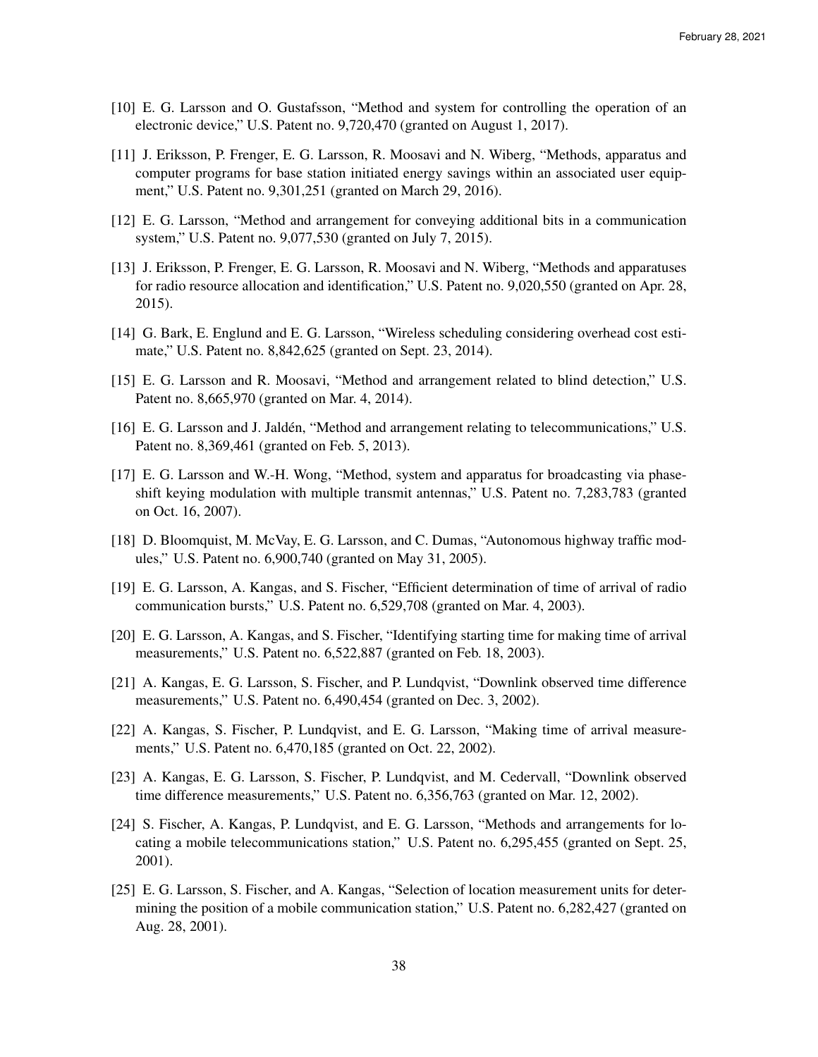[10] E. G. Larsson and O. Gustafsson, “Method and system for controlling the operation of an electronic device,” U.S. Patent no. 9,720,470 (granted on August 1, 2017).

[11] J. Eriksson, P. Frenger, E. G. Larsson, R. Moosavi and N. Wiberg, “Methods, apparatus and computer programs for base station initiated energy savings within an associated user equipment,” U.S. Patent no. 9,301,251 (granted on March 29, 2016).

[12] E. G. Larsson, “Method and arrangement for conveying additional bits in a communication system,” U.S. Patent no. 9,077,530 (granted on July 7, 2015).

[13] J. Eriksson, P. Frenger, E. G. Larsson, R. Moosavi and N. Wiberg, “Methods and apparatuses for radio resource allocation and identification,” U.S. Patent no. 9,020,550 (granted on Apr. 28, 2015).

[14] G. Bark, E. Englund and E. G. Larsson, “Wireless scheduling considering overhead cost estimate,” U.S. Patent no. 8,842,625 (granted on Sept. 23, 2014).

[15] E. G. Larsson and R. Moosavi, “Method and arrangement related to blind detection,” U.S. Patent no. 8,665,970 (granted on Mar. 4, 2014).

[16] E. G. Larsson and J. Jaldén, “Method and arrangement relating to telecommunications,” U.S. Patent no. 8,369,461 (granted on Feb. 5, 2013).

[17] E. G. Larsson and W.-H. Wong, “Method, system and apparatus for broadcasting via phase-shift keying modulation with multiple transmit antennas,” U.S. Patent no. 7,283,783 (granted on Oct. 16, 2007).

[18] D. Bloomquist, M. McVay, E. G. Larsson, and C. Dumas, “Autonomous highway traffic modules,” U.S. Patent no. 6,900,740 (granted on May 31, 2005).

[19] E. G. Larsson, A. Kangas, and S. Fischer, “Efficient determination of time of arrival of radio communication bursts,” U.S. Patent no. 6,529,708 (granted on Mar. 4, 2003).

[20] E. G. Larsson, A. Kangas, and S. Fischer, “Identifying starting time for making time of arrival measurements,” U.S. Patent no. 6,522,887 (granted on Feb. 18, 2003).

[21] A. Kangas, E. G. Larsson, S. Fischer, and P. Lundqvist, “Downlink observed time difference measurements,” U.S. Patent no. 6,490,454 (granted on Dec. 3, 2002).

[22] A. Kangas, S. Fischer, P. Lundqvist, and E. G. Larsson, “Making time of arrival measurements,” U.S. Patent no. 6,470,185 (granted on Oct. 22, 2002).

[23] A. Kangas, E. G. Larsson, S. Fischer, P. Lundqvist, and M. Cedervall, “Downlink observed time difference measurements,” U.S. Patent no. 6,356,763 (granted on Mar. 12, 2002).

[24] S. Fischer, A. Kangas, P. Lundqvist, and E. G. Larsson, “Methods and arrangements for locating a mobile telecommunications station,” U.S. Patent no. 6,295,455 (granted on Sept. 25, 2001).

[25] E. G. Larsson, S. Fischer, and A. Kangas, “Selection of location measurement units for determining the position of a mobile communication station,” U.S. Patent no. 6,282,427 (granted on Aug. 28, 2001).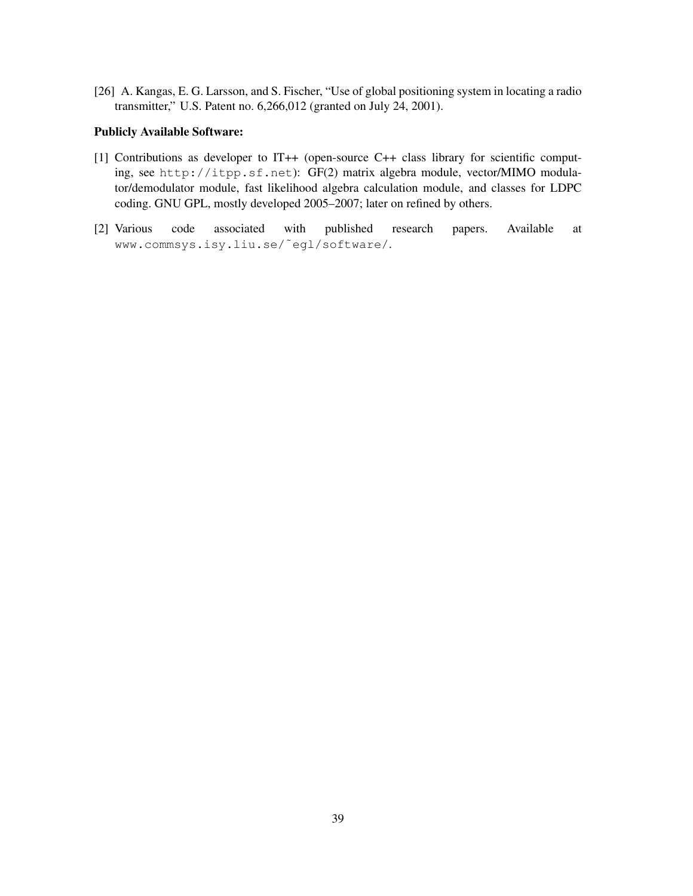[26] A. Kangas, E. G. Larsson, and S. Fischer, "Use of global positioning system in locating a radio transmitter," U.S. Patent no. 6,266,012 (granted on July 24, 2001).

**Publicly Available Software:**

[1] Contributions as developer to IT++ (open-source C++ class library for scientific computing, see `http://itpp.sf.net`): GF(2) matrix algebra module, vector/MIMO modulator/demodulator module, fast likelihood algebra calculation module, and classes for LDPC coding. GNU GPL, mostly developed 2005–2007; later on refined by others.

[2] Various code associated with published research papers. Available at `www.commsys.isy.liu.se/~egl/software/`.